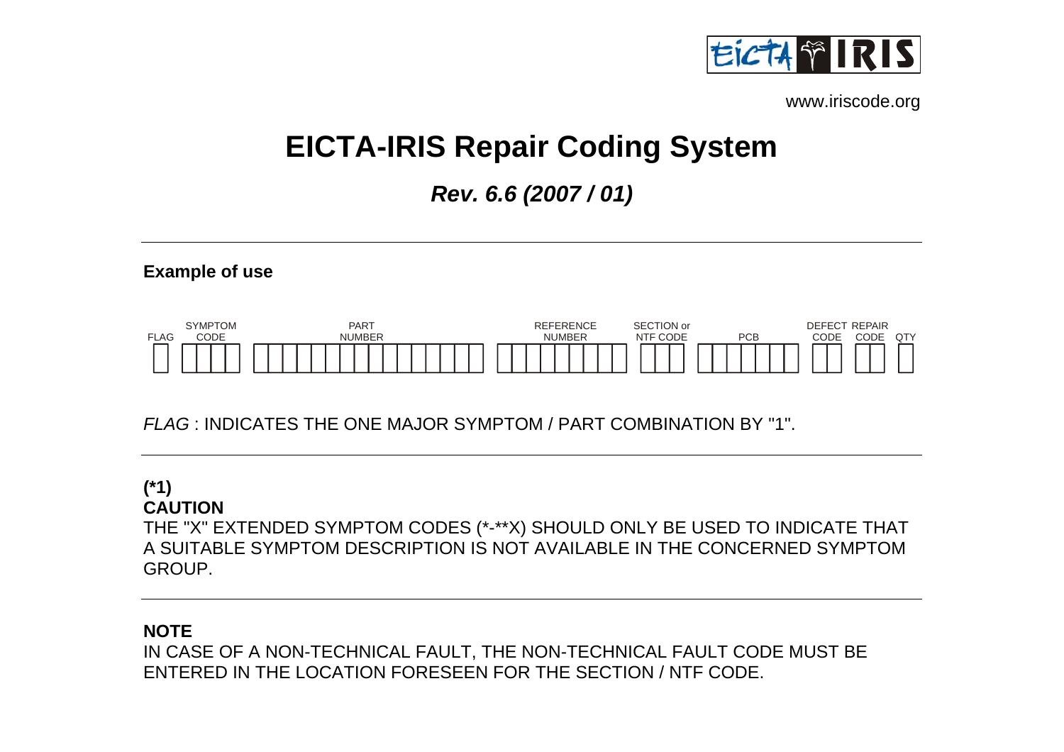www.iriscode.org

# EICTA-IRIS Repair Coding System

## *Rev. 6.6 (2007 / 01)*

---

**Example of use**

| FLAG | SYMPTOM CODE | PART NUMBER | REFERENCE NUMBER | SECTION or NTF CODE | PCB | DEFECT CODE | REPAIR CODE | QTY |
|---|---|---|---|---|---|---|---|---|
| | | | | | | | | |

*FLAG* : INDICATES THE ONE MAJOR SYMPTOM / PART COMBINATION BY "1".

---

**(*1)**
**CAUTION**
THE "X" EXTENDED SYMPTOM CODES (*-**X) SHOULD ONLY BE USED TO INDICATE THAT A SUITABLE SYMPTOM DESCRIPTION IS NOT AVAILABLE IN THE CONCERNED SYMPTOM GROUP.

---

**NOTE**
IN CASE OF A NON-TECHNICAL FAULT, THE NON-TECHNICAL FAULT CODE MUST BE ENTERED IN THE LOCATION FORESEEN FOR THE SECTION / NTF CODE.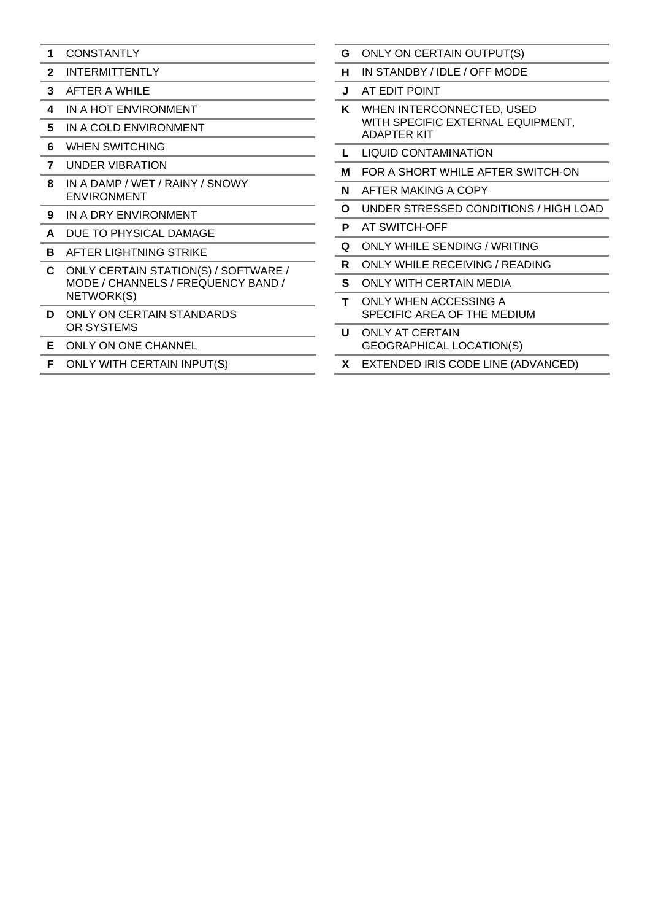| Code | Description |
|---|---|
| 1 | CONSTANTLY |
| 2 | INTERMITTENTLY |
| 3 | AFTER A WHILE |
| 4 | IN A HOT ENVIRONMENT |
| 5 | IN A COLD ENVIRONMENT |
| 6 | WHEN SWITCHING |
| 7 | UNDER VIBRATION |
| 8 | IN A DAMP / WET / RAINY / SNOWY ENVIRONMENT |
| 9 | IN A DRY ENVIRONMENT |
| A | DUE TO PHYSICAL DAMAGE |
| B | AFTER LIGHTNING STRIKE |
| C | ONLY CERTAIN STATION(S) / SOFTWARE / MODE / CHANNELS / FREQUENCY BAND / NETWORK(S) |
| D | ONLY ON CERTAIN STANDARDS OR SYSTEMS |
| E | ONLY ON ONE CHANNEL |
| F | ONLY WITH CERTAIN INPUT(S) |
| G | ONLY ON CERTAIN OUTPUT(S) |
| H | IN STANDBY / IDLE / OFF MODE |
| J | AT EDIT POINT |
| K | WHEN INTERCONNECTED, USED WITH SPECIFIC EXTERNAL EQUIPMENT, ADAPTER KIT |
| L | LIQUID CONTAMINATION |
| M | FOR A SHORT WHILE AFTER SWITCH-ON |
| N | AFTER MAKING A COPY |
| O | UNDER STRESSED CONDITIONS / HIGH LOAD |
| P | AT SWITCH-OFF |
| Q | ONLY WHILE SENDING / WRITING |
| R | ONLY WHILE RECEIVING / READING |
| S | ONLY WITH CERTAIN MEDIA |
| T | ONLY WHEN ACCESSING A SPECIFIC AREA OF THE MEDIUM |
| U | ONLY AT CERTAIN GEOGRAPHICAL LOCATION(S) |
| X | EXTENDED IRIS CODE LINE (ADVANCED) |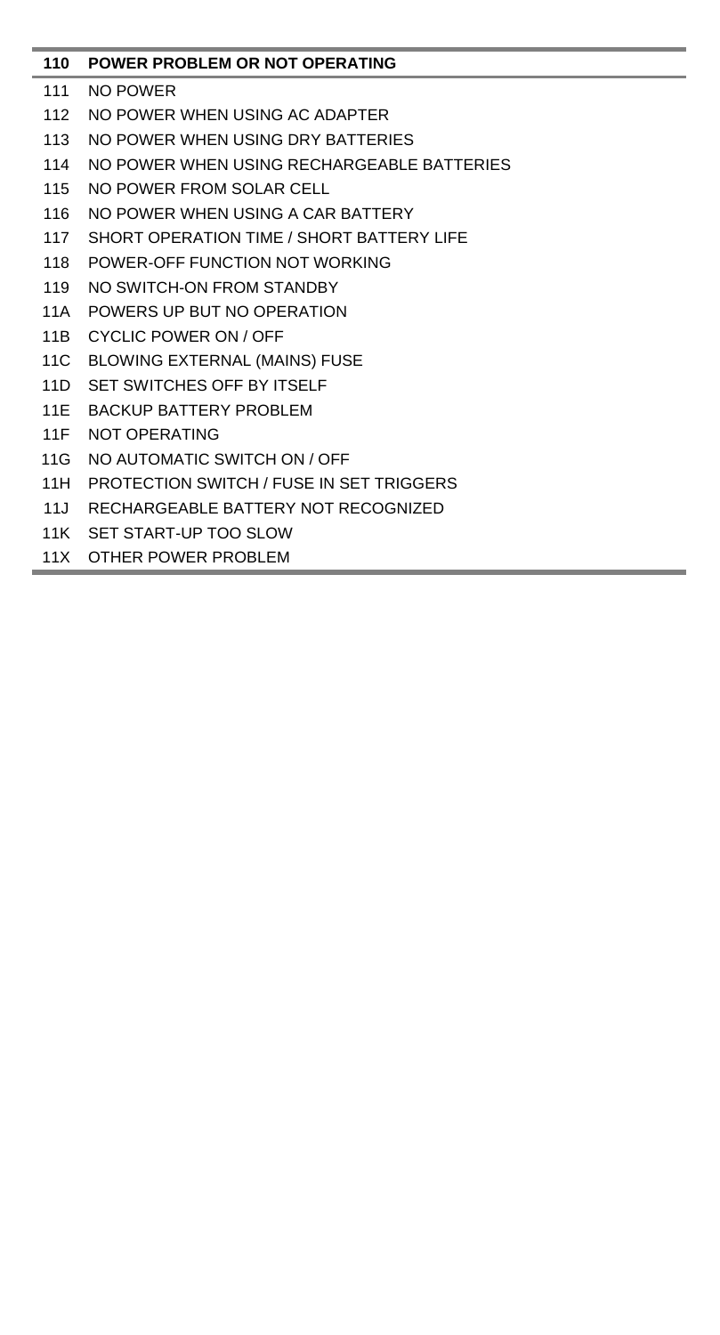| **110** | **POWER PROBLEM OR NOT OPERATING** |
|---|---|
| 111 | NO POWER |
| 112 | NO POWER WHEN USING AC ADAPTER |
| 113 | NO POWER WHEN USING DRY BATTERIES |
| 114 | NO POWER WHEN USING RECHARGEABLE BATTERIES |
| 115 | NO POWER FROM SOLAR CELL |
| 116 | NO POWER WHEN USING A CAR BATTERY |
| 117 | SHORT OPERATION TIME / SHORT BATTERY LIFE |
| 118 | POWER-OFF FUNCTION NOT WORKING |
| 119 | NO SWITCH-ON FROM STANDBY |
| 11A | POWERS UP BUT NO OPERATION |
| 11B | CYCLIC POWER ON / OFF |
| 11C | BLOWING EXTERNAL (MAINS) FUSE |
| 11D | SET SWITCHES OFF BY ITSELF |
| 11E | BACKUP BATTERY PROBLEM |
| 11F | NOT OPERATING |
| 11G | NO AUTOMATIC SWITCH ON / OFF |
| 11H | PROTECTION SWITCH / FUSE IN SET TRIGGERS |
| 11J | RECHARGEABLE BATTERY NOT RECOGNIZED |
| 11K | SET START-UP TOO SLOW |
| 11X | OTHER POWER PROBLEM |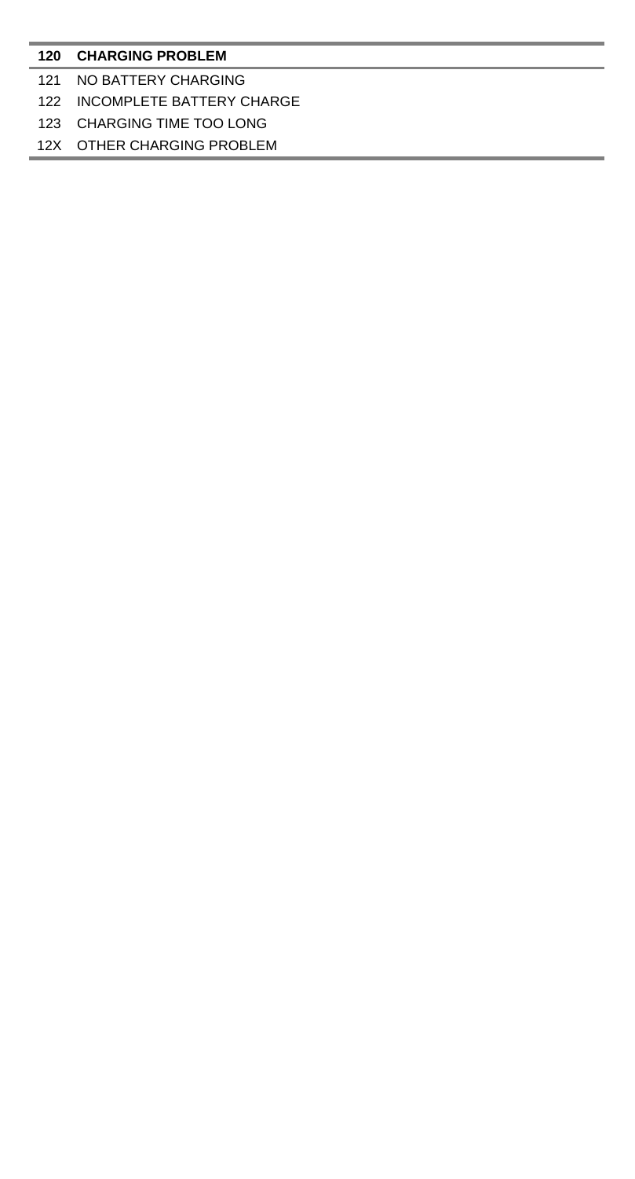| **120** | **CHARGING PROBLEM** |
| --- | --- |
| 121 | NO BATTERY CHARGING |
| 122 | INCOMPLETE BATTERY CHARGE |
| 123 | CHARGING TIME TOO LONG |
| 12X | OTHER CHARGING PROBLEM |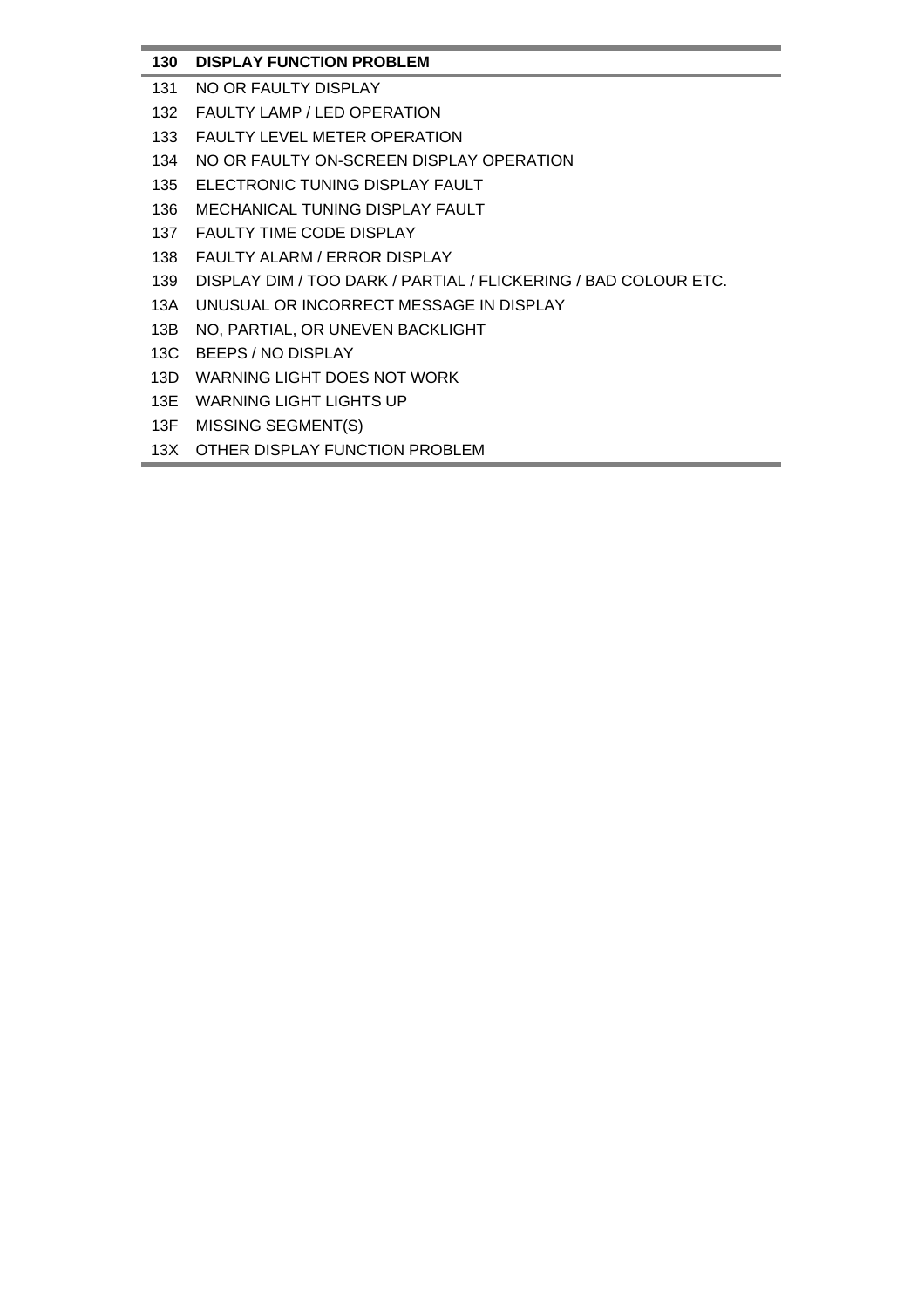| 130 | **DISPLAY FUNCTION PROBLEM** |
|---|---|
| 131 | NO OR FAULTY DISPLAY |
| 132 | FAULTY LAMP / LED OPERATION |
| 133 | FAULTY LEVEL METER OPERATION |
| 134 | NO OR FAULTY ON-SCREEN DISPLAY OPERATION |
| 135 | ELECTRONIC TUNING DISPLAY FAULT |
| 136 | MECHANICAL TUNING DISPLAY FAULT |
| 137 | FAULTY TIME CODE DISPLAY |
| 138 | FAULTY ALARM / ERROR DISPLAY |
| 139 | DISPLAY DIM / TOO DARK / PARTIAL / FLICKERING / BAD COLOUR ETC. |
| 13A | UNUSUAL OR INCORRECT MESSAGE IN DISPLAY |
| 13B | NO, PARTIAL, OR UNEVEN BACKLIGHT |
| 13C | BEEPS / NO DISPLAY |
| 13D | WARNING LIGHT DOES NOT WORK |
| 13E | WARNING LIGHT LIGHTS UP |
| 13F | MISSING SEGMENT(S) |
| 13X | OTHER DISPLAY FUNCTION PROBLEM |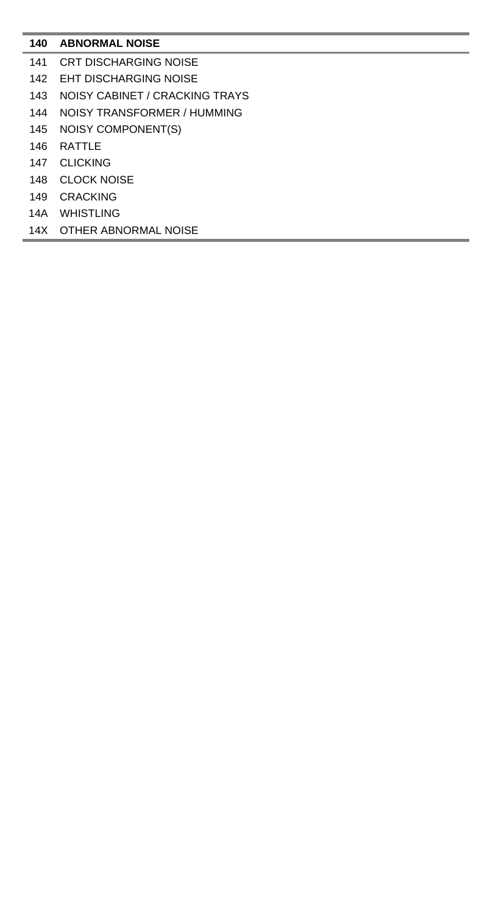| 140 | ABNORMAL NOISE |
|---|---|
| 141 | CRT DISCHARGING NOISE |
| 142 | EHT DISCHARGING NOISE |
| 143 | NOISY CABINET / CRACKING TRAYS |
| 144 | NOISY TRANSFORMER / HUMMING |
| 145 | NOISY COMPONENT(S) |
| 146 | RATTLE |
| 147 | CLICKING |
| 148 | CLOCK NOISE |
| 149 | CRACKING |
| 14A | WHISTLING |
| 14X | OTHER ABNORMAL NOISE |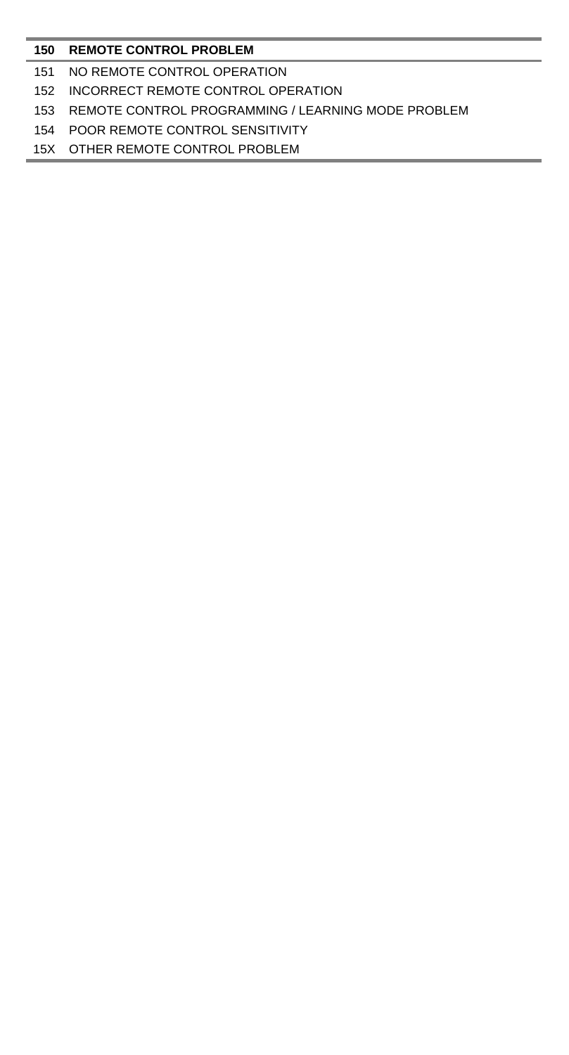| **150** | **REMOTE CONTROL PROBLEM** |
| --- | --- |
| 151 | NO REMOTE CONTROL OPERATION |
| 152 | INCORRECT REMOTE CONTROL OPERATION |
| 153 | REMOTE CONTROL PROGRAMMING / LEARNING MODE PROBLEM |
| 154 | POOR REMOTE CONTROL SENSITIVITY |
| 15X | OTHER REMOTE CONTROL PROBLEM |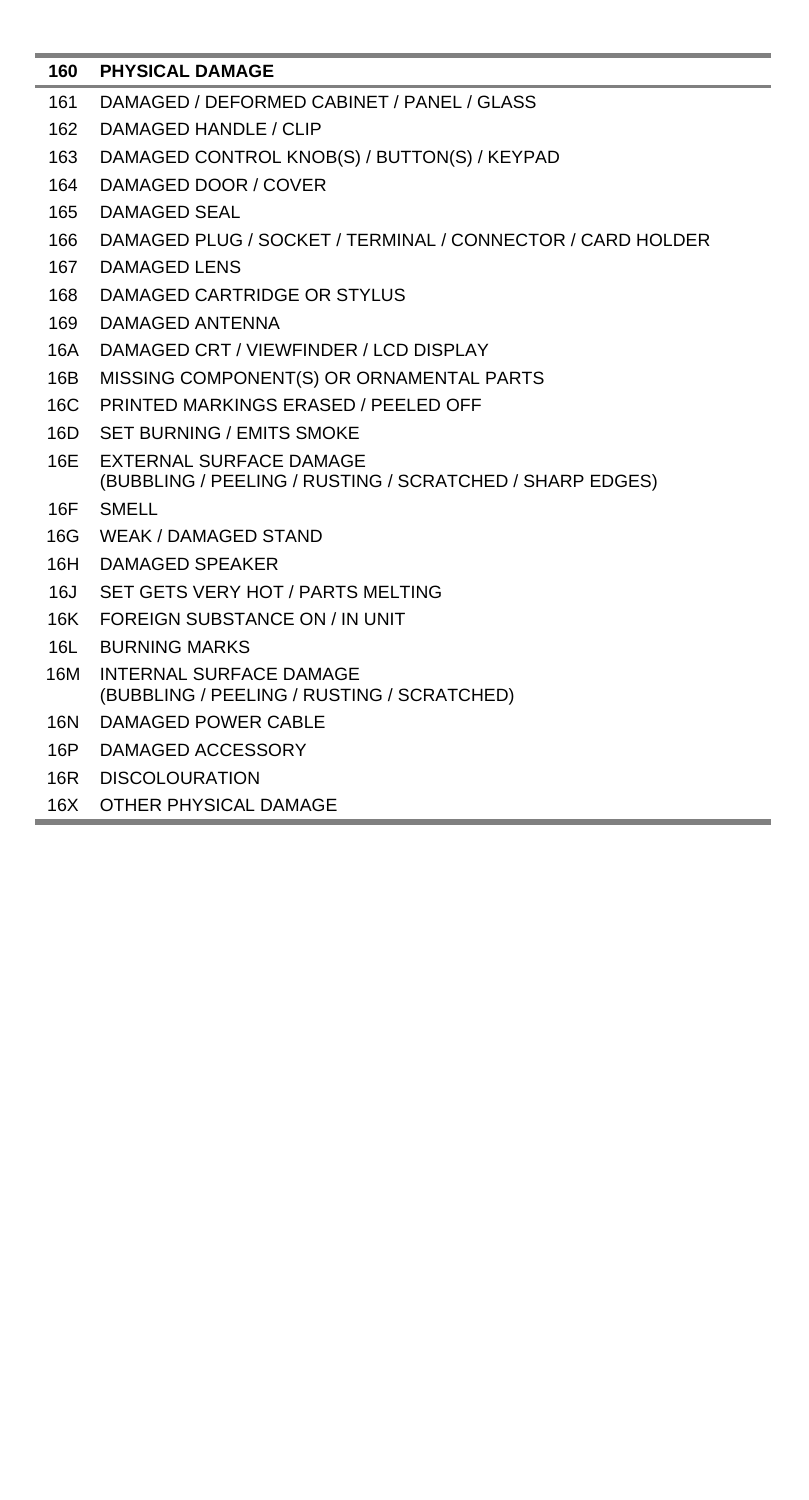| 160 | PHYSICAL DAMAGE |
|---|---|
| 161 | DAMAGED / DEFORMED CABINET / PANEL / GLASS |
| 162 | DAMAGED HANDLE / CLIP |
| 163 | DAMAGED CONTROL KNOB(S) / BUTTON(S) / KEYPAD |
| 164 | DAMAGED DOOR / COVER |
| 165 | DAMAGED SEAL |
| 166 | DAMAGED PLUG / SOCKET / TERMINAL / CONNECTOR / CARD HOLDER |
| 167 | DAMAGED LENS |
| 168 | DAMAGED CARTRIDGE OR STYLUS |
| 169 | DAMAGED ANTENNA |
| 16A | DAMAGED CRT / VIEWFINDER / LCD DISPLAY |
| 16B | MISSING COMPONENT(S) OR ORNAMENTAL PARTS |
| 16C | PRINTED MARKINGS ERASED / PEELED OFF |
| 16D | SET BURNING / EMITS SMOKE |
| 16E | EXTERNAL SURFACE DAMAGE (BUBBLING / PEELING / RUSTING / SCRATCHED / SHARP EDGES) |
| 16F | SMELL |
| 16G | WEAK / DAMAGED STAND |
| 16H | DAMAGED SPEAKER |
| 16J | SET GETS VERY HOT / PARTS MELTING |
| 16K | FOREIGN SUBSTANCE ON / IN UNIT |
| 16L | BURNING MARKS |
| 16M | INTERNAL SURFACE DAMAGE (BUBBLING / PEELING / RUSTING / SCRATCHED) |
| 16N | DAMAGED POWER CABLE |
| 16P | DAMAGED ACCESSORY |
| 16R | DISCOLOURATION |
| 16X | OTHER PHYSICAL DAMAGE |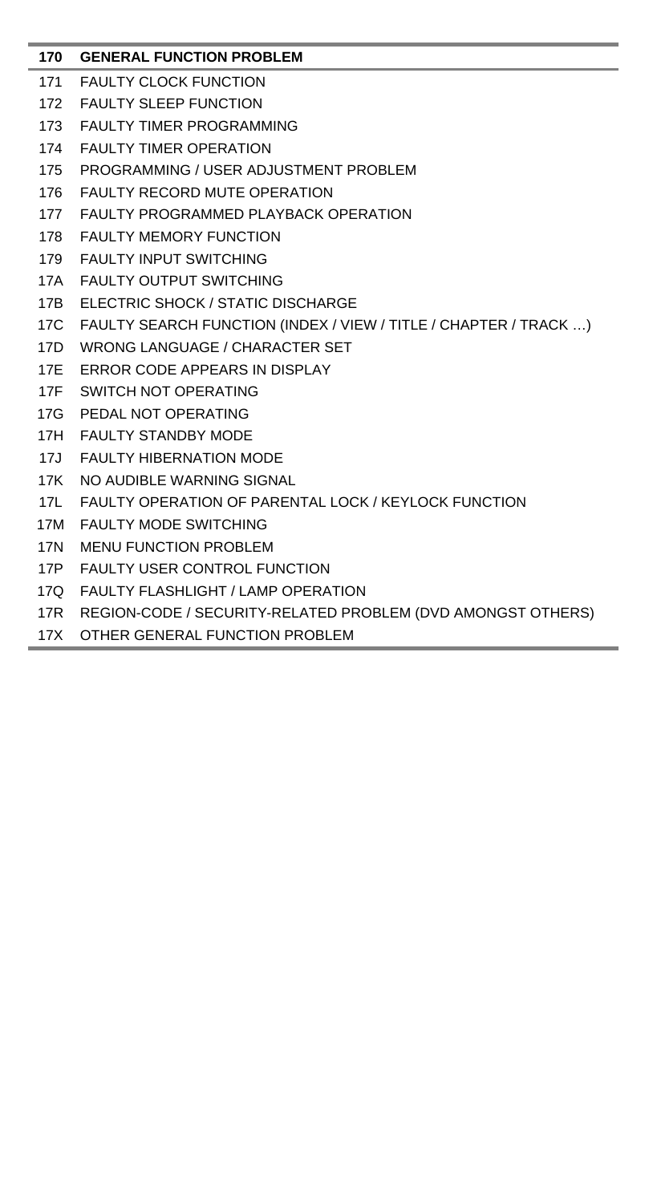| | |
|---|---|
| **170** | **GENERAL FUNCTION PROBLEM** |
| 171 | FAULTY CLOCK FUNCTION |
| 172 | FAULTY SLEEP FUNCTION |
| 173 | FAULTY TIMER PROGRAMMING |
| 174 | FAULTY TIMER OPERATION |
| 175 | PROGRAMMING / USER ADJUSTMENT PROBLEM |
| 176 | FAULTY RECORD MUTE OPERATION |
| 177 | FAULTY PROGRAMMED PLAYBACK OPERATION |
| 178 | FAULTY MEMORY FUNCTION |
| 179 | FAULTY INPUT SWITCHING |
| 17A | FAULTY OUTPUT SWITCHING |
| 17B | ELECTRIC SHOCK / STATIC DISCHARGE |
| 17C | FAULTY SEARCH FUNCTION (INDEX / VIEW / TITLE / CHAPTER / TRACK …) |
| 17D | WRONG LANGUAGE / CHARACTER SET |
| 17E | ERROR CODE APPEARS IN DISPLAY |
| 17F | SWITCH NOT OPERATING |
| 17G | PEDAL NOT OPERATING |
| 17H | FAULTY STANDBY MODE |
| 17J | FAULTY HIBERNATION MODE |
| 17K | NO AUDIBLE WARNING SIGNAL |
| 17L | FAULTY OPERATION OF PARENTAL LOCK / KEYLOCK FUNCTION |
| 17M | FAULTY MODE SWITCHING |
| 17N | MENU FUNCTION PROBLEM |
| 17P | FAULTY USER CONTROL FUNCTION |
| 17Q | FAULTY FLASHLIGHT / LAMP OPERATION |
| 17R | REGION-CODE / SECURITY-RELATED PROBLEM (DVD AMONGST OTHERS) |
| 17X | OTHER GENERAL FUNCTION PROBLEM |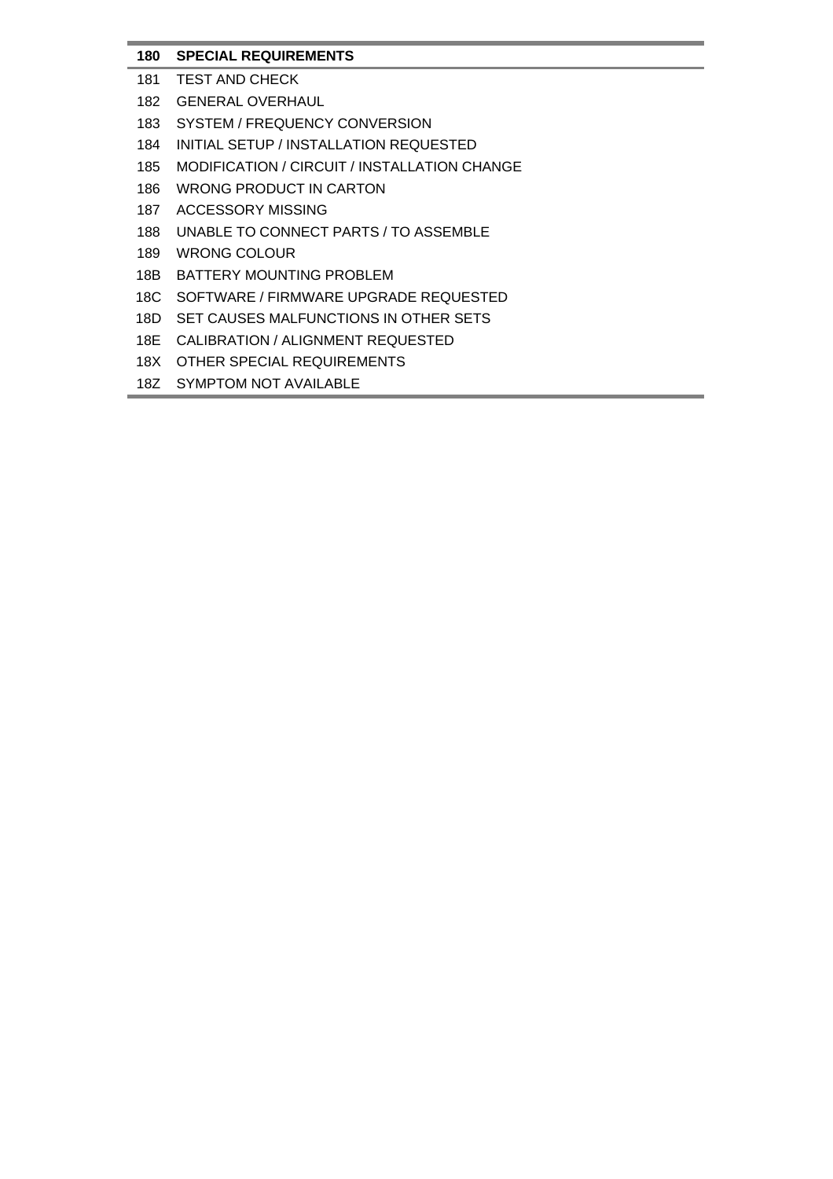| 180 | **SPECIAL REQUIREMENTS** |
|---|---|
| 181 | TEST AND CHECK |
| 182 | GENERAL OVERHAUL |
| 183 | SYSTEM / FREQUENCY CONVERSION |
| 184 | INITIAL SETUP / INSTALLATION REQUESTED |
| 185 | MODIFICATION / CIRCUIT / INSTALLATION CHANGE |
| 186 | WRONG PRODUCT IN CARTON |
| 187 | ACCESSORY MISSING |
| 188 | UNABLE TO CONNECT PARTS / TO ASSEMBLE |
| 189 | WRONG COLOUR |
| 18B | BATTERY MOUNTING PROBLEM |
| 18C | SOFTWARE / FIRMWARE UPGRADE REQUESTED |
| 18D | SET CAUSES MALFUNCTIONS IN OTHER SETS |
| 18E | CALIBRATION / ALIGNMENT REQUESTED |
| 18X | OTHER SPECIAL REQUIREMENTS |
| 18Z | SYMPTOM NOT AVAILABLE |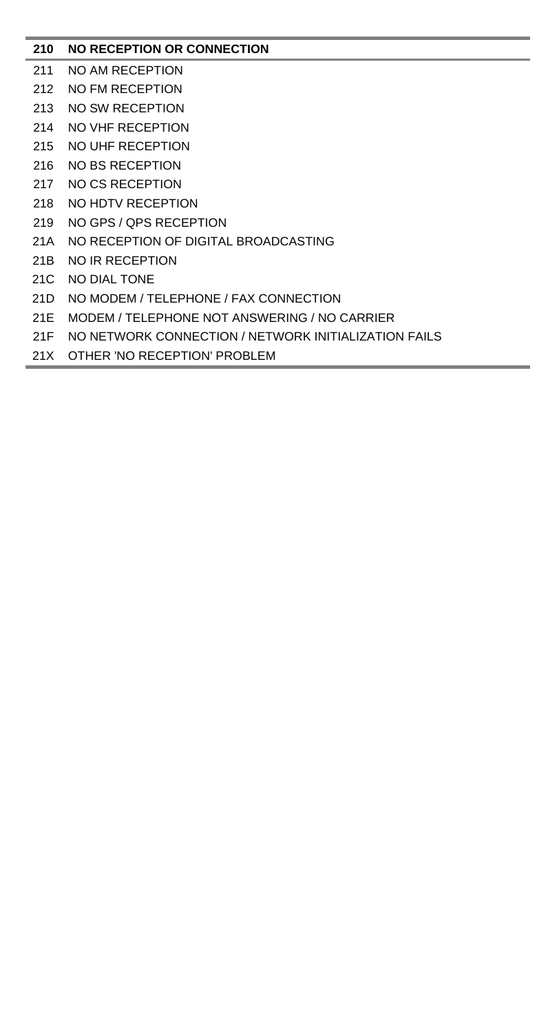| 210 | **NO RECEPTION OR CONNECTION** |
|---|---|
| 211 | NO AM RECEPTION |
| 212 | NO FM RECEPTION |
| 213 | NO SW RECEPTION |
| 214 | NO VHF RECEPTION |
| 215 | NO UHF RECEPTION |
| 216 | NO BS RECEPTION |
| 217 | NO CS RECEPTION |
| 218 | NO HDTV RECEPTION |
| 219 | NO GPS / QPS RECEPTION |
| 21A | NO RECEPTION OF DIGITAL BROADCASTING |
| 21B | NO IR RECEPTION |
| 21C | NO DIAL TONE |
| 21D | NO MODEM / TELEPHONE / FAX CONNECTION |
| 21E | MODEM / TELEPHONE NOT ANSWERING / NO CARRIER |
| 21F | NO NETWORK CONNECTION / NETWORK INITIALIZATION FAILS |
| 21X | OTHER 'NO RECEPTION' PROBLEM |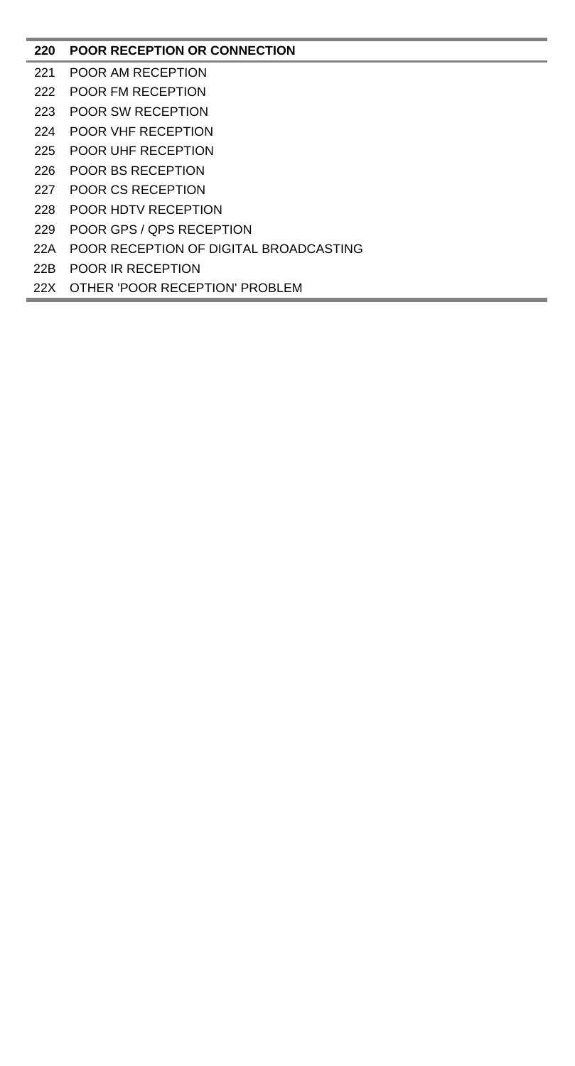| 220 | **POOR RECEPTION OR CONNECTION** |
| --- | --- |
| 221 | POOR AM RECEPTION |
| 222 | POOR FM RECEPTION |
| 223 | POOR SW RECEPTION |
| 224 | POOR VHF RECEPTION |
| 225 | POOR UHF RECEPTION |
| 226 | POOR BS RECEPTION |
| 227 | POOR CS RECEPTION |
| 228 | POOR HDTV RECEPTION |
| 229 | POOR GPS / QPS RECEPTION |
| 22A | POOR RECEPTION OF DIGITAL BROADCASTING |
| 22B | POOR IR RECEPTION |
| 22X | OTHER 'POOR RECEPTION' PROBLEM |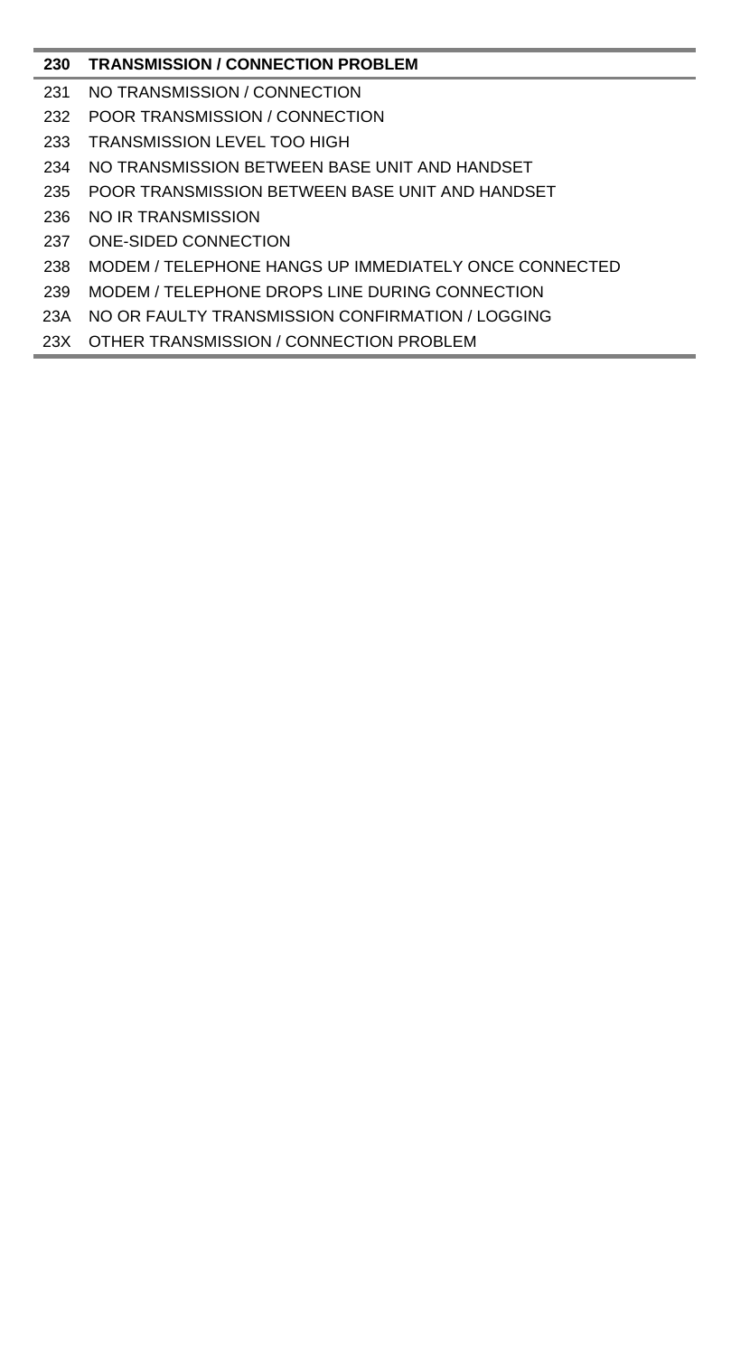| 230 | TRANSMISSION / CONNECTION PROBLEM |
| --- | --- |
| 231 | NO TRANSMISSION / CONNECTION |
| 232 | POOR TRANSMISSION / CONNECTION |
| 233 | TRANSMISSION LEVEL TOO HIGH |
| 234 | NO TRANSMISSION BETWEEN BASE UNIT AND HANDSET |
| 235 | POOR TRANSMISSION BETWEEN BASE UNIT AND HANDSET |
| 236 | NO IR TRANSMISSION |
| 237 | ONE-SIDED CONNECTION |
| 238 | MODEM / TELEPHONE HANGS UP IMMEDIATELY ONCE CONNECTED |
| 239 | MODEM / TELEPHONE DROPS LINE DURING CONNECTION |
| 23A | NO OR FAULTY TRANSMISSION CONFIRMATION / LOGGING |
| 23X | OTHER TRANSMISSION / CONNECTION PROBLEM |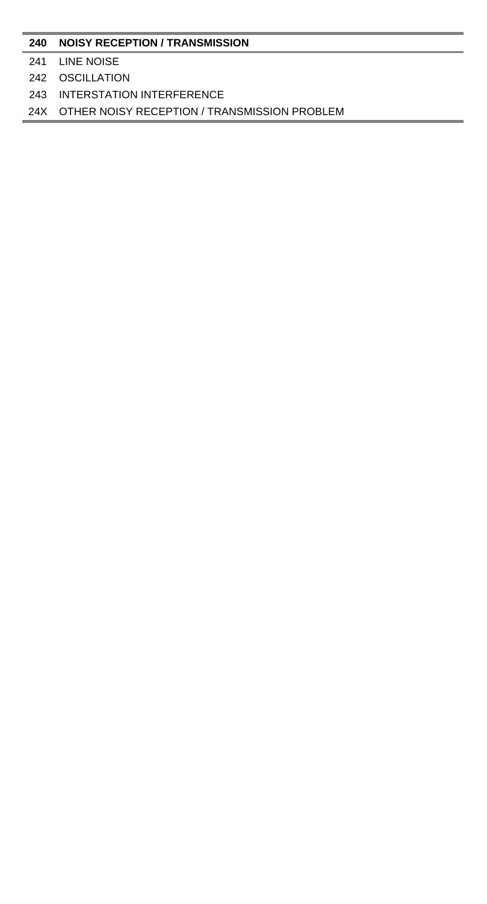| **240** | **NOISY RECEPTION / TRANSMISSION** |
| --- | --- |
| 241 | LINE NOISE |
| 242 | OSCILLATION |
| 243 | INTERSTATION INTERFERENCE |
| 24X | OTHER NOISY RECEPTION / TRANSMISSION PROBLEM |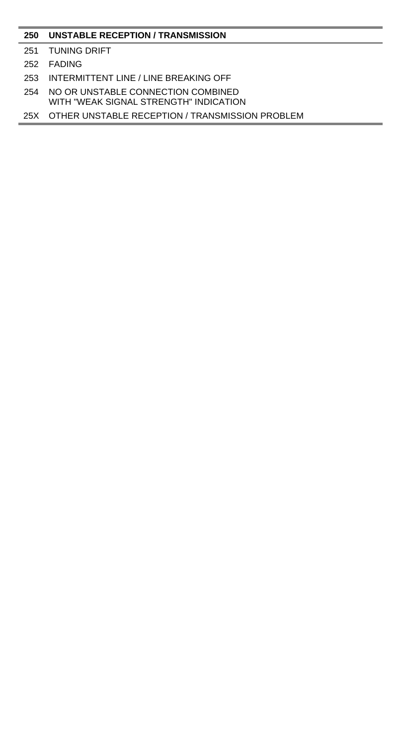| 250 | **UNSTABLE RECEPTION / TRANSMISSION** |
|---|---|
| 251 | TUNING DRIFT |
| 252 | FADING |
| 253 | INTERMITTENT LINE / LINE BREAKING OFF |
| 254 | NO OR UNSTABLE CONNECTION COMBINED WITH "WEAK SIGNAL STRENGTH" INDICATION |
| 25X | OTHER UNSTABLE RECEPTION / TRANSMISSION PROBLEM |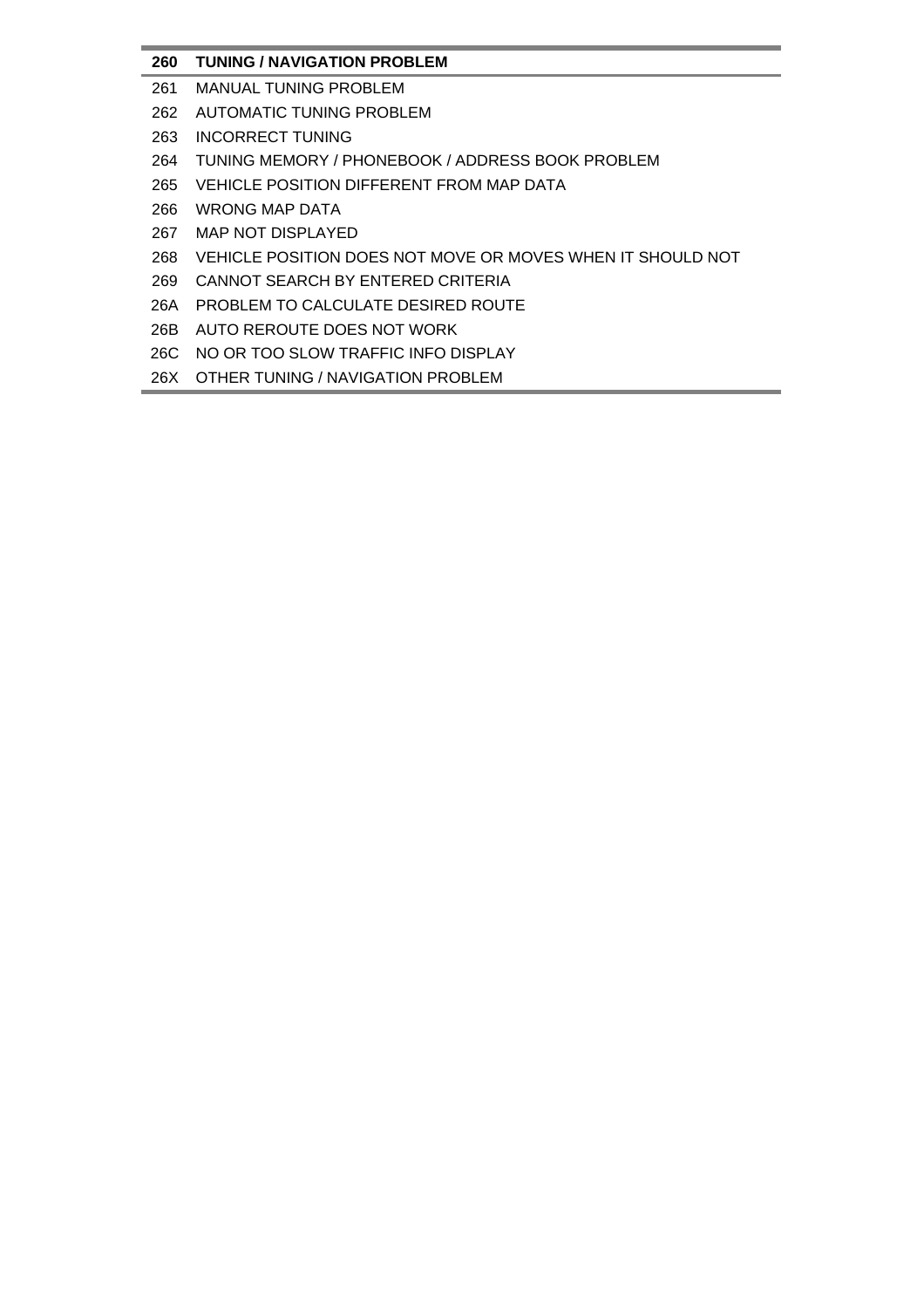| 260 | **TUNING / NAVIGATION PROBLEM** |
|---|---|
| 261 | MANUAL TUNING PROBLEM |
| 262 | AUTOMATIC TUNING PROBLEM |
| 263 | INCORRECT TUNING |
| 264 | TUNING MEMORY / PHONEBOOK / ADDRESS BOOK PROBLEM |
| 265 | VEHICLE POSITION DIFFERENT FROM MAP DATA |
| 266 | WRONG MAP DATA |
| 267 | MAP NOT DISPLAYED |
| 268 | VEHICLE POSITION DOES NOT MOVE OR MOVES WHEN IT SHOULD NOT |
| 269 | CANNOT SEARCH BY ENTERED CRITERIA |
| 26A | PROBLEM TO CALCULATE DESIRED ROUTE |
| 26B | AUTO REROUTE DOES NOT WORK |
| 26C | NO OR TOO SLOW TRAFFIC INFO DISPLAY |
| 26X | OTHER TUNING / NAVIGATION PROBLEM |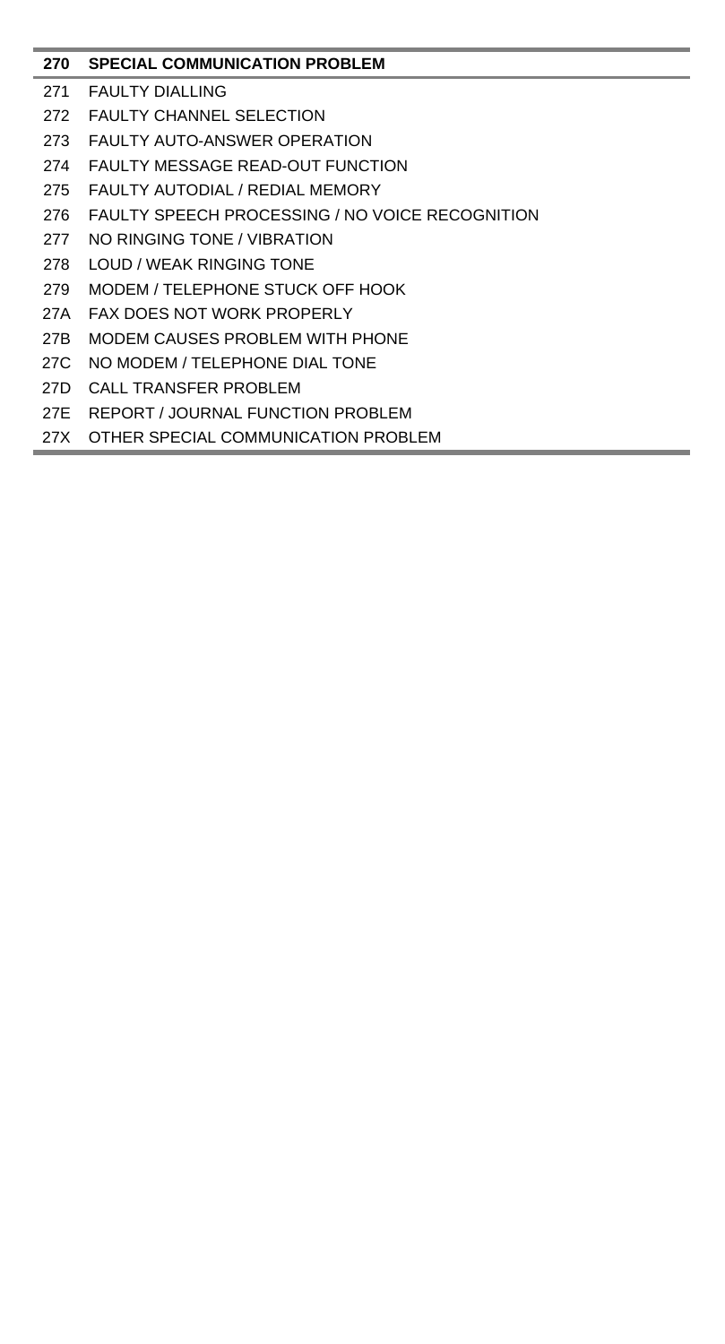| **270** | **SPECIAL COMMUNICATION PROBLEM** |
| --- | --- |
| 271 | FAULTY DIALLING |
| 272 | FAULTY CHANNEL SELECTION |
| 273 | FAULTY AUTO-ANSWER OPERATION |
| 274 | FAULTY MESSAGE READ-OUT FUNCTION |
| 275 | FAULTY AUTODIAL / REDIAL MEMORY |
| 276 | FAULTY SPEECH PROCESSING / NO VOICE RECOGNITION |
| 277 | NO RINGING TONE / VIBRATION |
| 278 | LOUD / WEAK RINGING TONE |
| 279 | MODEM / TELEPHONE STUCK OFF HOOK |
| 27A | FAX DOES NOT WORK PROPERLY |
| 27B | MODEM CAUSES PROBLEM WITH PHONE |
| 27C | NO MODEM / TELEPHONE DIAL TONE |
| 27D | CALL TRANSFER PROBLEM |
| 27E | REPORT / JOURNAL FUNCTION PROBLEM |
| 27X | OTHER SPECIAL COMMUNICATION PROBLEM |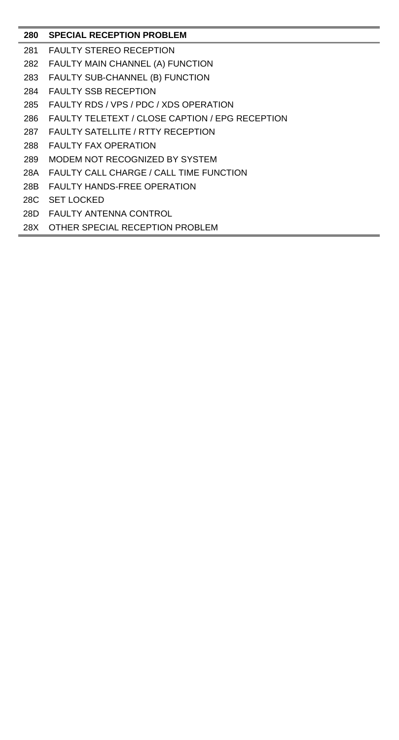| 280 | **SPECIAL RECEPTION PROBLEM** |
|---|---|
| 281 | FAULTY STEREO RECEPTION |
| 282 | FAULTY MAIN CHANNEL (A) FUNCTION |
| 283 | FAULTY SUB-CHANNEL (B) FUNCTION |
| 284 | FAULTY SSB RECEPTION |
| 285 | FAULTY RDS / VPS / PDC / XDS OPERATION |
| 286 | FAULTY TELETEXT / CLOSE CAPTION / EPG RECEPTION |
| 287 | FAULTY SATELLITE / RTTY RECEPTION |
| 288 | FAULTY FAX OPERATION |
| 289 | MODEM NOT RECOGNIZED BY SYSTEM |
| 28A | FAULTY CALL CHARGE / CALL TIME FUNCTION |
| 28B | FAULTY HANDS-FREE OPERATION |
| 28C | SET LOCKED |
| 28D | FAULTY ANTENNA CONTROL |
| 28X | OTHER SPECIAL RECEPTION PROBLEM |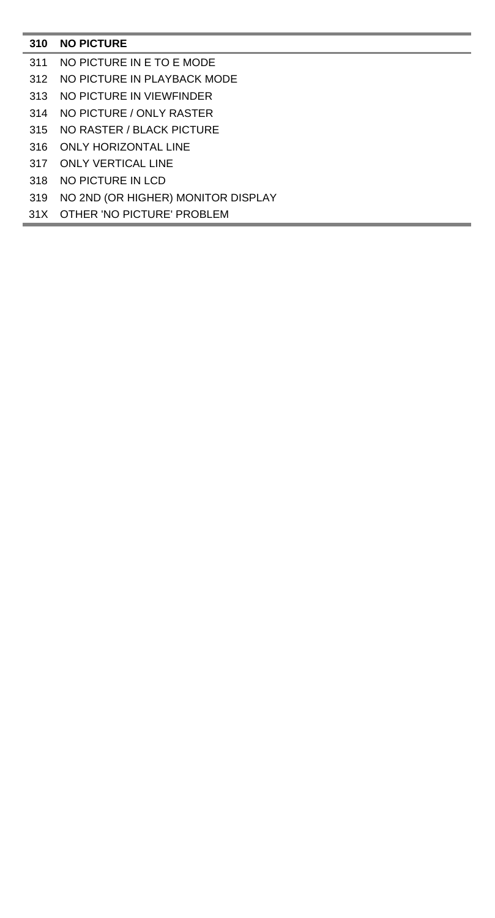| 310 | **NO PICTURE** |
|---|---|
| 311 | NO PICTURE IN E TO E MODE |
| 312 | NO PICTURE IN PLAYBACK MODE |
| 313 | NO PICTURE IN VIEWFINDER |
| 314 | NO PICTURE / ONLY RASTER |
| 315 | NO RASTER / BLACK PICTURE |
| 316 | ONLY HORIZONTAL LINE |
| 317 | ONLY VERTICAL LINE |
| 318 | NO PICTURE IN LCD |
| 319 | NO 2ND (OR HIGHER) MONITOR DISPLAY |
| 31X | OTHER 'NO PICTURE' PROBLEM |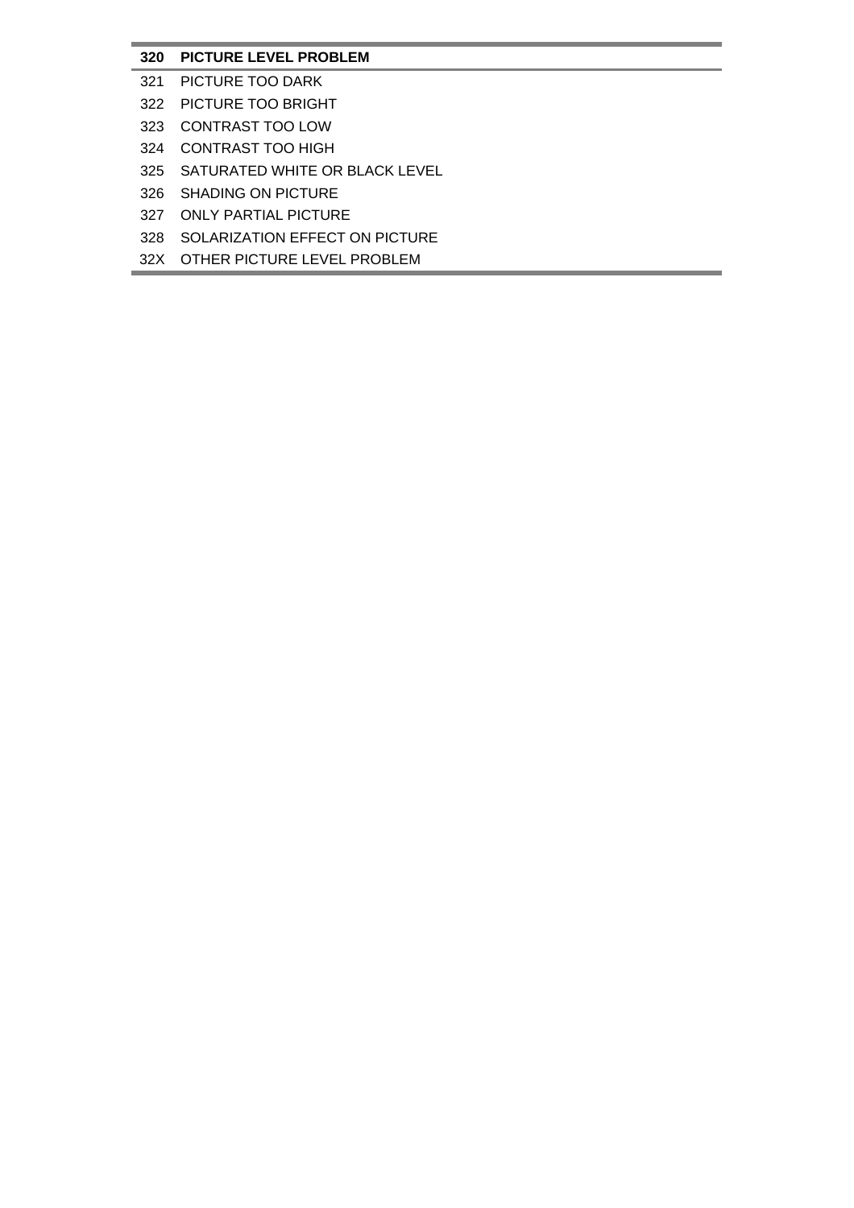| 320 | **PICTURE LEVEL PROBLEM** |
| --- | --- |
| 321 | PICTURE TOO DARK |
| 322 | PICTURE TOO BRIGHT |
| 323 | CONTRAST TOO LOW |
| 324 | CONTRAST TOO HIGH |
| 325 | SATURATED WHITE OR BLACK LEVEL |
| 326 | SHADING ON PICTURE |
| 327 | ONLY PARTIAL PICTURE |
| 328 | SOLARIZATION EFFECT ON PICTURE |
| 32X | OTHER PICTURE LEVEL PROBLEM |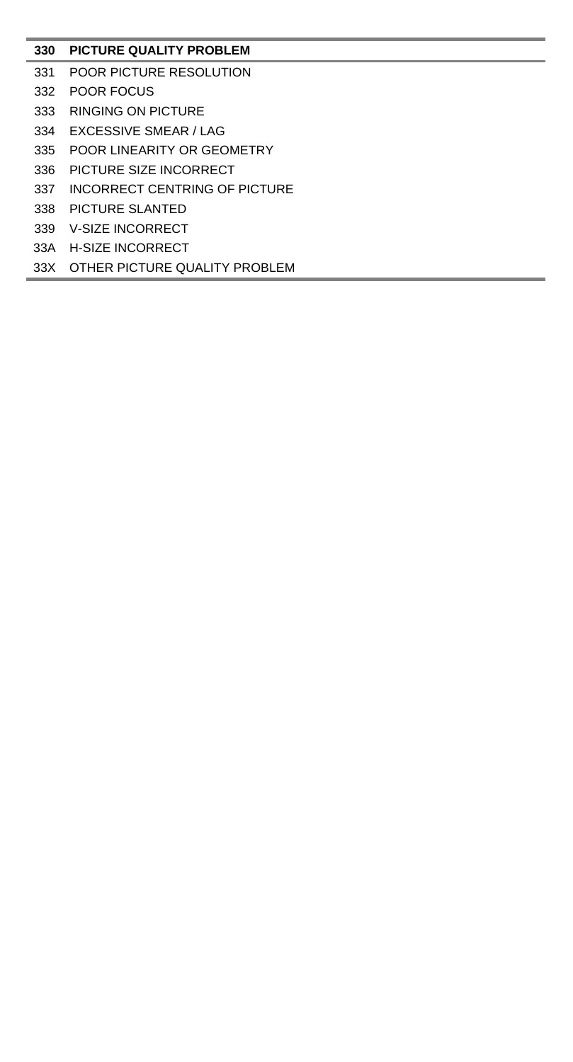| 330 | **PICTURE QUALITY PROBLEM** |
|---|---|
| 331 | POOR PICTURE RESOLUTION |
| 332 | POOR FOCUS |
| 333 | RINGING ON PICTURE |
| 334 | EXCESSIVE SMEAR / LAG |
| 335 | POOR LINEARITY OR GEOMETRY |
| 336 | PICTURE SIZE INCORRECT |
| 337 | INCORRECT CENTRING OF PICTURE |
| 338 | PICTURE SLANTED |
| 339 | V-SIZE INCORRECT |
| 33A | H-SIZE INCORRECT |
| 33X | OTHER PICTURE QUALITY PROBLEM |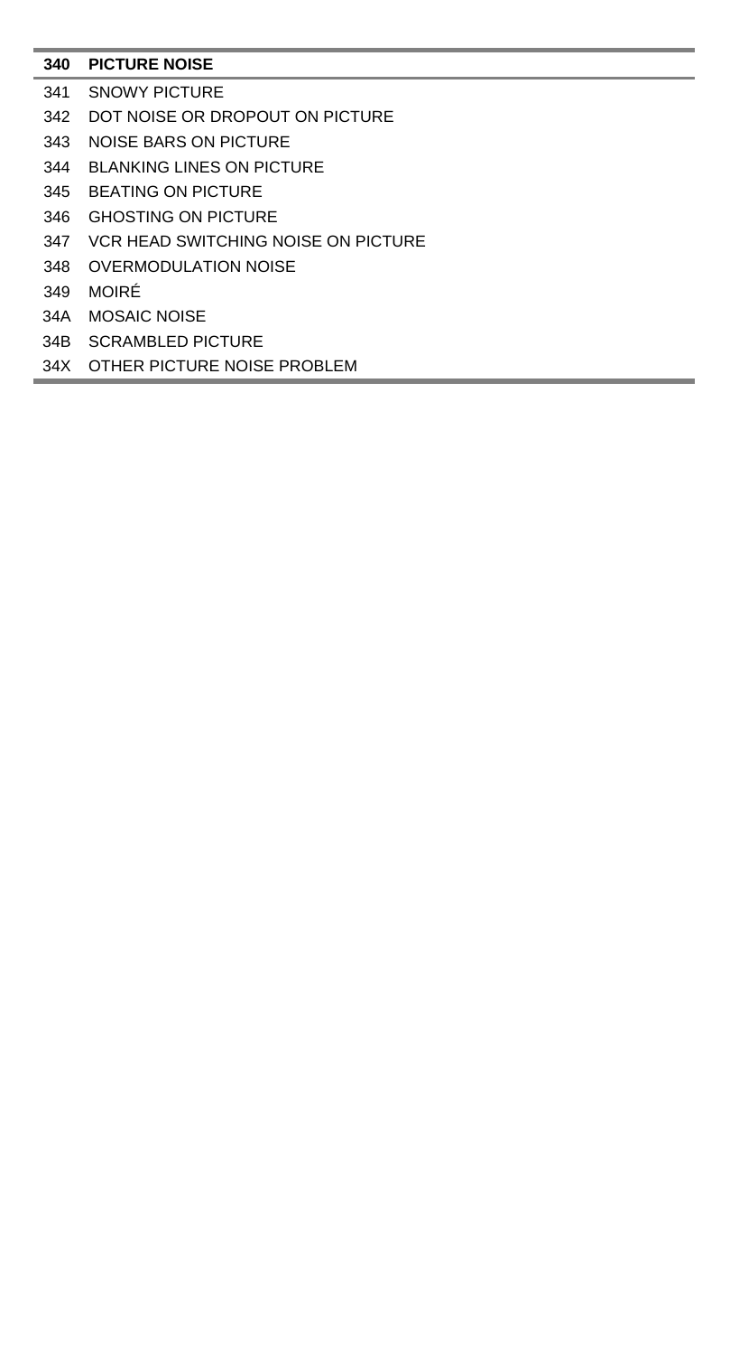| 340 | PICTURE NOISE |
| --- | --- |
| 341 | SNOWY PICTURE |
| 342 | DOT NOISE OR DROPOUT ON PICTURE |
| 343 | NOISE BARS ON PICTURE |
| 344 | BLANKING LINES ON PICTURE |
| 345 | BEATING ON PICTURE |
| 346 | GHOSTING ON PICTURE |
| 347 | VCR HEAD SWITCHING NOISE ON PICTURE |
| 348 | OVERMODULATION NOISE |
| 349 | MOIRÉ |
| 34A | MOSAIC NOISE |
| 34B | SCRAMBLED PICTURE |
| 34X | OTHER PICTURE NOISE PROBLEM |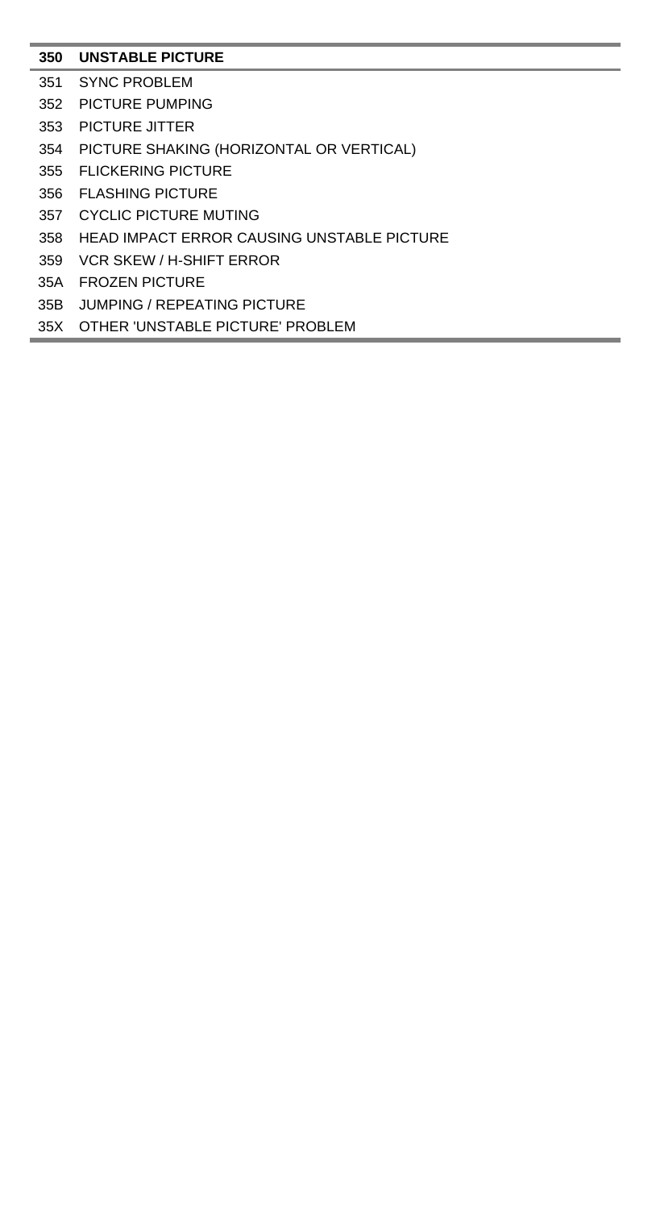| **350** | **UNSTABLE PICTURE** |
| --- | --- |
| 351 | SYNC PROBLEM |
| 352 | PICTURE PUMPING |
| 353 | PICTURE JITTER |
| 354 | PICTURE SHAKING (HORIZONTAL OR VERTICAL) |
| 355 | FLICKERING PICTURE |
| 356 | FLASHING PICTURE |
| 357 | CYCLIC PICTURE MUTING |
| 358 | HEAD IMPACT ERROR CAUSING UNSTABLE PICTURE |
| 359 | VCR SKEW / H-SHIFT ERROR |
| 35A | FROZEN PICTURE |
| 35B | JUMPING / REPEATING PICTURE |
| 35X | OTHER 'UNSTABLE PICTURE' PROBLEM |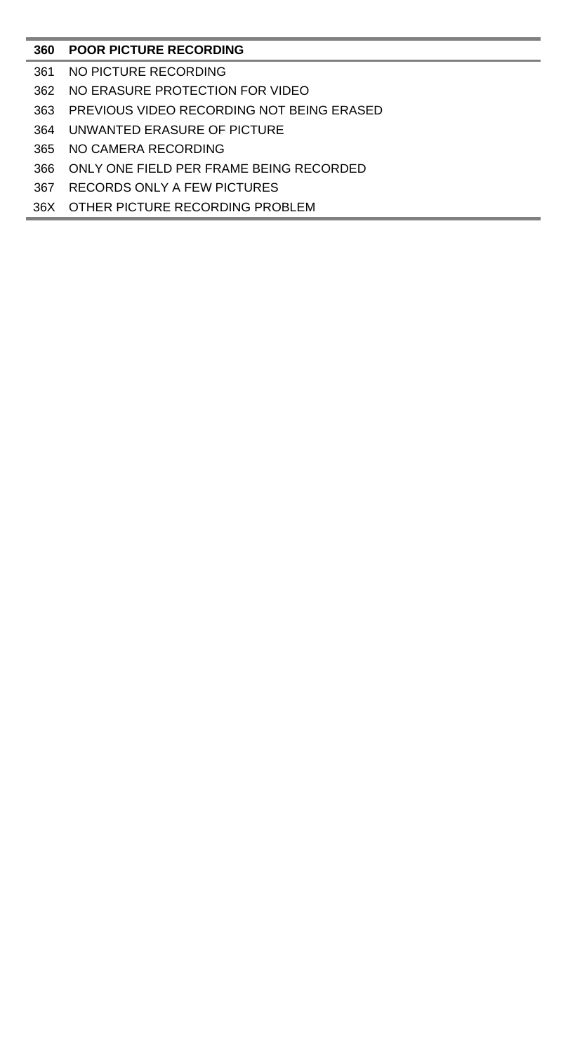| 360 | **POOR PICTURE RECORDING** |
|---|---|
| 361 | NO PICTURE RECORDING |
| 362 | NO ERASURE PROTECTION FOR VIDEO |
| 363 | PREVIOUS VIDEO RECORDING NOT BEING ERASED |
| 364 | UNWANTED ERASURE OF PICTURE |
| 365 | NO CAMERA RECORDING |
| 366 | ONLY ONE FIELD PER FRAME BEING RECORDED |
| 367 | RECORDS ONLY A FEW PICTURES |
| 36X | OTHER PICTURE RECORDING PROBLEM |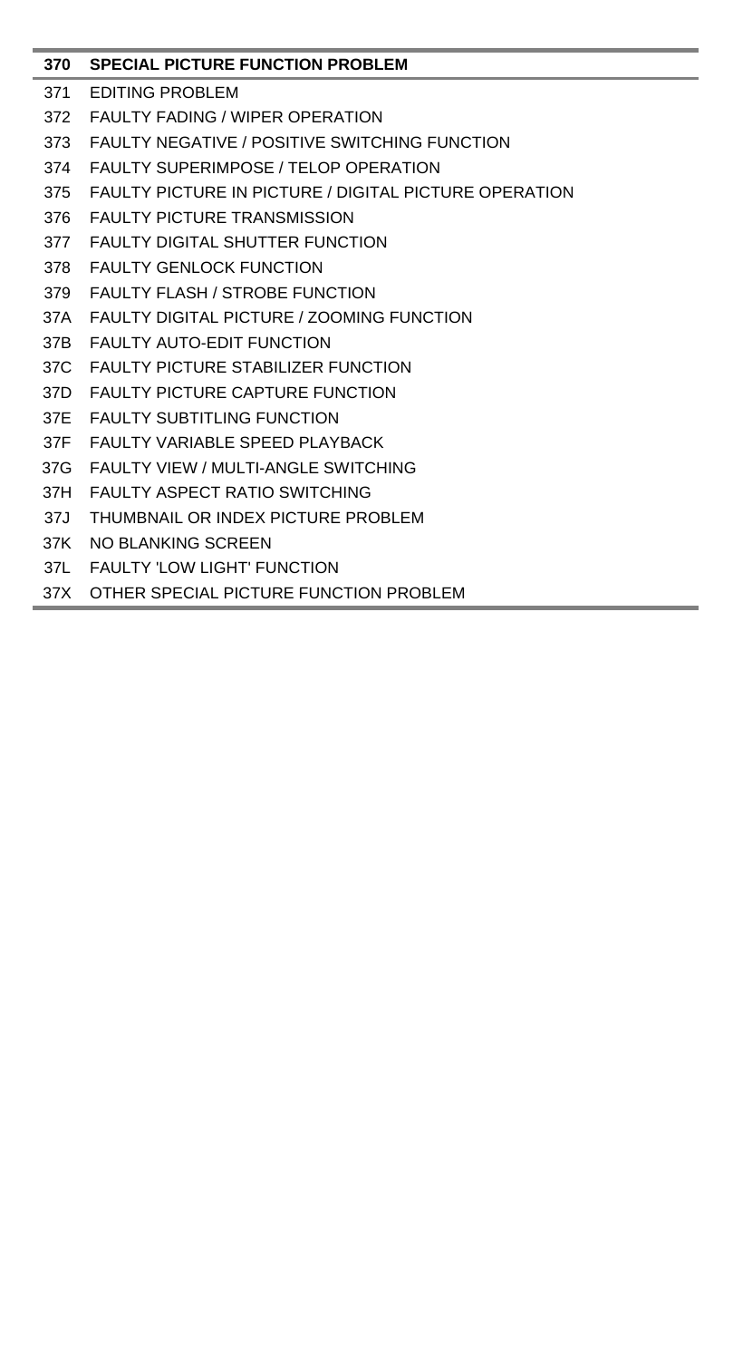| 370 | **SPECIAL PICTURE FUNCTION PROBLEM** |
|---|---|
| 371 | EDITING PROBLEM |
| 372 | FAULTY FADING / WIPER OPERATION |
| 373 | FAULTY NEGATIVE / POSITIVE SWITCHING FUNCTION |
| 374 | FAULTY SUPERIMPOSE / TELOP OPERATION |
| 375 | FAULTY PICTURE IN PICTURE / DIGITAL PICTURE OPERATION |
| 376 | FAULTY PICTURE TRANSMISSION |
| 377 | FAULTY DIGITAL SHUTTER FUNCTION |
| 378 | FAULTY GENLOCK FUNCTION |
| 379 | FAULTY FLASH / STROBE FUNCTION |
| 37A | FAULTY DIGITAL PICTURE / ZOOMING FUNCTION |
| 37B | FAULTY AUTO-EDIT FUNCTION |
| 37C | FAULTY PICTURE STABILIZER FUNCTION |
| 37D | FAULTY PICTURE CAPTURE FUNCTION |
| 37E | FAULTY SUBTITLING FUNCTION |
| 37F | FAULTY VARIABLE SPEED PLAYBACK |
| 37G | FAULTY VIEW / MULTI-ANGLE SWITCHING |
| 37H | FAULTY ASPECT RATIO SWITCHING |
| 37J | THUMBNAIL OR INDEX PICTURE PROBLEM |
| 37K | NO BLANKING SCREEN |
| 37L | FAULTY 'LOW LIGHT' FUNCTION |
| 37X | OTHER SPECIAL PICTURE FUNCTION PROBLEM |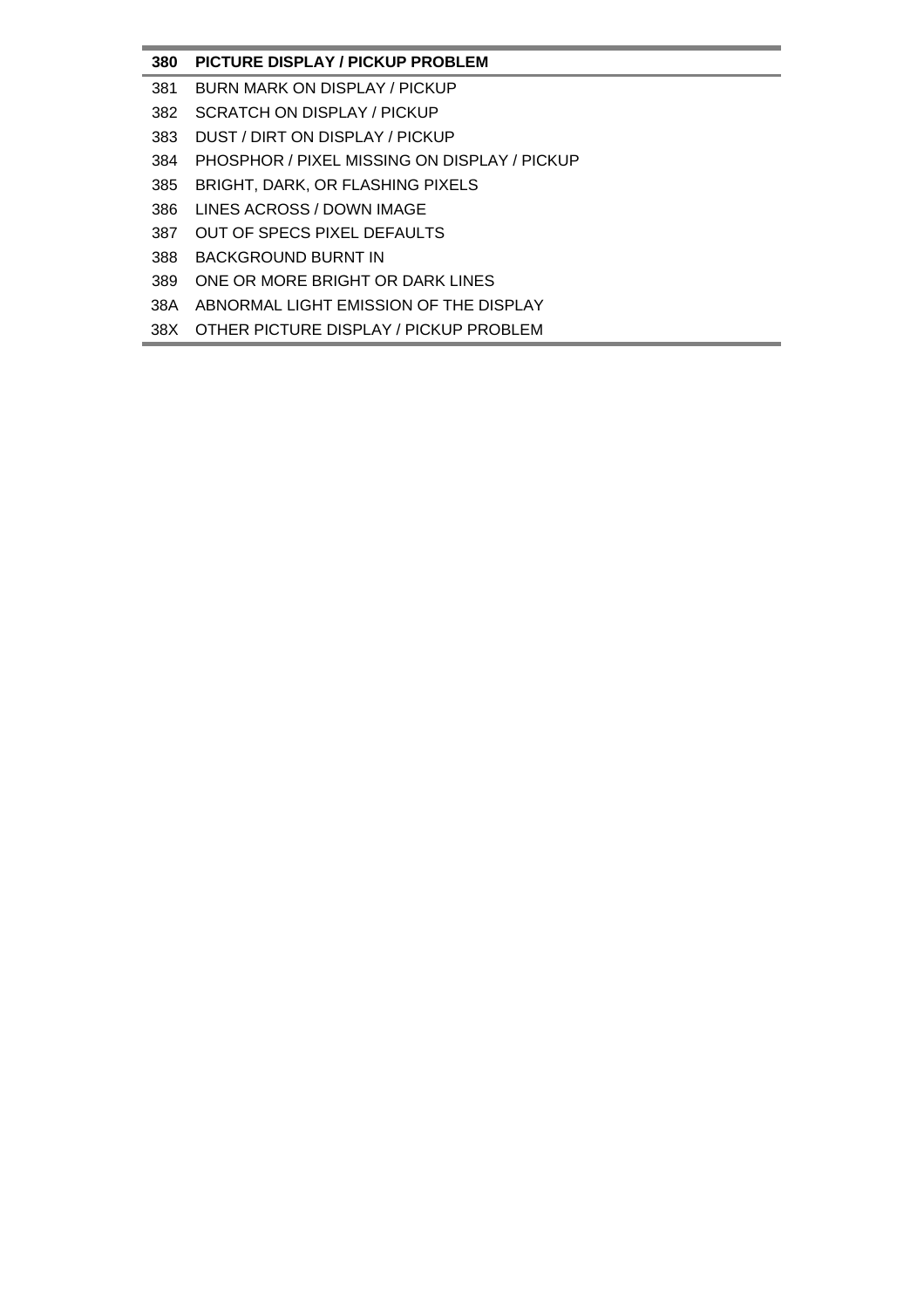| 380 | **PICTURE DISPLAY / PICKUP PROBLEM** |
|---|---|
| 381 | BURN MARK ON DISPLAY / PICKUP |
| 382 | SCRATCH ON DISPLAY / PICKUP |
| 383 | DUST / DIRT ON DISPLAY / PICKUP |
| 384 | PHOSPHOR / PIXEL MISSING ON DISPLAY / PICKUP |
| 385 | BRIGHT, DARK, OR FLASHING PIXELS |
| 386 | LINES ACROSS / DOWN IMAGE |
| 387 | OUT OF SPECS PIXEL DEFAULTS |
| 388 | BACKGROUND BURNT IN |
| 389 | ONE OR MORE BRIGHT OR DARK LINES |
| 38A | ABNORMAL LIGHT EMISSION OF THE DISPLAY |
| 38X | OTHER PICTURE DISPLAY / PICKUP PROBLEM |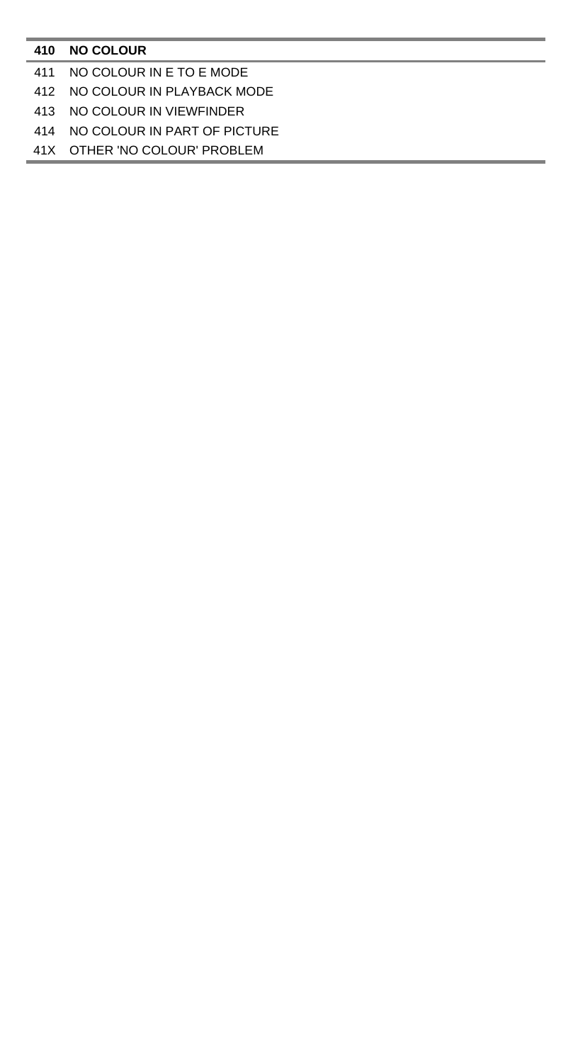| 410 | **NO COLOUR** |
| --- | --- |
| 411 | NO COLOUR IN E TO E MODE |
| 412 | NO COLOUR IN PLAYBACK MODE |
| 413 | NO COLOUR IN VIEWFINDER |
| 414 | NO COLOUR IN PART OF PICTURE |
| 41X | OTHER 'NO COLOUR' PROBLEM |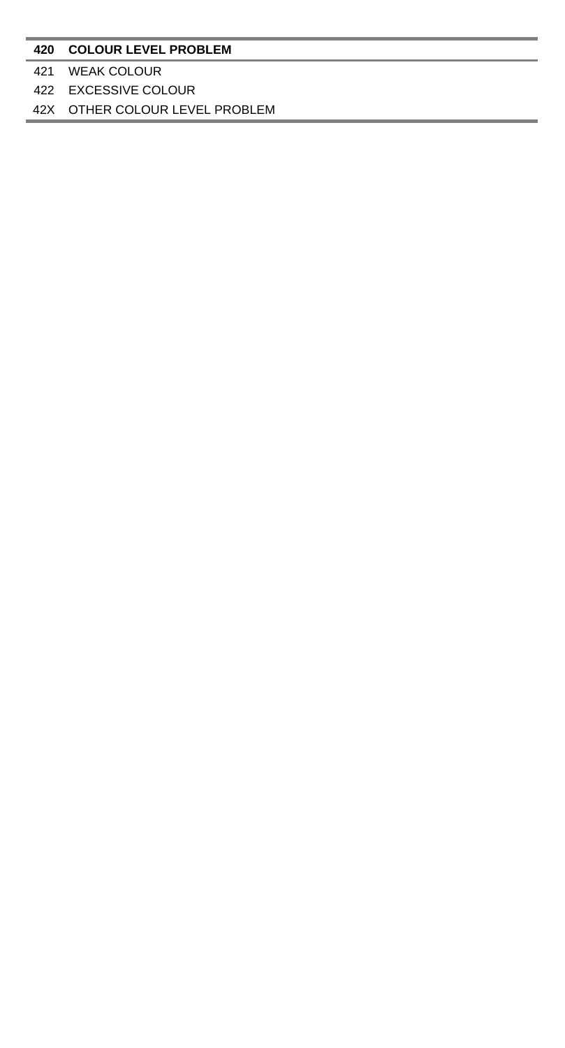| 420 | **COLOUR LEVEL PROBLEM** |
|---|---|
| 421 | WEAK COLOUR |
| 422 | EXCESSIVE COLOUR |
| 42X | OTHER COLOUR LEVEL PROBLEM |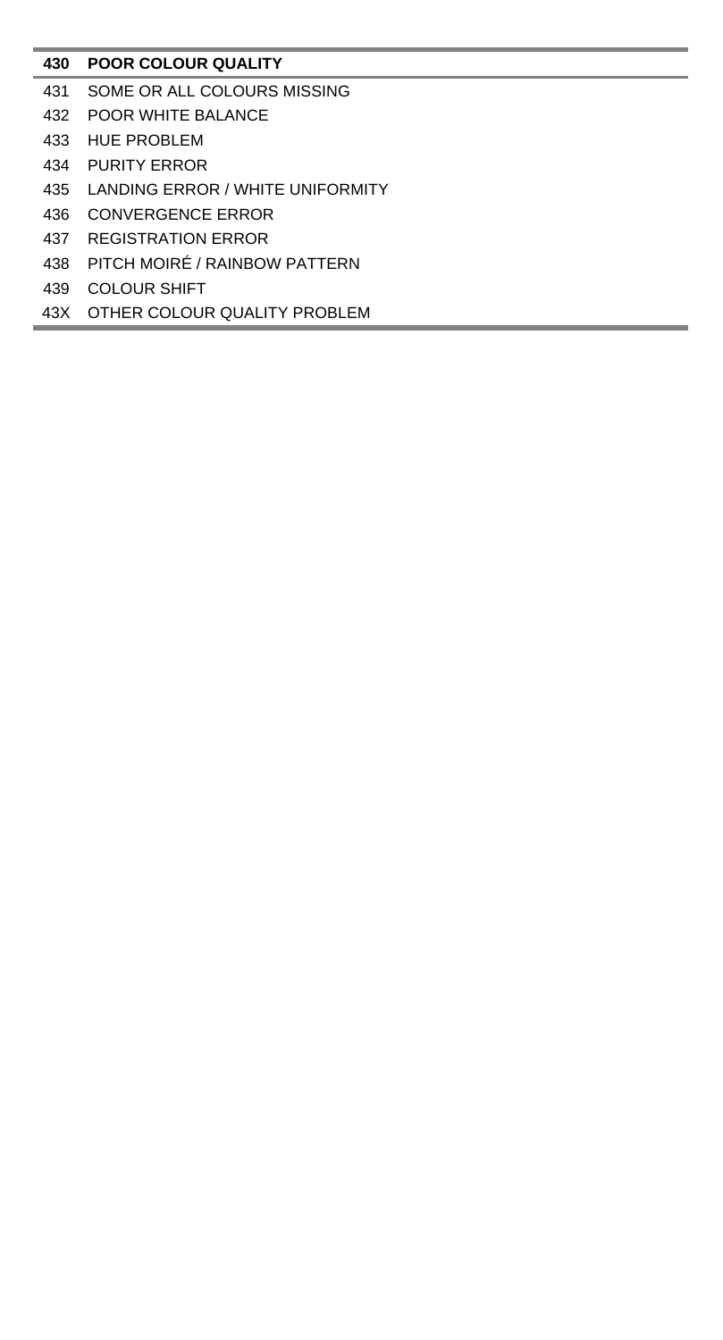| 430 | **POOR COLOUR QUALITY** |
|---|---|
| 431 | SOME OR ALL COLOURS MISSING |
| 432 | POOR WHITE BALANCE |
| 433 | HUE PROBLEM |
| 434 | PURITY ERROR |
| 435 | LANDING ERROR / WHITE UNIFORMITY |
| 436 | CONVERGENCE ERROR |
| 437 | REGISTRATION ERROR |
| 438 | PITCH MOIRÉ / RAINBOW PATTERN |
| 439 | COLOUR SHIFT |
| 43X | OTHER COLOUR QUALITY PROBLEM |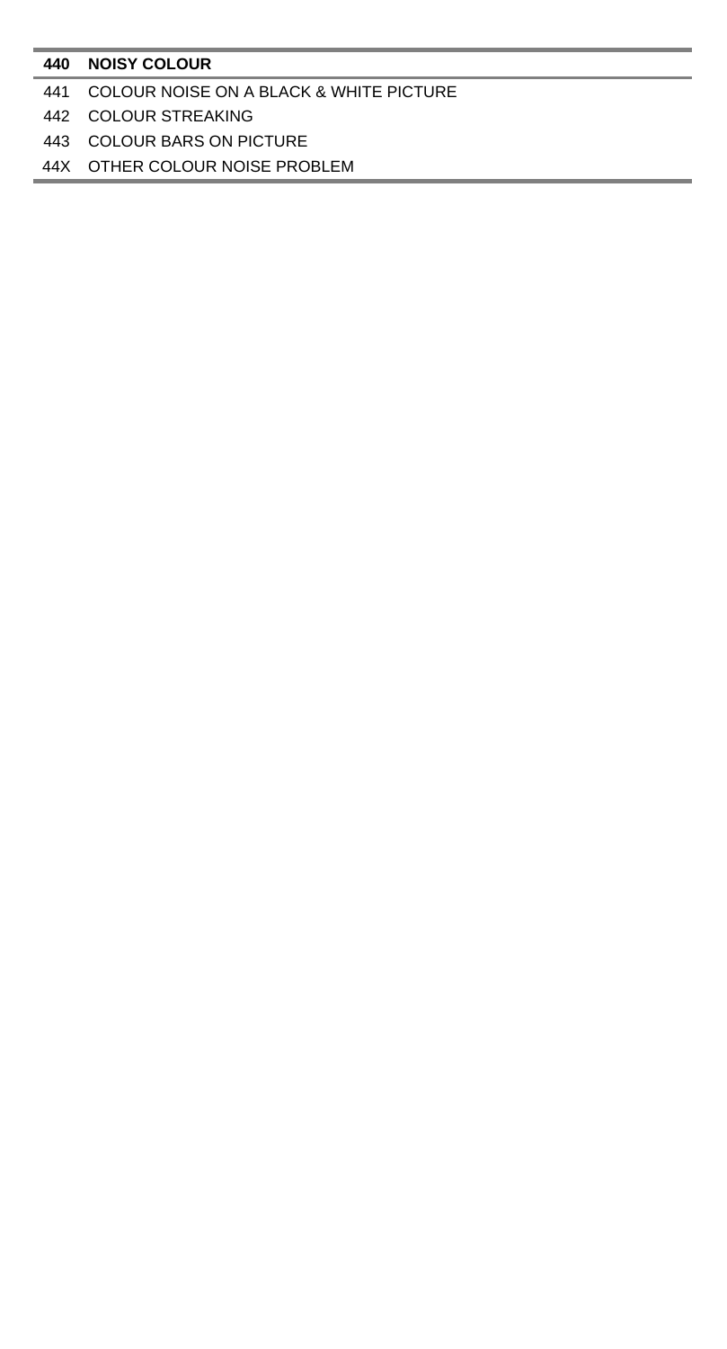| 440 | **NOISY COLOUR** |
|---|---|
| 441 | COLOUR NOISE ON A BLACK & WHITE PICTURE |
| 442 | COLOUR STREAKING |
| 443 | COLOUR BARS ON PICTURE |
| 44X | OTHER COLOUR NOISE PROBLEM |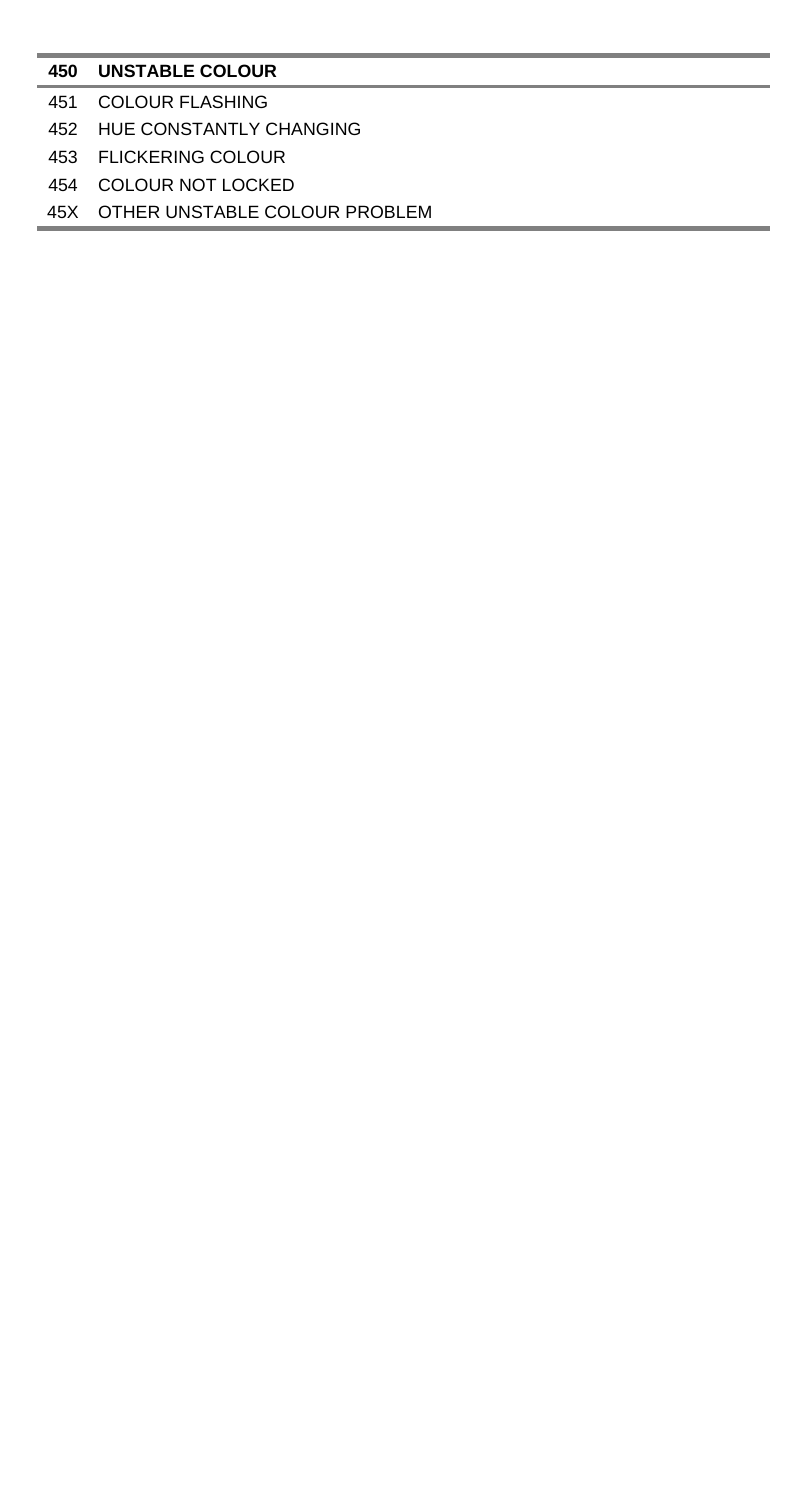| 450 | **UNSTABLE COLOUR** |
| --- | --- |
| 451 | COLOUR FLASHING |
| 452 | HUE CONSTANTLY CHANGING |
| 453 | FLICKERING COLOUR |
| 454 | COLOUR NOT LOCKED |
| 45X | OTHER UNSTABLE COLOUR PROBLEM |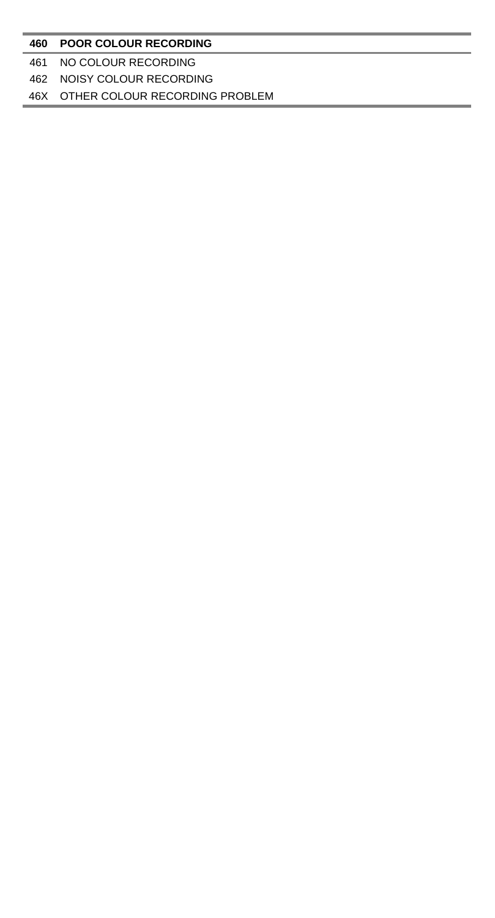| **460** | **POOR COLOUR RECORDING** |
| --- | --- |
| 461 | NO COLOUR RECORDING |
| 462 | NOISY COLOUR RECORDING |
| 46X | OTHER COLOUR RECORDING PROBLEM |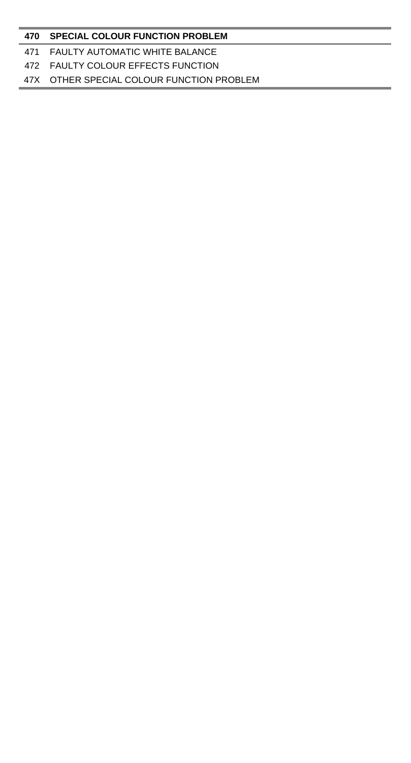| **470** | **SPECIAL COLOUR FUNCTION PROBLEM** |
| --- | --- |
| 471 | FAULTY AUTOMATIC WHITE BALANCE |
| 472 | FAULTY COLOUR EFFECTS FUNCTION |
| 47X | OTHER SPECIAL COLOUR FUNCTION PROBLEM |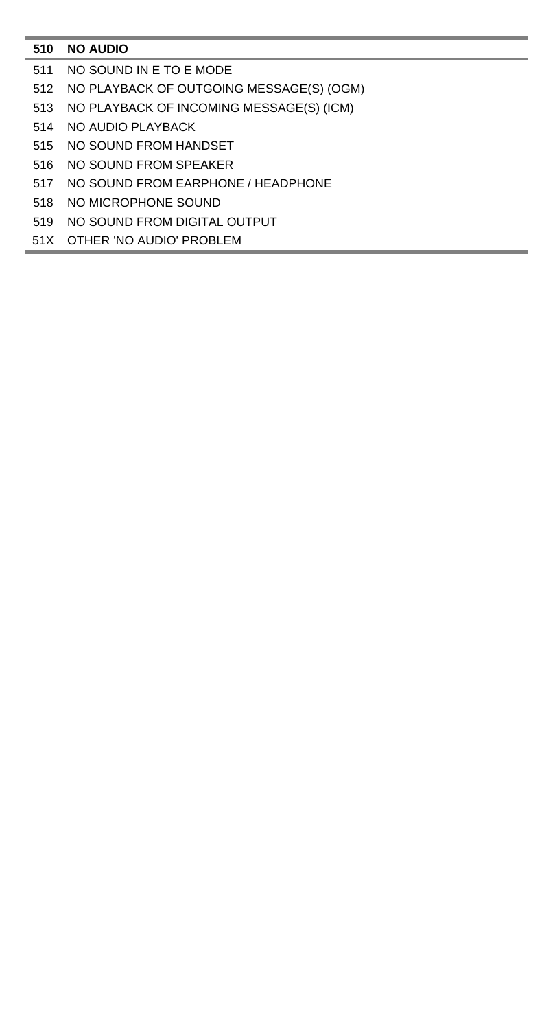| 510 | NO AUDIO |
|---|---|
| 511 | NO SOUND IN E TO E MODE |
| 512 | NO PLAYBACK OF OUTGOING MESSAGE(S) (OGM) |
| 513 | NO PLAYBACK OF INCOMING MESSAGE(S) (ICM) |
| 514 | NO AUDIO PLAYBACK |
| 515 | NO SOUND FROM HANDSET |
| 516 | NO SOUND FROM SPEAKER |
| 517 | NO SOUND FROM EARPHONE / HEADPHONE |
| 518 | NO MICROPHONE SOUND |
| 519 | NO SOUND FROM DIGITAL OUTPUT |
| 51X | OTHER 'NO AUDIO' PROBLEM |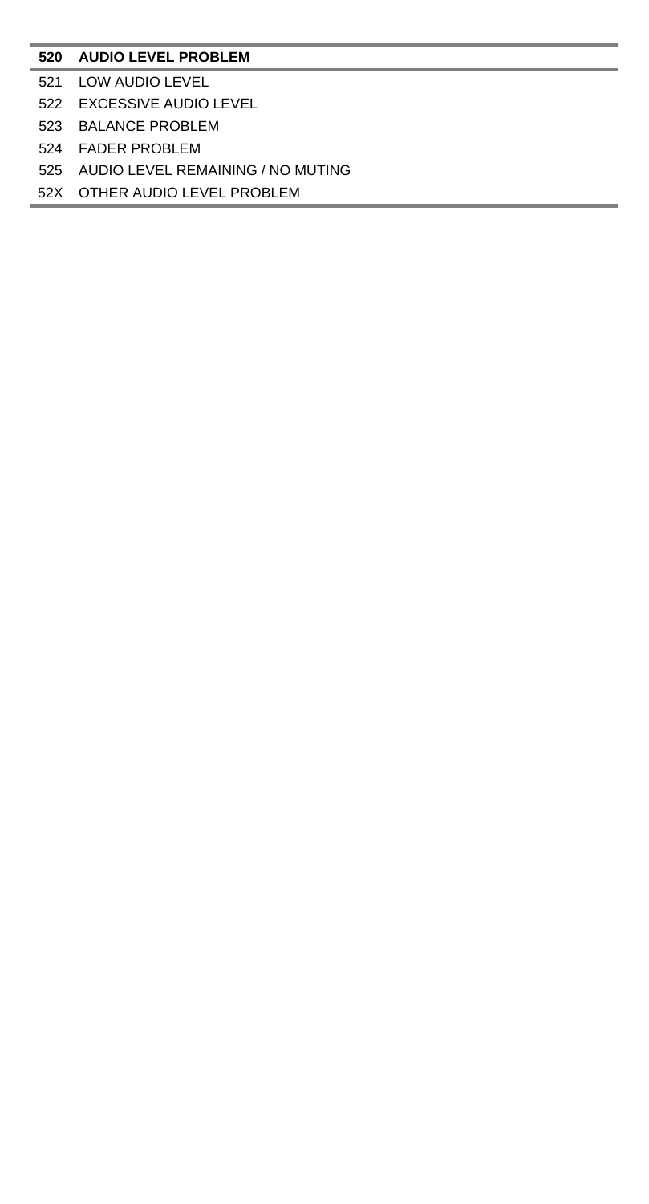| **520** | **AUDIO LEVEL PROBLEM** |
| --- | --- |
| 521 | LOW AUDIO LEVEL |
| 522 | EXCESSIVE AUDIO LEVEL |
| 523 | BALANCE PROBLEM |
| 524 | FADER PROBLEM |
| 525 | AUDIO LEVEL REMAINING / NO MUTING |
| 52X | OTHER AUDIO LEVEL PROBLEM |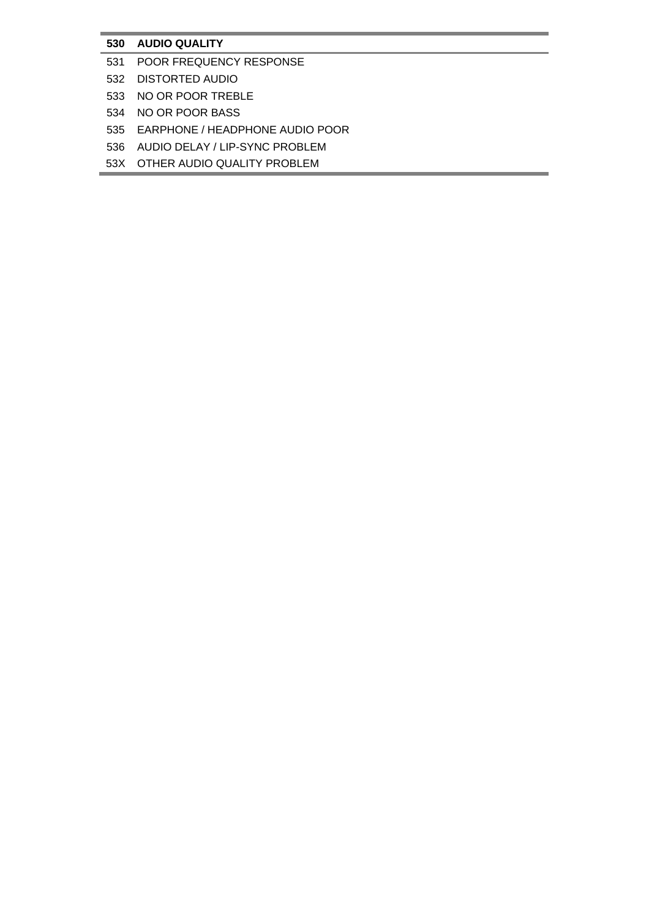| 530 | **AUDIO QUALITY** |
|---|---|
| 531 | POOR FREQUENCY RESPONSE |
| 532 | DISTORTED AUDIO |
| 533 | NO OR POOR TREBLE |
| 534 | NO OR POOR BASS |
| 535 | EARPHONE / HEADPHONE AUDIO POOR |
| 536 | AUDIO DELAY / LIP-SYNC PROBLEM |
| 53X | OTHER AUDIO QUALITY PROBLEM |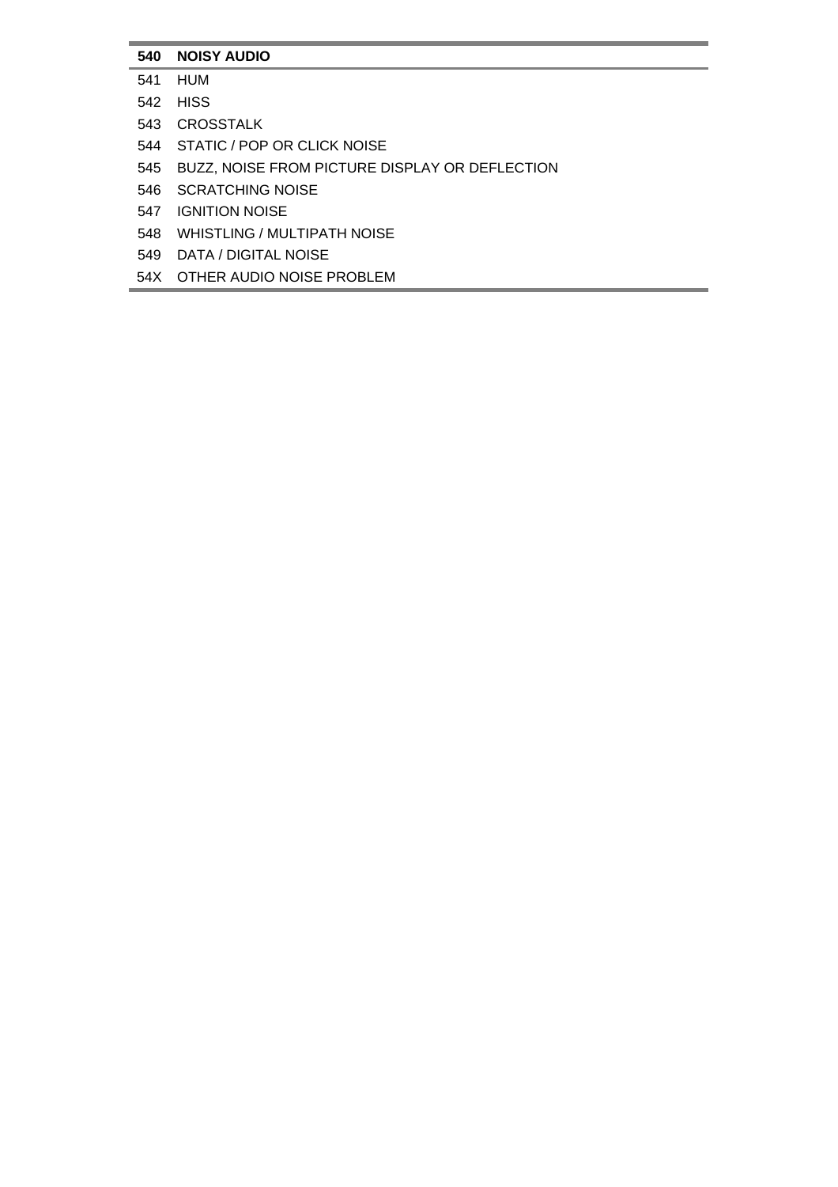| 540 | **NOISY AUDIO** |
|---|---|
| 541 | HUM |
| 542 | HISS |
| 543 | CROSSTALK |
| 544 | STATIC / POP OR CLICK NOISE |
| 545 | BUZZ, NOISE FROM PICTURE DISPLAY OR DEFLECTION |
| 546 | SCRATCHING NOISE |
| 547 | IGNITION NOISE |
| 548 | WHISTLING / MULTIPATH NOISE |
| 549 | DATA / DIGITAL NOISE |
| 54X | OTHER AUDIO NOISE PROBLEM |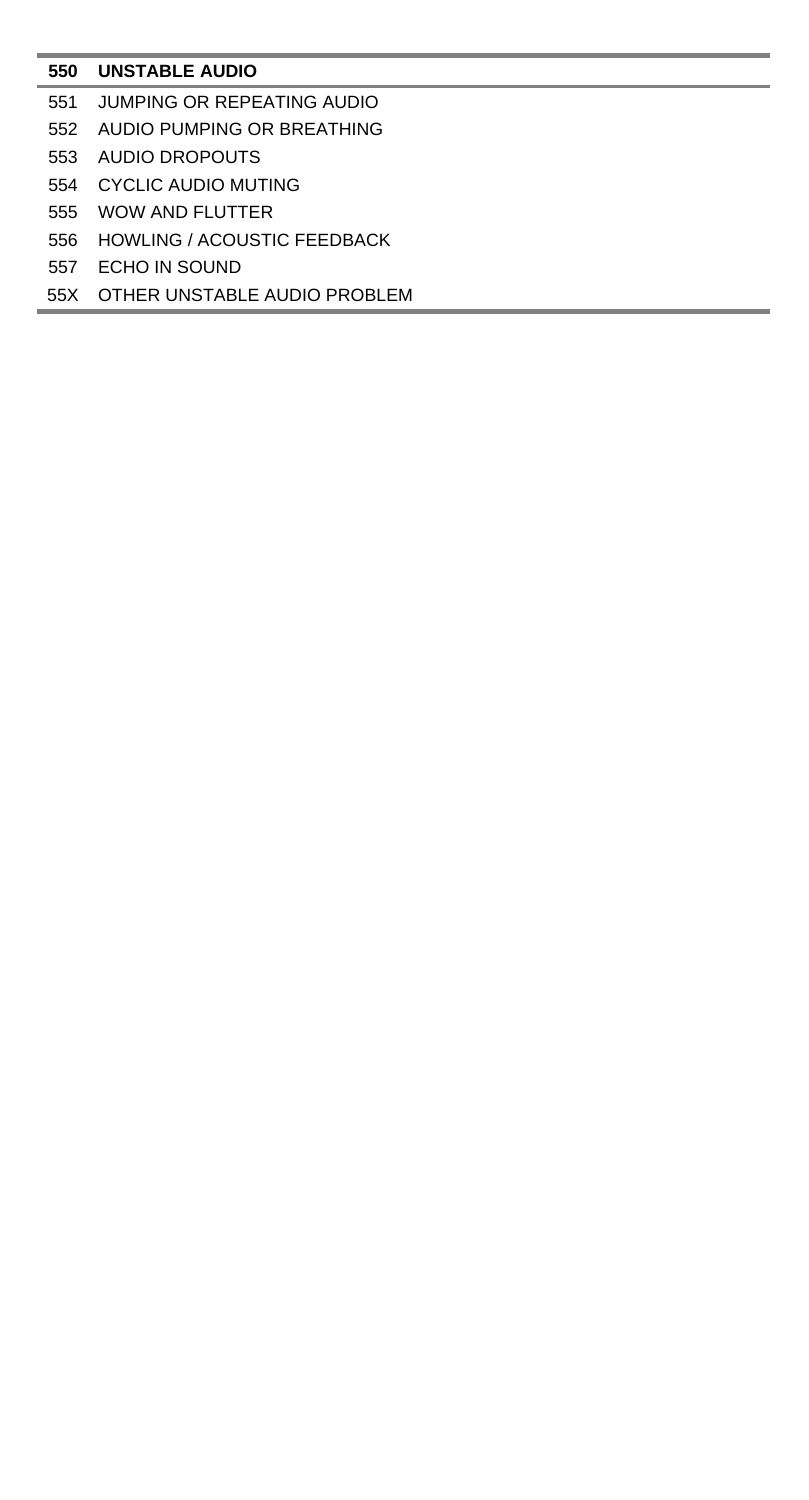| **550** | **UNSTABLE AUDIO** |
|---|---|
| 551 | JUMPING OR REPEATING AUDIO |
| 552 | AUDIO PUMPING OR BREATHING |
| 553 | AUDIO DROPOUTS |
| 554 | CYCLIC AUDIO MUTING |
| 555 | WOW AND FLUTTER |
| 556 | HOWLING / ACOUSTIC FEEDBACK |
| 557 | ECHO IN SOUND |
| 55X | OTHER UNSTABLE AUDIO PROBLEM |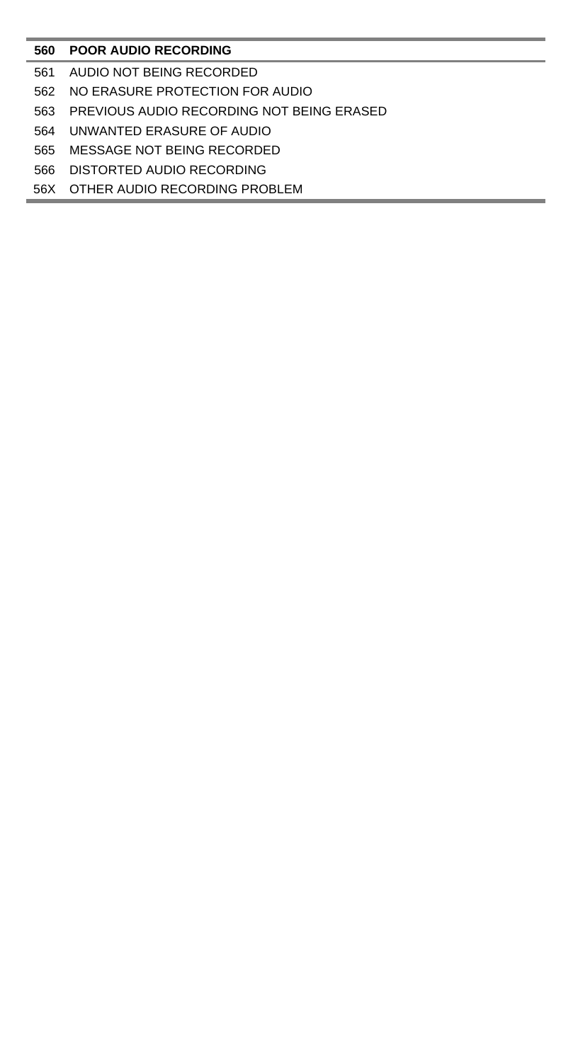| 560 | **POOR AUDIO RECORDING** |
|---|---|
| 561 | AUDIO NOT BEING RECORDED |
| 562 | NO ERASURE PROTECTION FOR AUDIO |
| 563 | PREVIOUS AUDIO RECORDING NOT BEING ERASED |
| 564 | UNWANTED ERASURE OF AUDIO |
| 565 | MESSAGE NOT BEING RECORDED |
| 566 | DISTORTED AUDIO RECORDING |
| 56X | OTHER AUDIO RECORDING PROBLEM |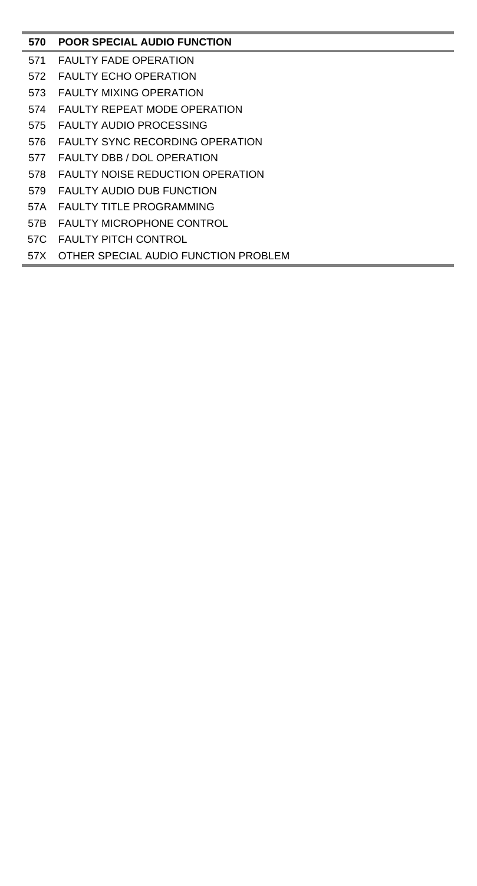| 570 | POOR SPECIAL AUDIO FUNCTION |
|---|---|
| 571 | FAULTY FADE OPERATION |
| 572 | FAULTY ECHO OPERATION |
| 573 | FAULTY MIXING OPERATION |
| 574 | FAULTY REPEAT MODE OPERATION |
| 575 | FAULTY AUDIO PROCESSING |
| 576 | FAULTY SYNC RECORDING OPERATION |
| 577 | FAULTY DBB / DOL OPERATION |
| 578 | FAULTY NOISE REDUCTION OPERATION |
| 579 | FAULTY AUDIO DUB FUNCTION |
| 57A | FAULTY TITLE PROGRAMMING |
| 57B | FAULTY MICROPHONE CONTROL |
| 57C | FAULTY PITCH CONTROL |
| 57X | OTHER SPECIAL AUDIO FUNCTION PROBLEM |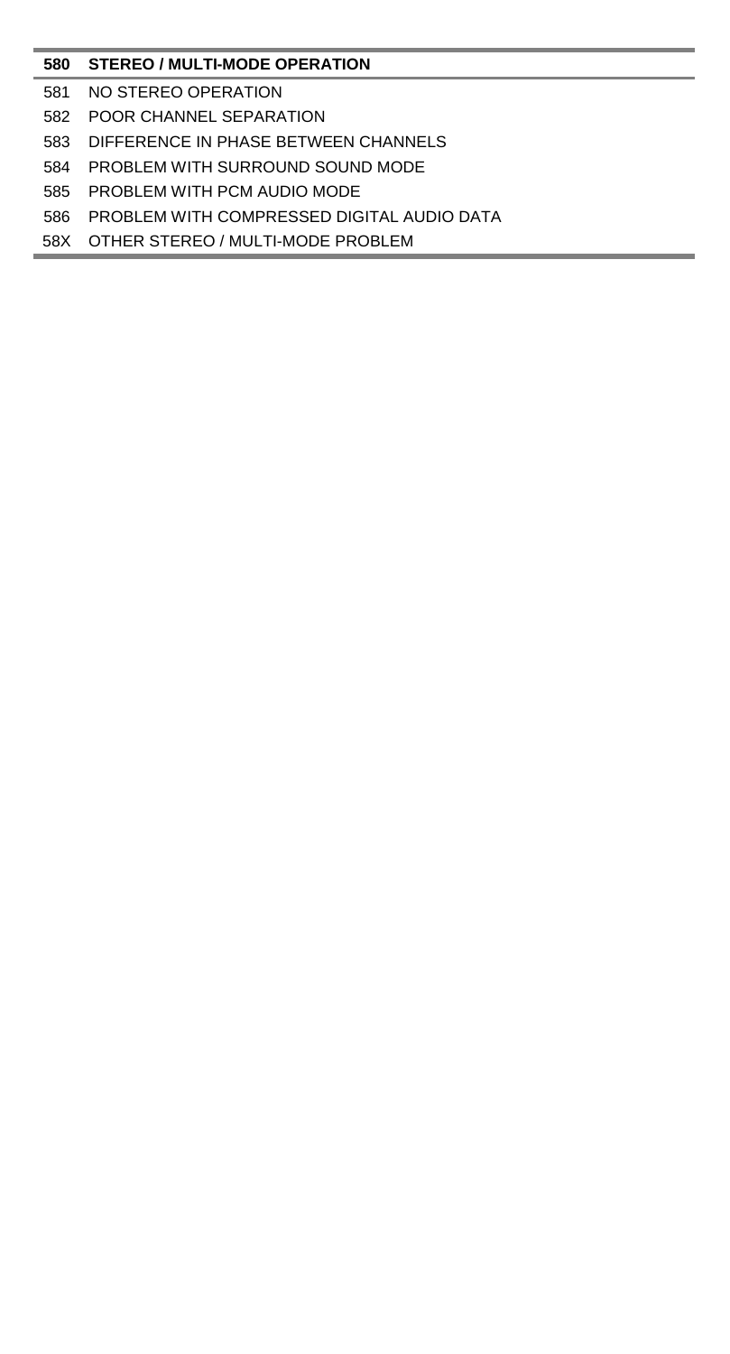| **580** | **STEREO / MULTI-MODE OPERATION** |
|---|---|
| 581 | NO STEREO OPERATION |
| 582 | POOR CHANNEL SEPARATION |
| 583 | DIFFERENCE IN PHASE BETWEEN CHANNELS |
| 584 | PROBLEM WITH SURROUND SOUND MODE |
| 585 | PROBLEM WITH PCM AUDIO MODE |
| 586 | PROBLEM WITH COMPRESSED DIGITAL AUDIO DATA |
| 58X | OTHER STEREO / MULTI-MODE PROBLEM |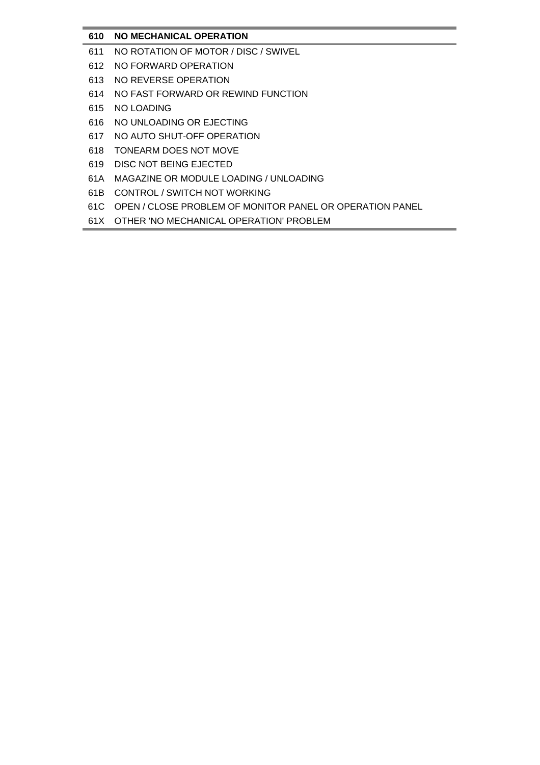| 610 | **NO MECHANICAL OPERATION** |
| --- | --- |
| 611 | NO ROTATION OF MOTOR / DISC / SWIVEL |
| 612 | NO FORWARD OPERATION |
| 613 | NO REVERSE OPERATION |
| 614 | NO FAST FORWARD OR REWIND FUNCTION |
| 615 | NO LOADING |
| 616 | NO UNLOADING OR EJECTING |
| 617 | NO AUTO SHUT-OFF OPERATION |
| 618 | TONEARM DOES NOT MOVE |
| 619 | DISC NOT BEING EJECTED |
| 61A | MAGAZINE OR MODULE LOADING / UNLOADING |
| 61B | CONTROL / SWITCH NOT WORKING |
| 61C | OPEN / CLOSE PROBLEM OF MONITOR PANEL OR OPERATION PANEL |
| 61X | OTHER 'NO MECHANICAL OPERATION' PROBLEM |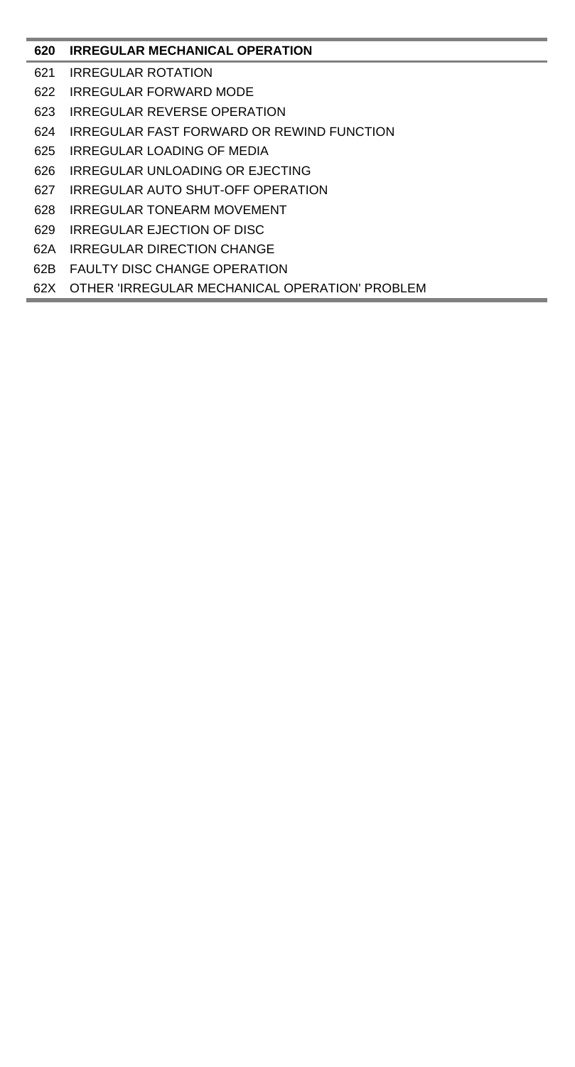| 620 | **IRREGULAR MECHANICAL OPERATION** |
|---|---|
| 621 | IRREGULAR ROTATION |
| 622 | IRREGULAR FORWARD MODE |
| 623 | IRREGULAR REVERSE OPERATION |
| 624 | IRREGULAR FAST FORWARD OR REWIND FUNCTION |
| 625 | IRREGULAR LOADING OF MEDIA |
| 626 | IRREGULAR UNLOADING OR EJECTING |
| 627 | IRREGULAR AUTO SHUT-OFF OPERATION |
| 628 | IRREGULAR TONEARM MOVEMENT |
| 629 | IRREGULAR EJECTION OF DISC |
| 62A | IRREGULAR DIRECTION CHANGE |
| 62B | FAULTY DISC CHANGE OPERATION |
| 62X | OTHER 'IRREGULAR MECHANICAL OPERATION' PROBLEM |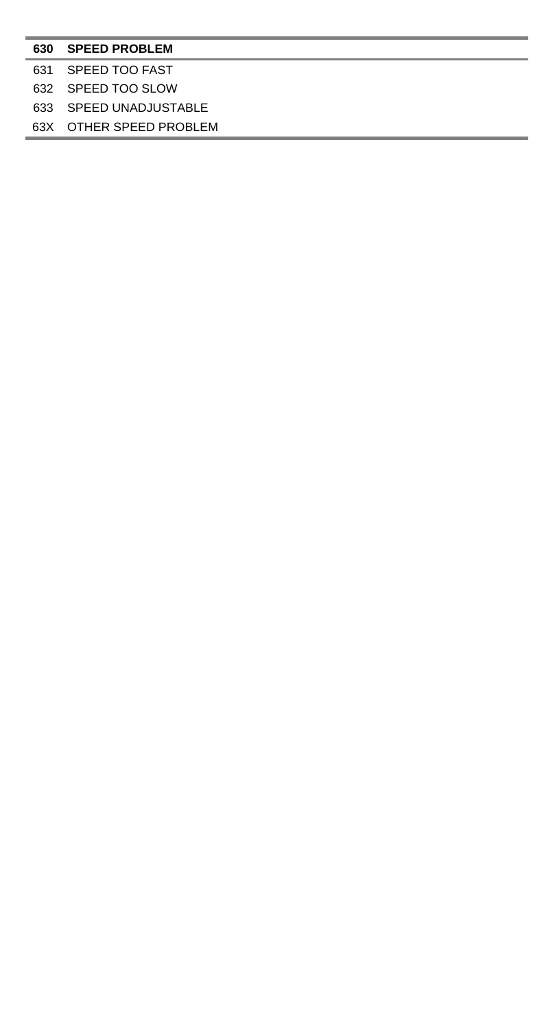| 630 | **SPEED PROBLEM** |
| --- | --- |
| 631 | SPEED TOO FAST |
| 632 | SPEED TOO SLOW |
| 633 | SPEED UNADJUSTABLE |
| 63X | OTHER SPEED PROBLEM |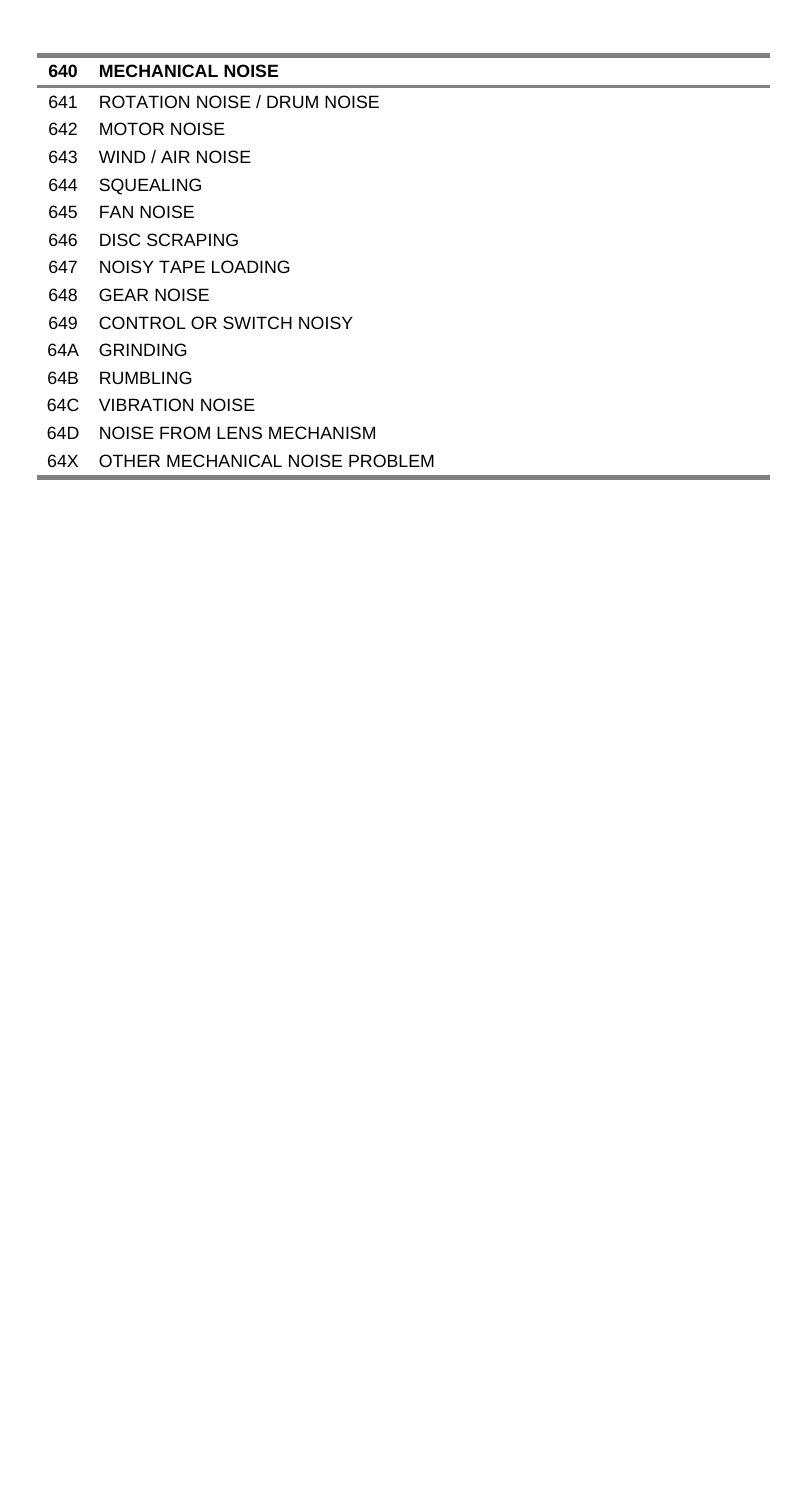| 640 | MECHANICAL NOISE |
|---|---|
| 641 | ROTATION NOISE / DRUM NOISE |
| 642 | MOTOR NOISE |
| 643 | WIND / AIR NOISE |
| 644 | SQUEALING |
| 645 | FAN NOISE |
| 646 | DISC SCRAPING |
| 647 | NOISY TAPE LOADING |
| 648 | GEAR NOISE |
| 649 | CONTROL OR SWITCH NOISY |
| 64A | GRINDING |
| 64B | RUMBLING |
| 64C | VIBRATION NOISE |
| 64D | NOISE FROM LENS MECHANISM |
| 64X | OTHER MECHANICAL NOISE PROBLEM |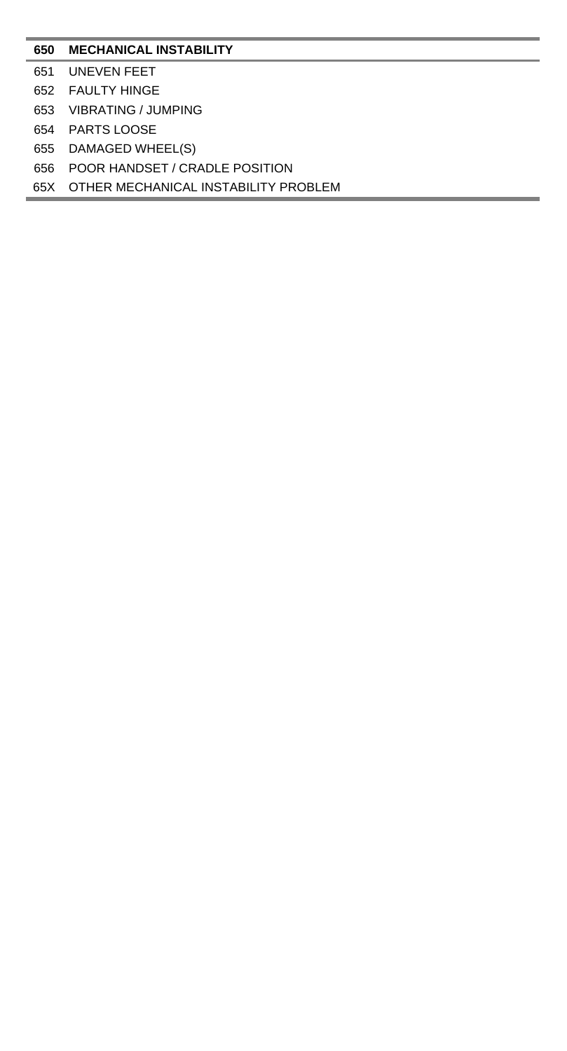| **650** | **MECHANICAL INSTABILITY** |
|---|---|
| 651 | UNEVEN FEET |
| 652 | FAULTY HINGE |
| 653 | VIBRATING / JUMPING |
| 654 | PARTS LOOSE |
| 655 | DAMAGED WHEEL(S) |
| 656 | POOR HANDSET / CRADLE POSITION |
| 65X | OTHER MECHANICAL INSTABILITY PROBLEM |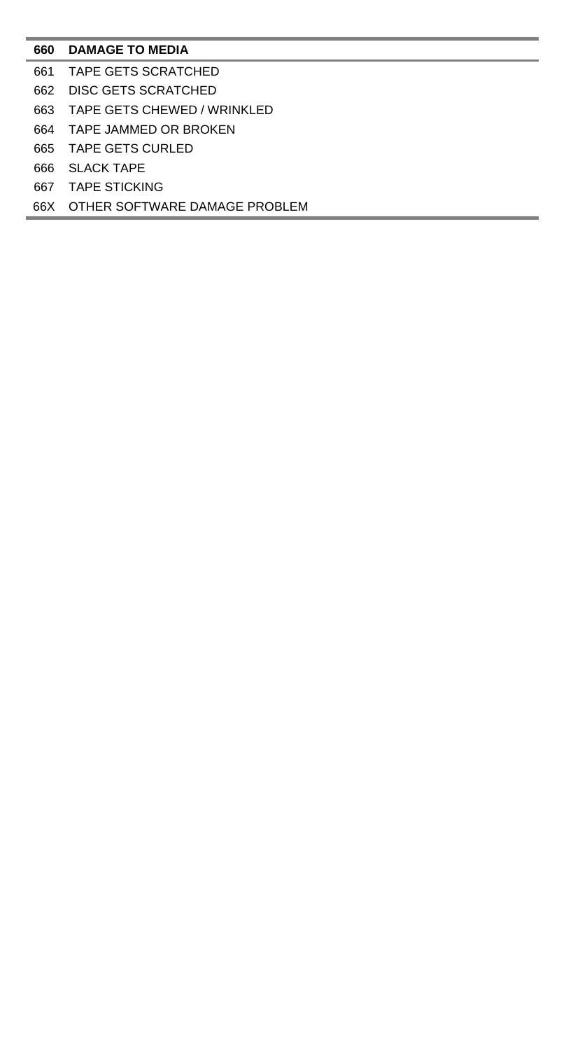| **660** | **DAMAGE TO MEDIA** |
|---|---|
| 661 | TAPE GETS SCRATCHED |
| 662 | DISC GETS SCRATCHED |
| 663 | TAPE GETS CHEWED / WRINKLED |
| 664 | TAPE JAMMED OR BROKEN |
| 665 | TAPE GETS CURLED |
| 666 | SLACK TAPE |
| 667 | TAPE STICKING |
| 66X | OTHER SOFTWARE DAMAGE PROBLEM |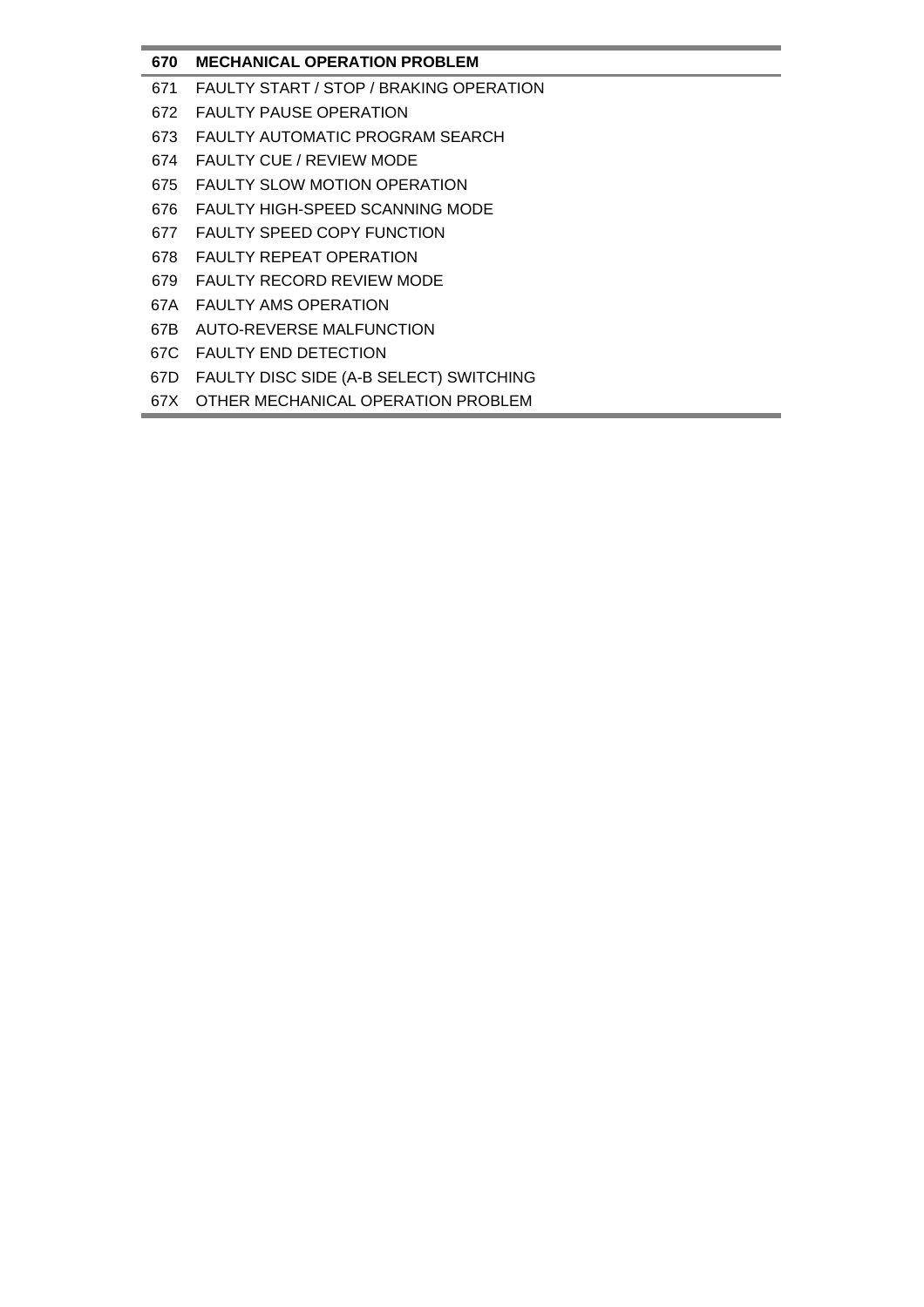| 670 | **MECHANICAL OPERATION PROBLEM** |
| --- | --- |
| 671 | FAULTY START / STOP / BRAKING OPERATION |
| 672 | FAULTY PAUSE OPERATION |
| 673 | FAULTY AUTOMATIC PROGRAM SEARCH |
| 674 | FAULTY CUE / REVIEW MODE |
| 675 | FAULTY SLOW MOTION OPERATION |
| 676 | FAULTY HIGH-SPEED SCANNING MODE |
| 677 | FAULTY SPEED COPY FUNCTION |
| 678 | FAULTY REPEAT OPERATION |
| 679 | FAULTY RECORD REVIEW MODE |
| 67A | FAULTY AMS OPERATION |
| 67B | AUTO-REVERSE MALFUNCTION |
| 67C | FAULTY END DETECTION |
| 67D | FAULTY DISC SIDE (A-B SELECT) SWITCHING |
| 67X | OTHER MECHANICAL OPERATION PROBLEM |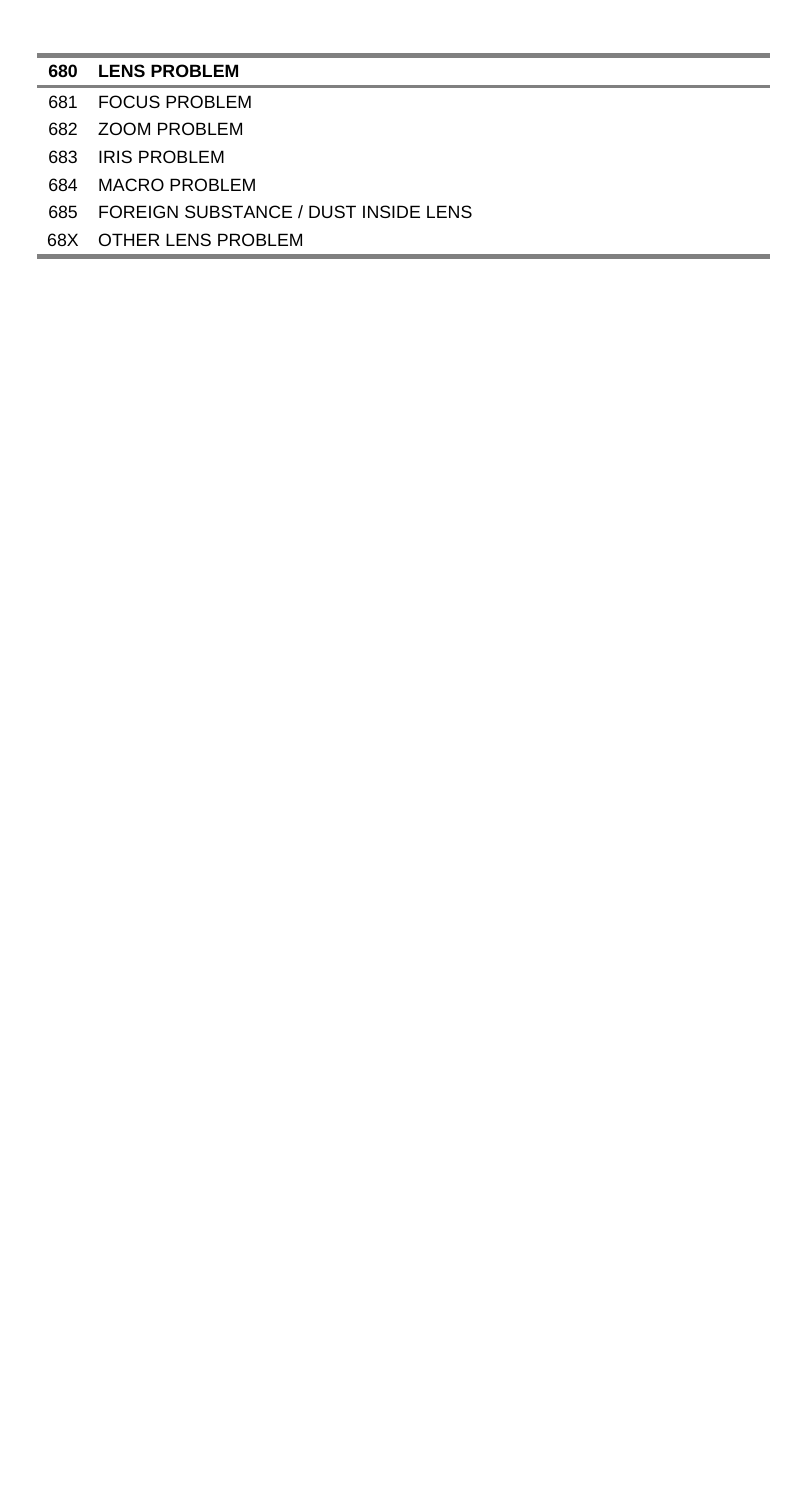| **680** | **LENS PROBLEM** |
| --- | --- |
| 681 | FOCUS PROBLEM |
| 682 | ZOOM PROBLEM |
| 683 | IRIS PROBLEM |
| 684 | MACRO PROBLEM |
| 685 | FOREIGN SUBSTANCE / DUST INSIDE LENS |
| 68X | OTHER LENS PROBLEM |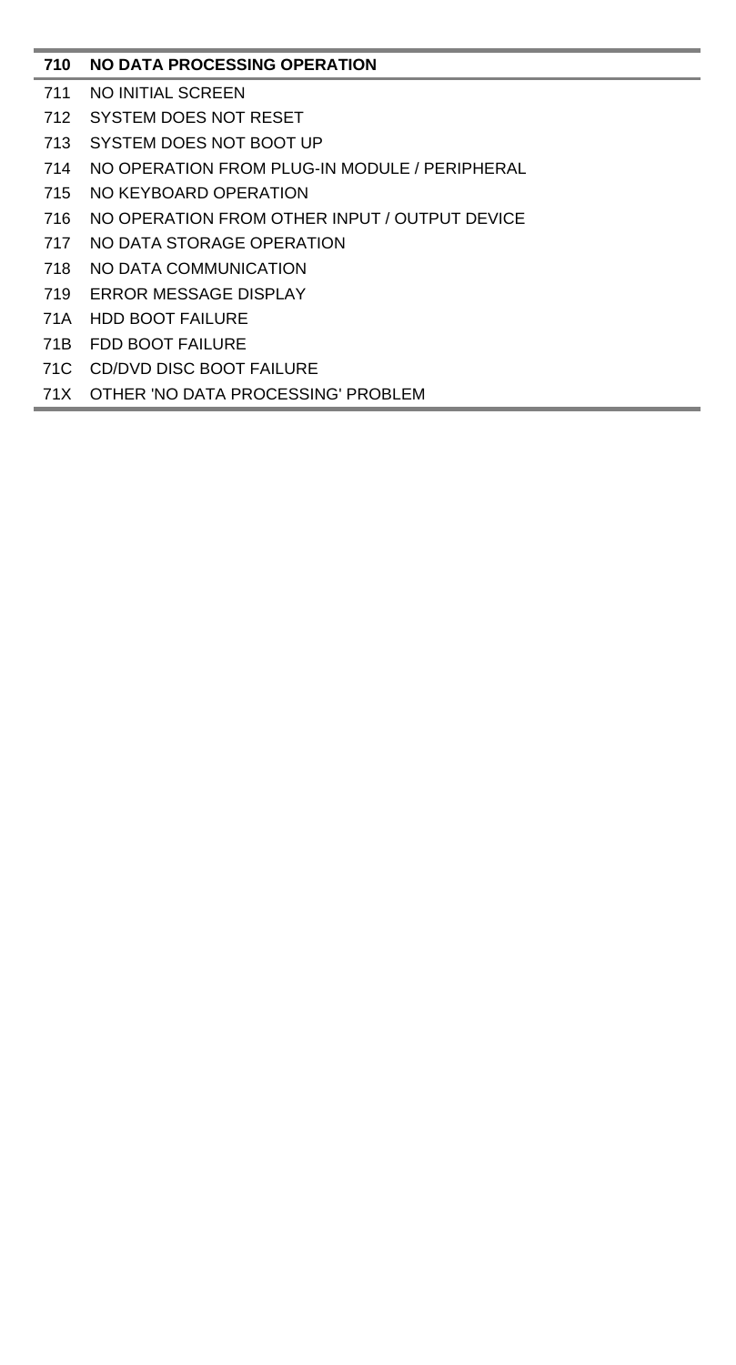| 710 | **NO DATA PROCESSING OPERATION** |
| --- | --- |
| 711 | NO INITIAL SCREEN |
| 712 | SYSTEM DOES NOT RESET |
| 713 | SYSTEM DOES NOT BOOT UP |
| 714 | NO OPERATION FROM PLUG-IN MODULE / PERIPHERAL |
| 715 | NO KEYBOARD OPERATION |
| 716 | NO OPERATION FROM OTHER INPUT / OUTPUT DEVICE |
| 717 | NO DATA STORAGE OPERATION |
| 718 | NO DATA COMMUNICATION |
| 719 | ERROR MESSAGE DISPLAY |
| 71A | HDD BOOT FAILURE |
| 71B | FDD BOOT FAILURE |
| 71C | CD/DVD DISC BOOT FAILURE |
| 71X | OTHER 'NO DATA PROCESSING' PROBLEM |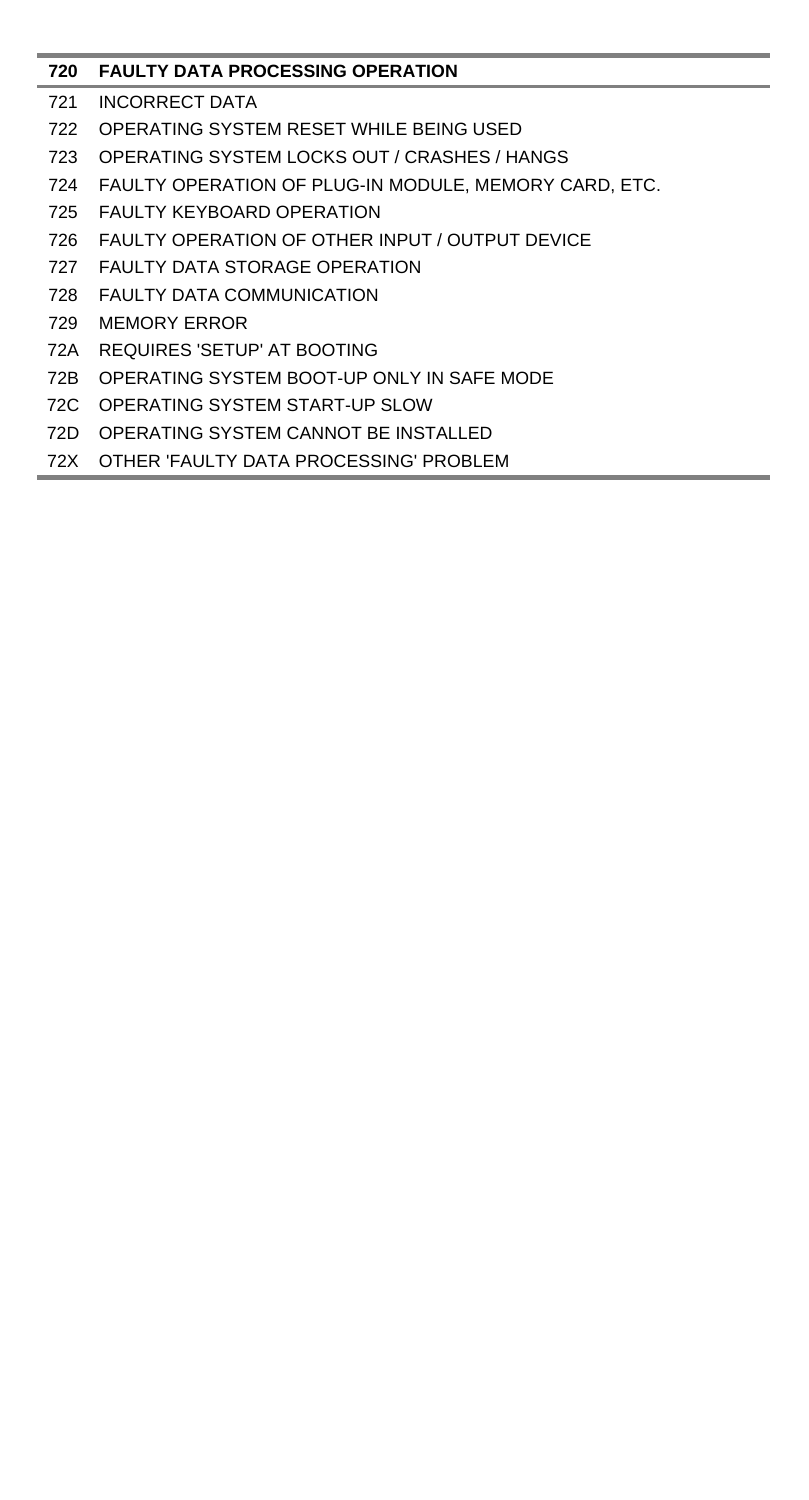| 720 | FAULTY DATA PROCESSING OPERATION |
|---|---|
| 721 | INCORRECT DATA |
| 722 | OPERATING SYSTEM RESET WHILE BEING USED |
| 723 | OPERATING SYSTEM LOCKS OUT / CRASHES / HANGS |
| 724 | FAULTY OPERATION OF PLUG-IN MODULE, MEMORY CARD, ETC. |
| 725 | FAULTY KEYBOARD OPERATION |
| 726 | FAULTY OPERATION OF OTHER INPUT / OUTPUT DEVICE |
| 727 | FAULTY DATA STORAGE OPERATION |
| 728 | FAULTY DATA COMMUNICATION |
| 729 | MEMORY ERROR |
| 72A | REQUIRES 'SETUP' AT BOOTING |
| 72B | OPERATING SYSTEM BOOT-UP ONLY IN SAFE MODE |
| 72C | OPERATING SYSTEM START-UP SLOW |
| 72D | OPERATING SYSTEM CANNOT BE INSTALLED |
| 72X | OTHER 'FAULTY DATA PROCESSING' PROBLEM |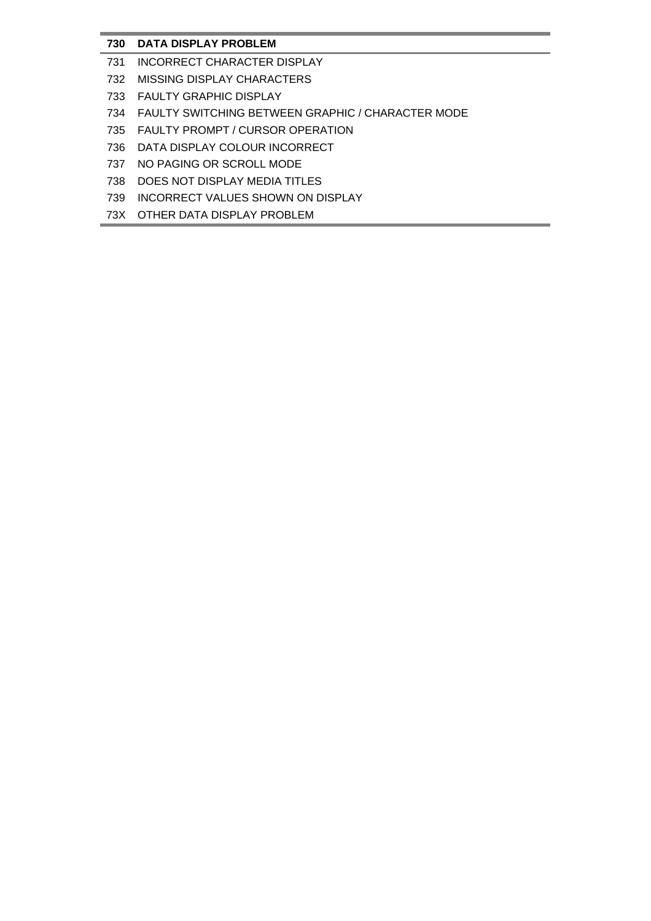| 730 | **DATA DISPLAY PROBLEM** |
|---|---|
| 731 | INCORRECT CHARACTER DISPLAY |
| 732 | MISSING DISPLAY CHARACTERS |
| 733 | FAULTY GRAPHIC DISPLAY |
| 734 | FAULTY SWITCHING BETWEEN GRAPHIC / CHARACTER MODE |
| 735 | FAULTY PROMPT / CURSOR OPERATION |
| 736 | DATA DISPLAY COLOUR INCORRECT |
| 737 | NO PAGING OR SCROLL MODE |
| 738 | DOES NOT DISPLAY MEDIA TITLES |
| 739 | INCORRECT VALUES SHOWN ON DISPLAY |
| 73X | OTHER DATA DISPLAY PROBLEM |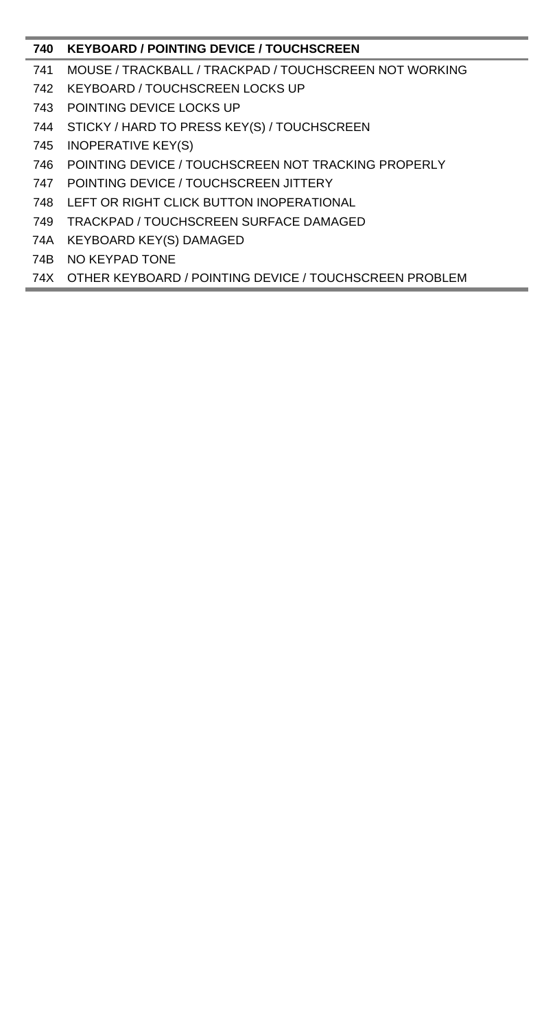| 740 | KEYBOARD / POINTING DEVICE / TOUCHSCREEN |
| --- | --- |
| 741 | MOUSE / TRACKBALL / TRACKPAD / TOUCHSCREEN NOT WORKING |
| 742 | KEYBOARD / TOUCHSCREEN LOCKS UP |
| 743 | POINTING DEVICE LOCKS UP |
| 744 | STICKY / HARD TO PRESS KEY(S) / TOUCHSCREEN |
| 745 | INOPERATIVE KEY(S) |
| 746 | POINTING DEVICE / TOUCHSCREEN NOT TRACKING PROPERLY |
| 747 | POINTING DEVICE / TOUCHSCREEN JITTERY |
| 748 | LEFT OR RIGHT CLICK BUTTON INOPERATIONAL |
| 749 | TRACKPAD / TOUCHSCREEN SURFACE DAMAGED |
| 74A | KEYBOARD KEY(S) DAMAGED |
| 74B | NO KEYPAD TONE |
| 74X | OTHER KEYBOARD / POINTING DEVICE / TOUCHSCREEN PROBLEM |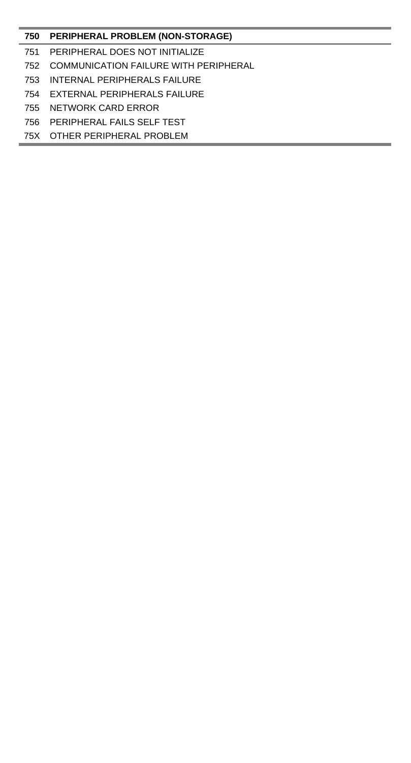| **750** | **PERIPHERAL PROBLEM (NON-STORAGE)** |
|---|---|
| 751 | PERIPHERAL DOES NOT INITIALIZE |
| 752 | COMMUNICATION FAILURE WITH PERIPHERAL |
| 753 | INTERNAL PERIPHERALS FAILURE |
| 754 | EXTERNAL PERIPHERALS FAILURE |
| 755 | NETWORK CARD ERROR |
| 756 | PERIPHERAL FAILS SELF TEST |
| 75X | OTHER PERIPHERAL PROBLEM |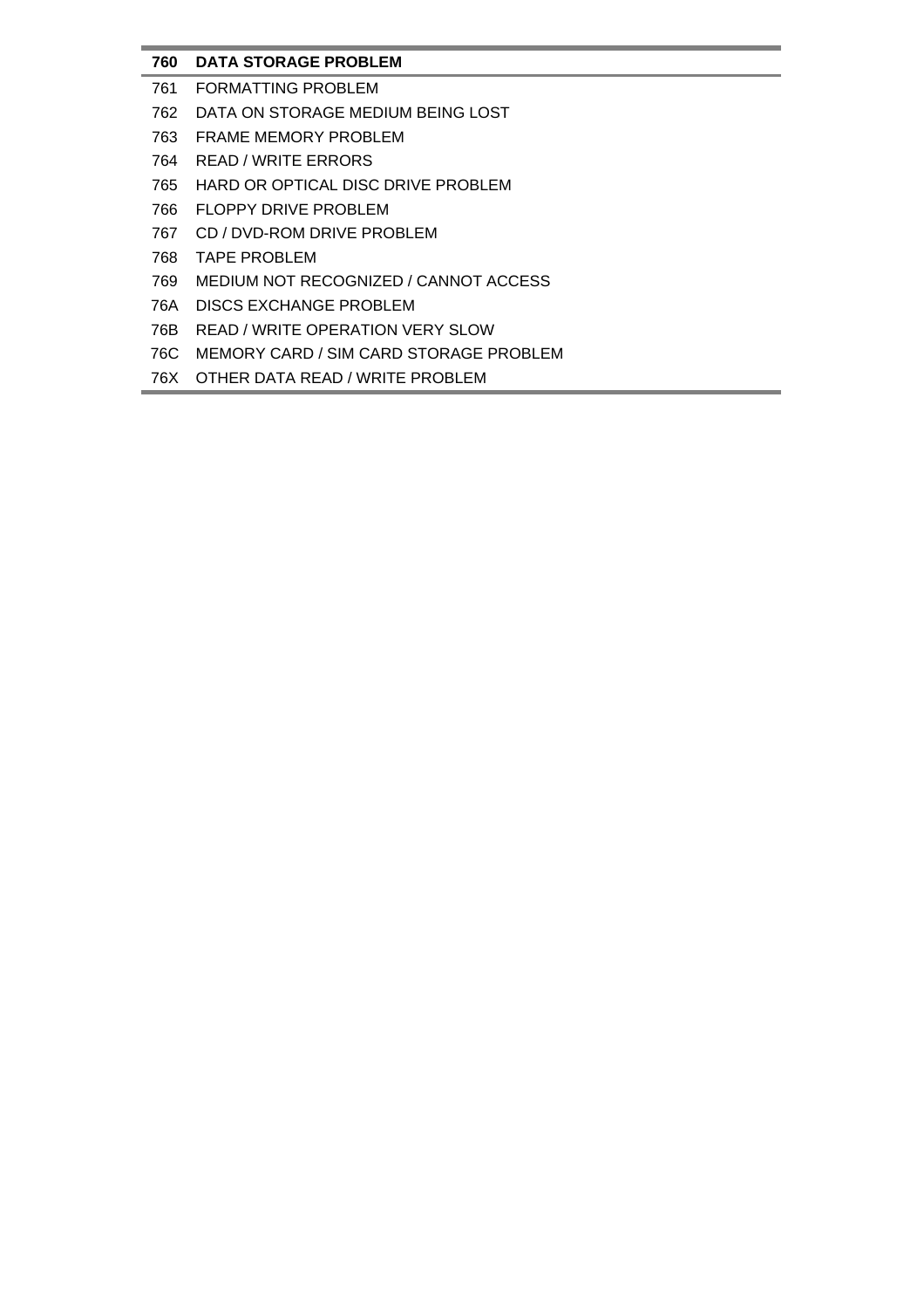| 760 | DATA STORAGE PROBLEM |
|---|---|
| 761 | FORMATTING PROBLEM |
| 762 | DATA ON STORAGE MEDIUM BEING LOST |
| 763 | FRAME MEMORY PROBLEM |
| 764 | READ / WRITE ERRORS |
| 765 | HARD OR OPTICAL DISC DRIVE PROBLEM |
| 766 | FLOPPY DRIVE PROBLEM |
| 767 | CD / DVD-ROM DRIVE PROBLEM |
| 768 | TAPE PROBLEM |
| 769 | MEDIUM NOT RECOGNIZED / CANNOT ACCESS |
| 76A | DISCS EXCHANGE PROBLEM |
| 76B | READ / WRITE OPERATION VERY SLOW |
| 76C | MEMORY CARD / SIM CARD STORAGE PROBLEM |
| 76X | OTHER DATA READ / WRITE PROBLEM |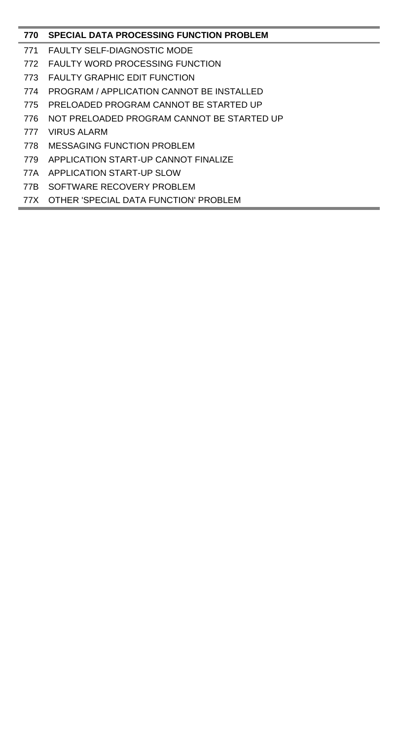| **770** | **SPECIAL DATA PROCESSING FUNCTION PROBLEM** |
|---|---|
| 771 | FAULTY SELF-DIAGNOSTIC MODE |
| 772 | FAULTY WORD PROCESSING FUNCTION |
| 773 | FAULTY GRAPHIC EDIT FUNCTION |
| 774 | PROGRAM / APPLICATION CANNOT BE INSTALLED |
| 775 | PRELOADED PROGRAM CANNOT BE STARTED UP |
| 776 | NOT PRELOADED PROGRAM CANNOT BE STARTED UP |
| 777 | VIRUS ALARM |
| 778 | MESSAGING FUNCTION PROBLEM |
| 779 | APPLICATION START-UP CANNOT FINALIZE |
| 77A | APPLICATION START-UP SLOW |
| 77B | SOFTWARE RECOVERY PROBLEM |
| 77X | OTHER 'SPECIAL DATA FUNCTION' PROBLEM |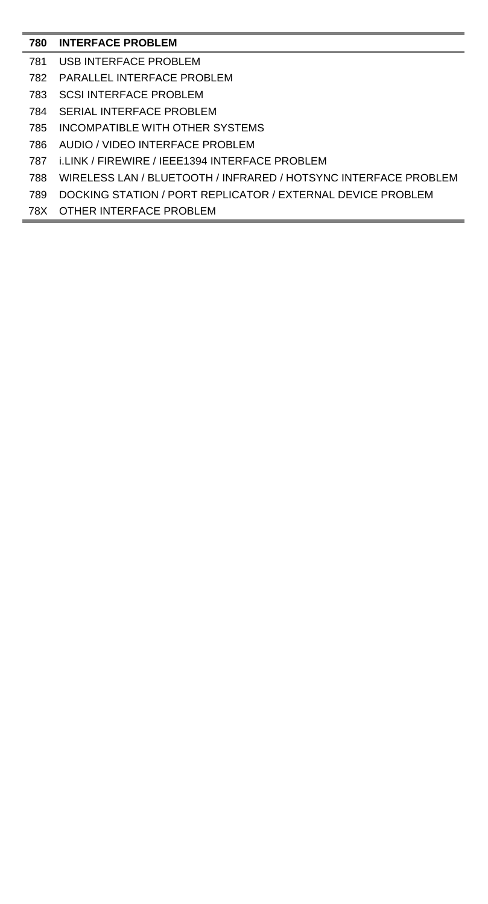| 780 | **INTERFACE PROBLEM** |
|---|---|
| 781 | USB INTERFACE PROBLEM |
| 782 | PARALLEL INTERFACE PROBLEM |
| 783 | SCSI INTERFACE PROBLEM |
| 784 | SERIAL INTERFACE PROBLEM |
| 785 | INCOMPATIBLE WITH OTHER SYSTEMS |
| 786 | AUDIO / VIDEO INTERFACE PROBLEM |
| 787 | i.LINK / FIREWIRE / IEEE1394 INTERFACE PROBLEM |
| 788 | WIRELESS LAN / BLUETOOTH / INFRARED / HOTSYNC INTERFACE PROBLEM |
| 789 | DOCKING STATION / PORT REPLICATOR / EXTERNAL DEVICE PROBLEM |
| 78X | OTHER INTERFACE PROBLEM |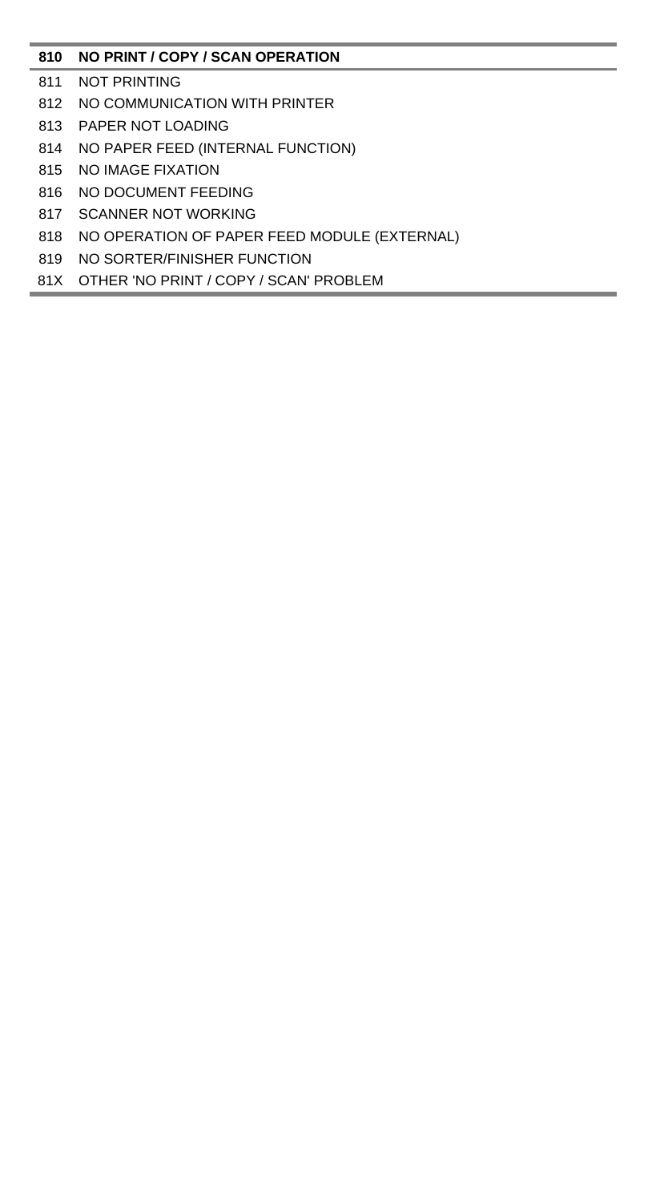| **810** | **NO PRINT / COPY / SCAN OPERATION** |
|---|---|
| 811 | NOT PRINTING |
| 812 | NO COMMUNICATION WITH PRINTER |
| 813 | PAPER NOT LOADING |
| 814 | NO PAPER FEED (INTERNAL FUNCTION) |
| 815 | NO IMAGE FIXATION |
| 816 | NO DOCUMENT FEEDING |
| 817 | SCANNER NOT WORKING |
| 818 | NO OPERATION OF PAPER FEED MODULE (EXTERNAL) |
| 819 | NO SORTER/FINISHER FUNCTION |
| 81X | OTHER 'NO PRINT / COPY / SCAN' PROBLEM |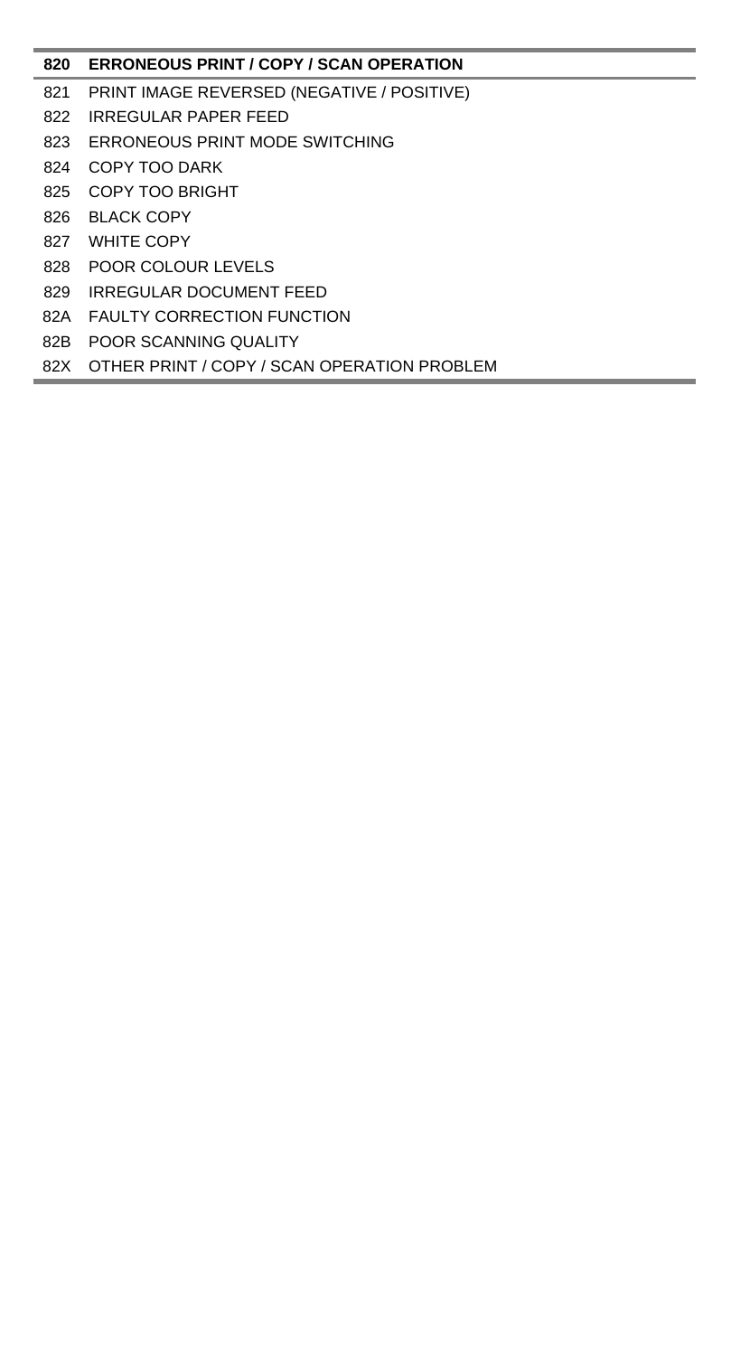| 820 | **ERRONEOUS PRINT / COPY / SCAN OPERATION** |
|---|---|
| 821 | PRINT IMAGE REVERSED (NEGATIVE / POSITIVE) |
| 822 | IRREGULAR PAPER FEED |
| 823 | ERRONEOUS PRINT MODE SWITCHING |
| 824 | COPY TOO DARK |
| 825 | COPY TOO BRIGHT |
| 826 | BLACK COPY |
| 827 | WHITE COPY |
| 828 | POOR COLOUR LEVELS |
| 829 | IRREGULAR DOCUMENT FEED |
| 82A | FAULTY CORRECTION FUNCTION |
| 82B | POOR SCANNING QUALITY |
| 82X | OTHER PRINT / COPY / SCAN OPERATION PROBLEM |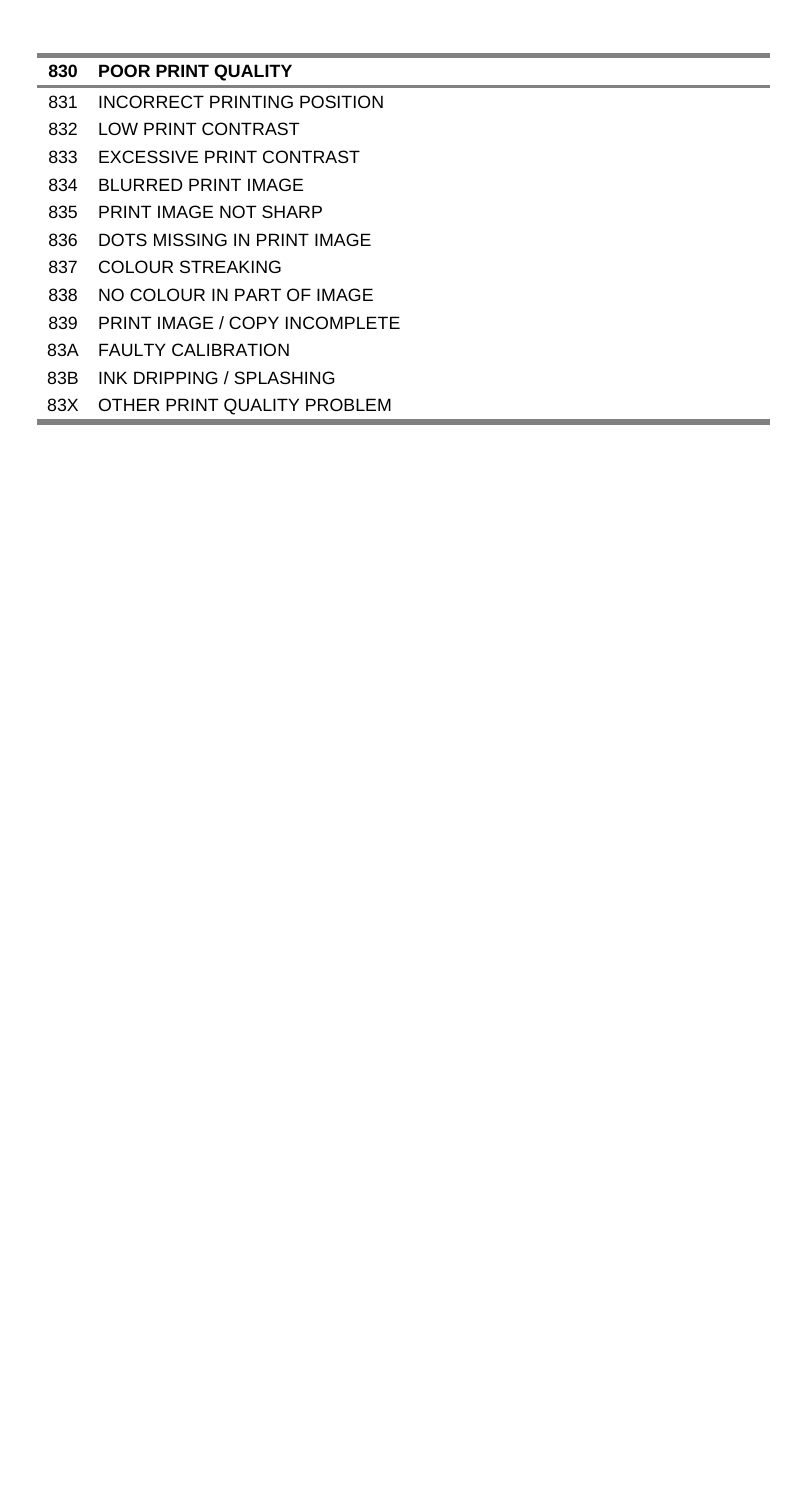| 830 | **POOR PRINT QUALITY** |
| --- | --- |
| 831 | INCORRECT PRINTING POSITION |
| 832 | LOW PRINT CONTRAST |
| 833 | EXCESSIVE PRINT CONTRAST |
| 834 | BLURRED PRINT IMAGE |
| 835 | PRINT IMAGE NOT SHARP |
| 836 | DOTS MISSING IN PRINT IMAGE |
| 837 | COLOUR STREAKING |
| 838 | NO COLOUR IN PART OF IMAGE |
| 839 | PRINT IMAGE / COPY INCOMPLETE |
| 83A | FAULTY CALIBRATION |
| 83B | INK DRIPPING / SPLASHING |
| 83X | OTHER PRINT QUALITY PROBLEM |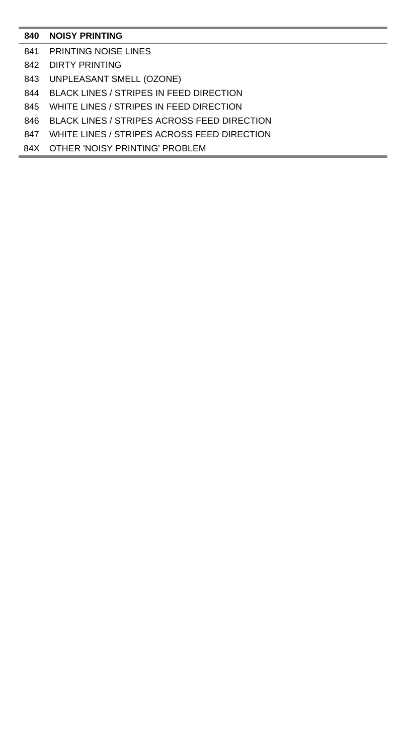| 840 | **NOISY PRINTING** |
|---|---|
| 841 | PRINTING NOISE LINES |
| 842 | DIRTY PRINTING |
| 843 | UNPLEASANT SMELL (OZONE) |
| 844 | BLACK LINES / STRIPES IN FEED DIRECTION |
| 845 | WHITE LINES / STRIPES IN FEED DIRECTION |
| 846 | BLACK LINES / STRIPES ACROSS FEED DIRECTION |
| 847 | WHITE LINES / STRIPES ACROSS FEED DIRECTION |
| 84X | OTHER 'NOISY PRINTING' PROBLEM |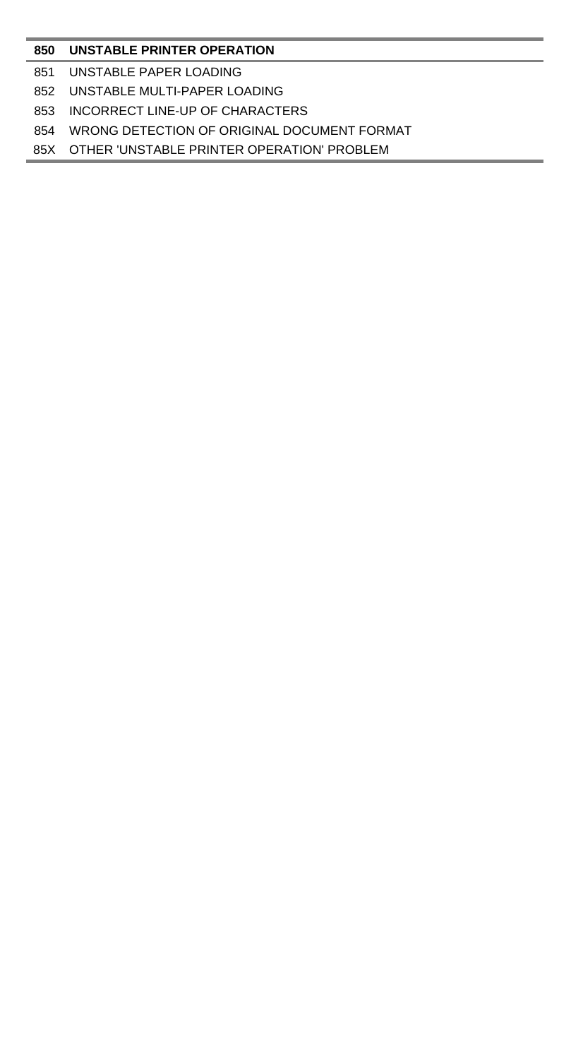| **850** | **UNSTABLE PRINTER OPERATION** |
| --- | --- |
| 851 | UNSTABLE PAPER LOADING |
| 852 | UNSTABLE MULTI-PAPER LOADING |
| 853 | INCORRECT LINE-UP OF CHARACTERS |
| 854 | WRONG DETECTION OF ORIGINAL DOCUMENT FORMAT |
| 85X | OTHER 'UNSTABLE PRINTER OPERATION' PROBLEM |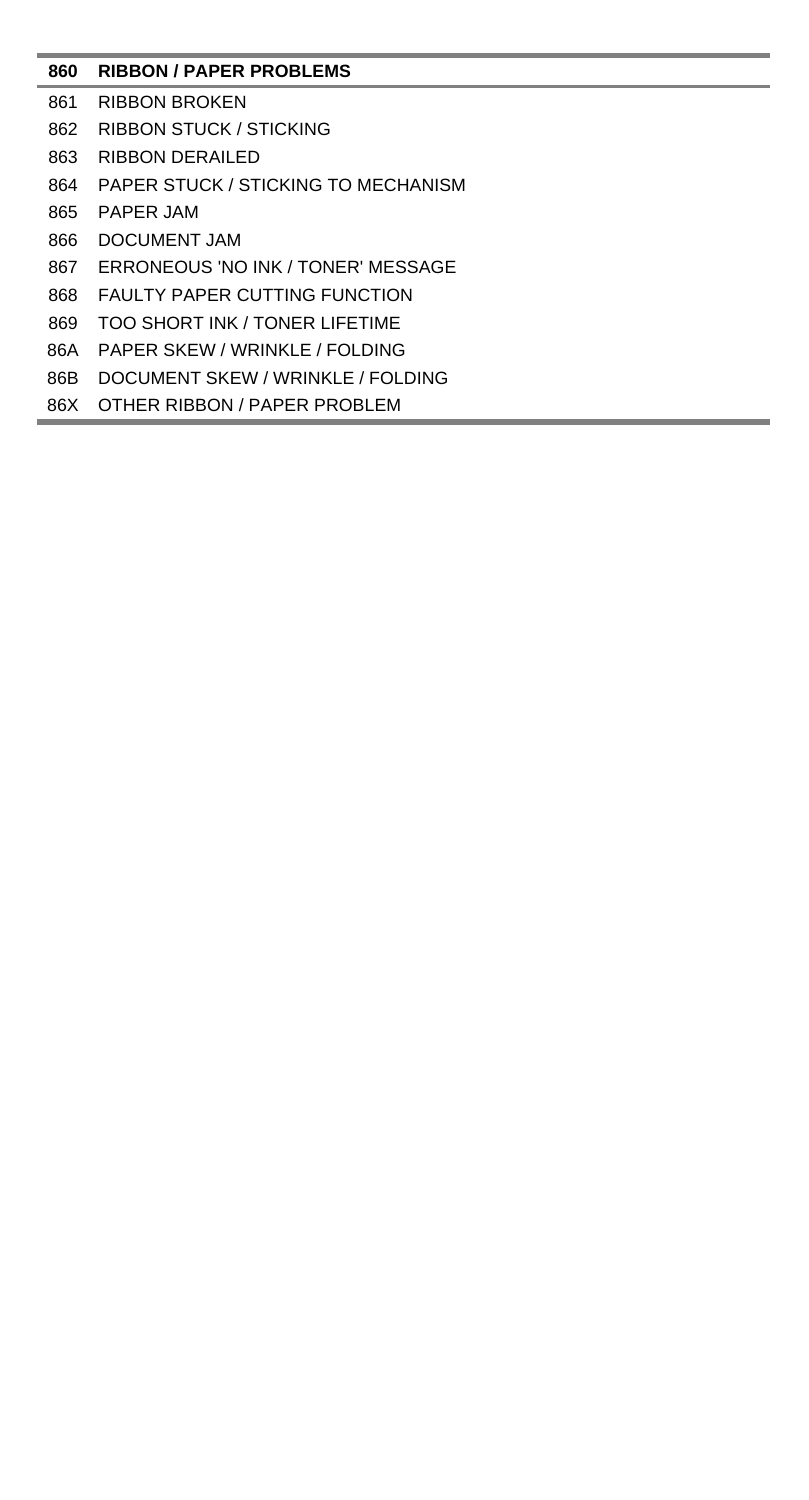| 860 | **RIBBON / PAPER PROBLEMS** |
|---|---|
| 861 | RIBBON BROKEN |
| 862 | RIBBON STUCK / STICKING |
| 863 | RIBBON DERAILED |
| 864 | PAPER STUCK / STICKING TO MECHANISM |
| 865 | PAPER JAM |
| 866 | DOCUMENT JAM |
| 867 | ERRONEOUS 'NO INK / TONER' MESSAGE |
| 868 | FAULTY PAPER CUTTING FUNCTION |
| 869 | TOO SHORT INK / TONER LIFETIME |
| 86A | PAPER SKEW / WRINKLE / FOLDING |
| 86B | DOCUMENT SKEW / WRINKLE / FOLDING |
| 86X | OTHER RIBBON / PAPER PROBLEM |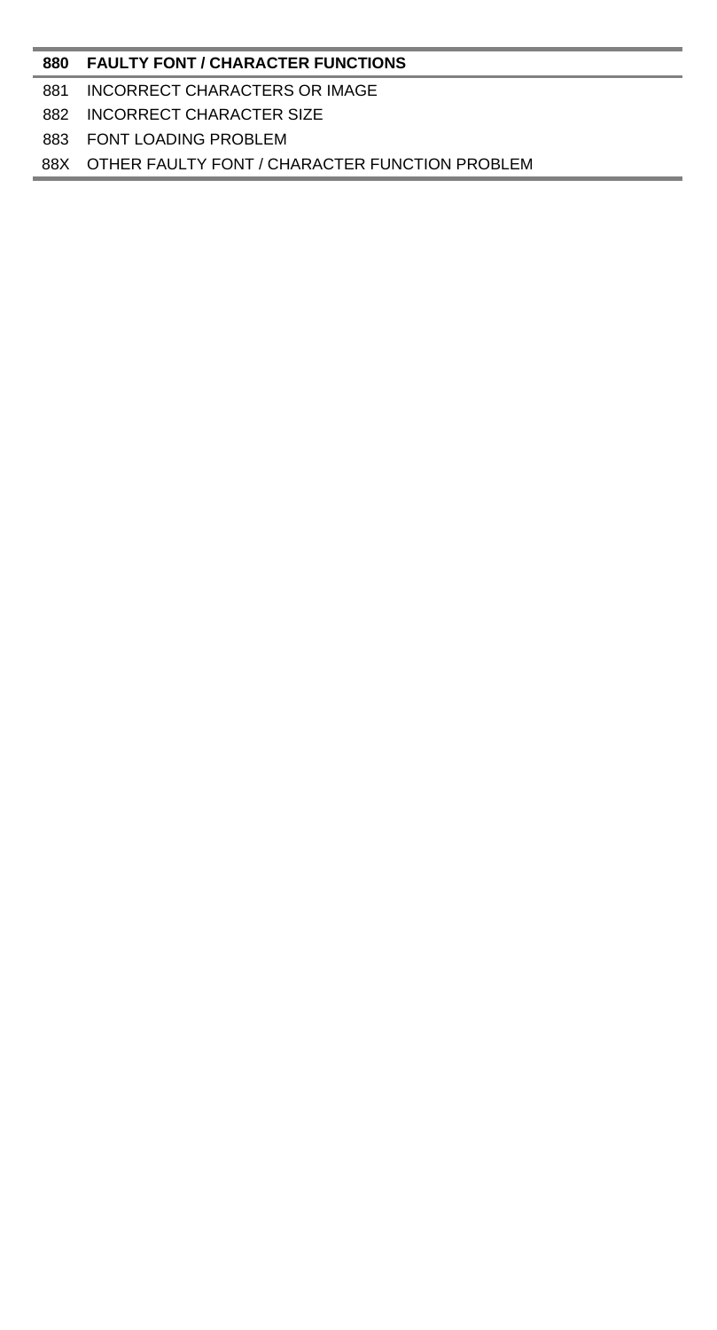| 880 | **FAULTY FONT / CHARACTER FUNCTIONS** |
| --- | --- |
| 881 | INCORRECT CHARACTERS OR IMAGE |
| 882 | INCORRECT CHARACTER SIZE |
| 883 | FONT LOADING PROBLEM |
| 88X | OTHER FAULTY FONT / CHARACTER FUNCTION PROBLEM |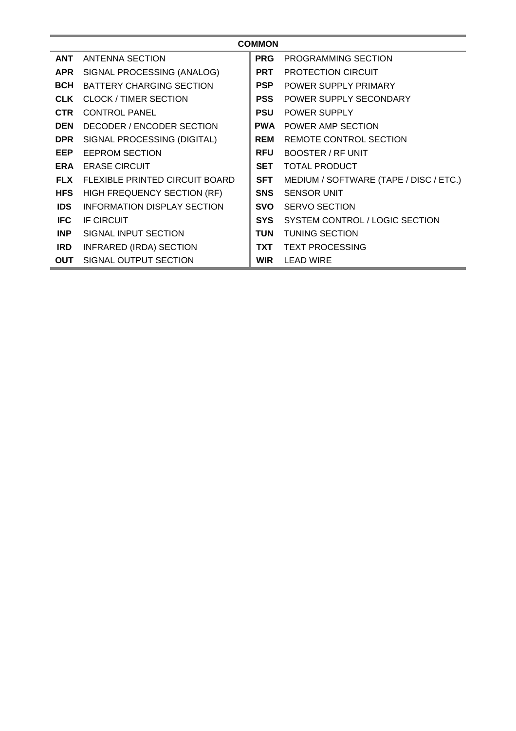| COMMON | | | |
|---|---|---|---|
| **ANT** | ANTENNA SECTION | **PRG** | PROGRAMMING SECTION |
| **APR** | SIGNAL PROCESSING (ANALOG) | **PRT** | PROTECTION CIRCUIT |
| **BCH** | BATTERY CHARGING SECTION | **PSP** | POWER SUPPLY PRIMARY |
| **CLK** | CLOCK / TIMER SECTION | **PSS** | POWER SUPPLY SECONDARY |
| **CTR** | CONTROL PANEL | **PSU** | POWER SUPPLY |
| **DEN** | DECODER / ENCODER SECTION | **PWA** | POWER AMP SECTION |
| **DPR** | SIGNAL PROCESSING (DIGITAL) | **REM** | REMOTE CONTROL SECTION |
| **EEP** | EEPROM SECTION | **RFU** | BOOSTER / RF UNIT |
| **ERA** | ERASE CIRCUIT | **SET** | TOTAL PRODUCT |
| **FLX** | FLEXIBLE PRINTED CIRCUIT BOARD | **SFT** | MEDIUM / SOFTWARE (TAPE / DISC / ETC.) |
| **HFS** | HIGH FREQUENCY SECTION (RF) | **SNS** | SENSOR UNIT |
| **IDS** | INFORMATION DISPLAY SECTION | **SVO** | SERVO SECTION |
| **IFC** | IF CIRCUIT | **SYS** | SYSTEM CONTROL / LOGIC SECTION |
| **INP** | SIGNAL INPUT SECTION | **TUN** | TUNING SECTION |
| **IRD** | INFRARED (IRDA) SECTION | **TXT** | TEXT PROCESSING |
| **OUT** | SIGNAL OUTPUT SECTION | **WIR** | LEAD WIRE |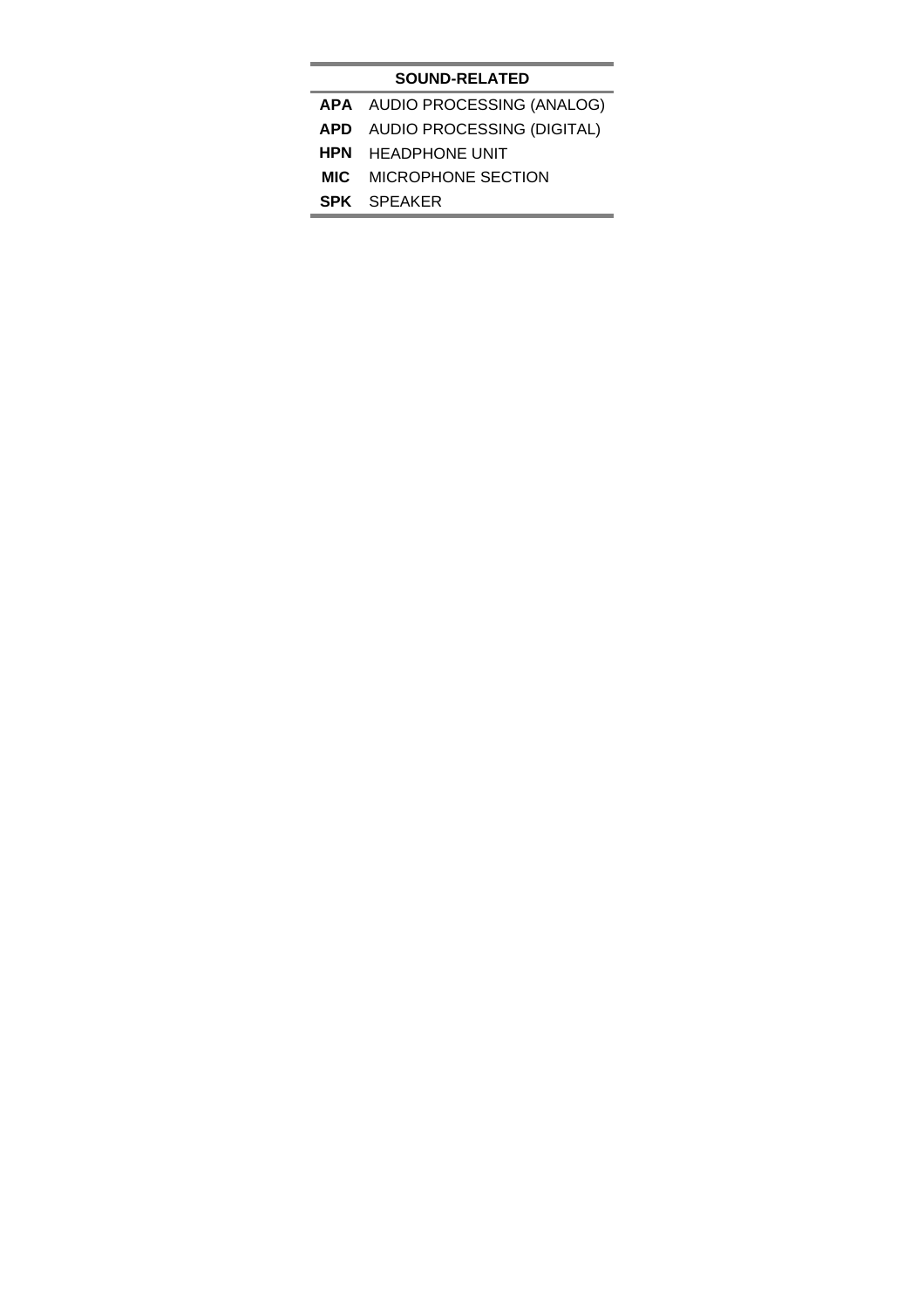| SOUND-RELATED | |
|---|---|
| **APA** | AUDIO PROCESSING (ANALOG) |
| **APD** | AUDIO PROCESSING (DIGITAL) |
| **HPN** | HEADPHONE UNIT |
| **MIC** | MICROPHONE SECTION |
| **SPK** | SPEAKER |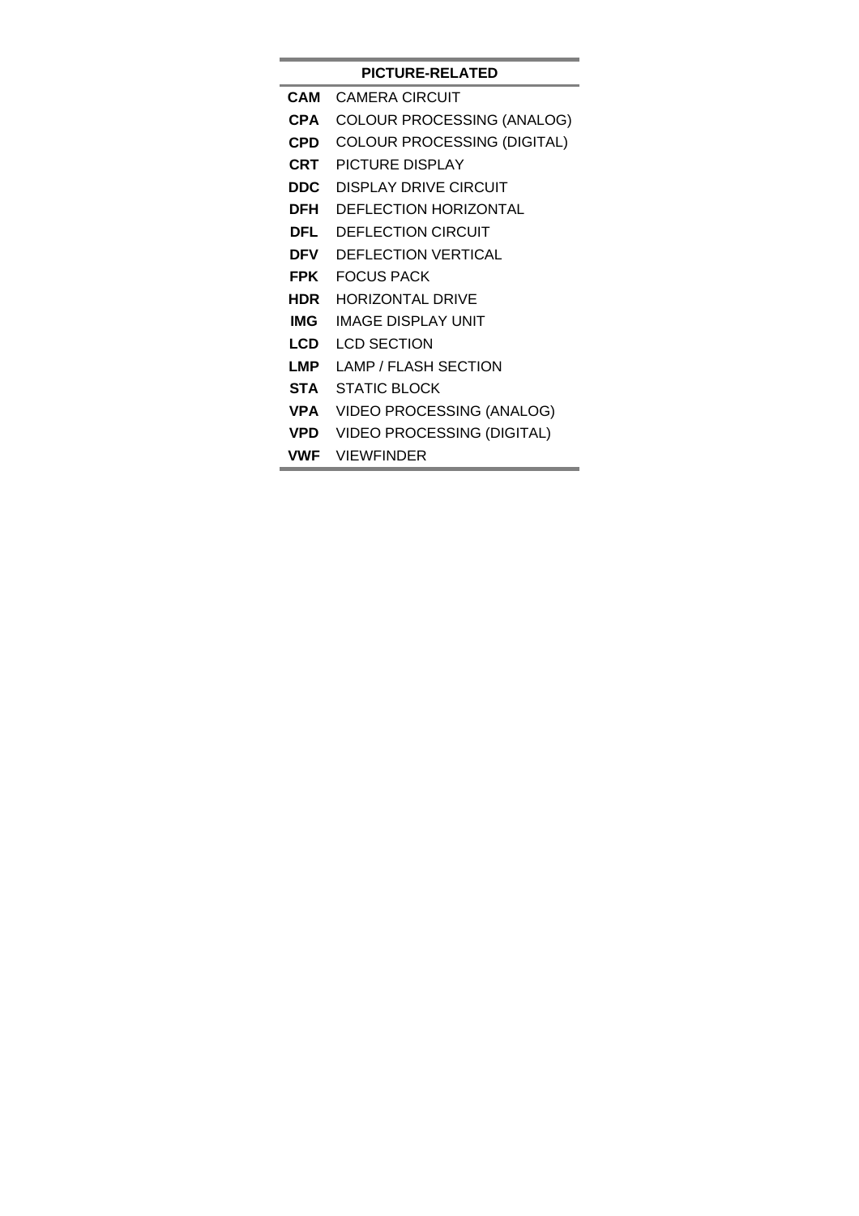| PICTURE-RELATED | |
|---|---|
| **CAM** | CAMERA CIRCUIT |
| **CPA** | COLOUR PROCESSING (ANALOG) |
| **CPD** | COLOUR PROCESSING (DIGITAL) |
| **CRT** | PICTURE DISPLAY |
| **DDC** | DISPLAY DRIVE CIRCUIT |
| **DFH** | DEFLECTION HORIZONTAL |
| **DFL** | DEFLECTION CIRCUIT |
| **DFV** | DEFLECTION VERTICAL |
| **FPK** | FOCUS PACK |
| **HDR** | HORIZONTAL DRIVE |
| **IMG** | IMAGE DISPLAY UNIT |
| **LCD** | LCD SECTION |
| **LMP** | LAMP / FLASH SECTION |
| **STA** | STATIC BLOCK |
| **VPA** | VIDEO PROCESSING (ANALOG) |
| **VPD** | VIDEO PROCESSING (DIGITAL) |
| **VWF** | VIEWFINDER |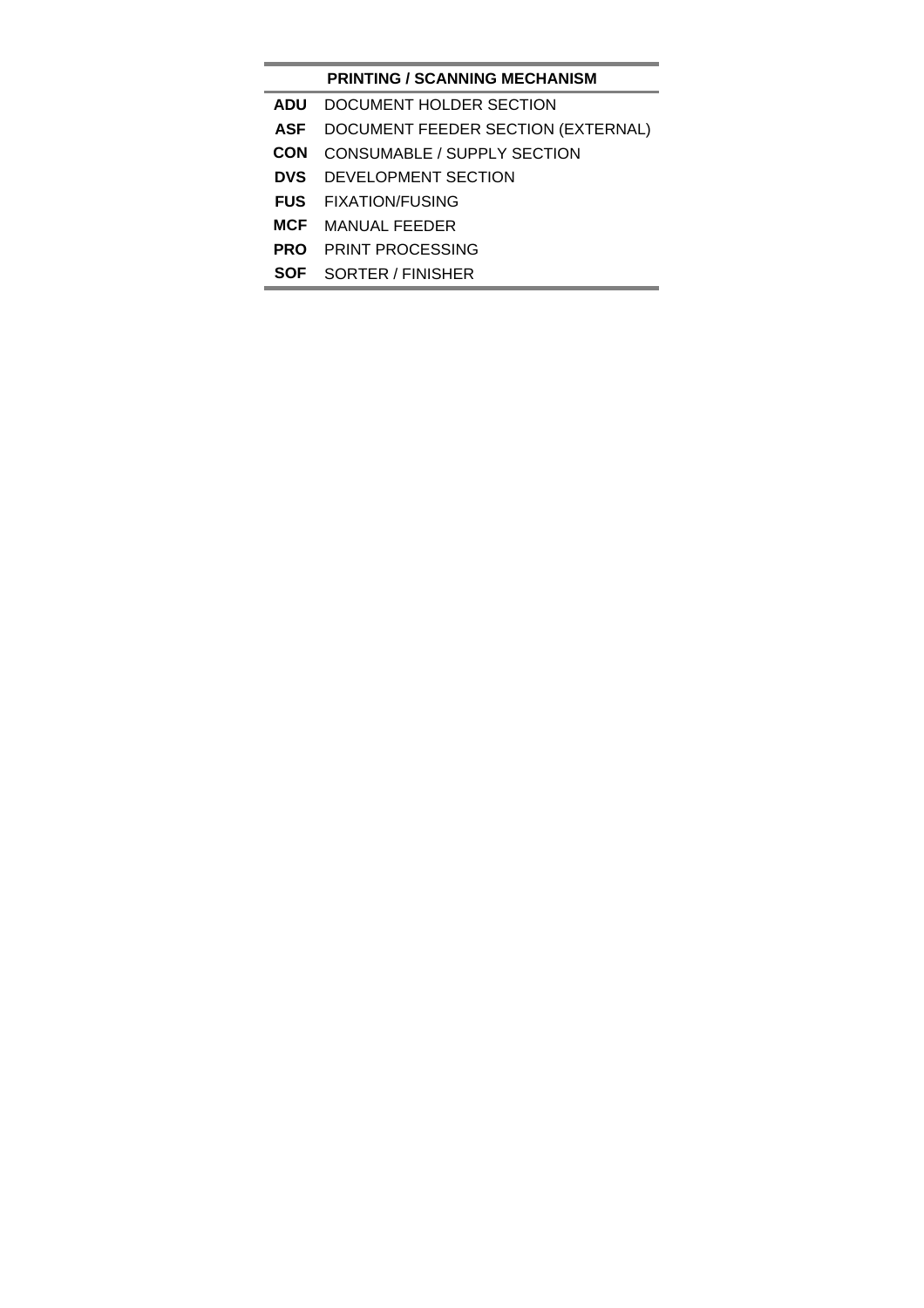| PRINTING / SCANNING MECHANISM | |
|---|---|
| **ADU** | DOCUMENT HOLDER SECTION |
| **ASF** | DOCUMENT FEEDER SECTION (EXTERNAL) |
| **CON** | CONSUMABLE / SUPPLY SECTION |
| **DVS** | DEVELOPMENT SECTION |
| **FUS** | FIXATION/FUSING |
| **MCF** | MANUAL FEEDER |
| **PRO** | PRINT PROCESSING |
| **SOF** | SORTER / FINISHER |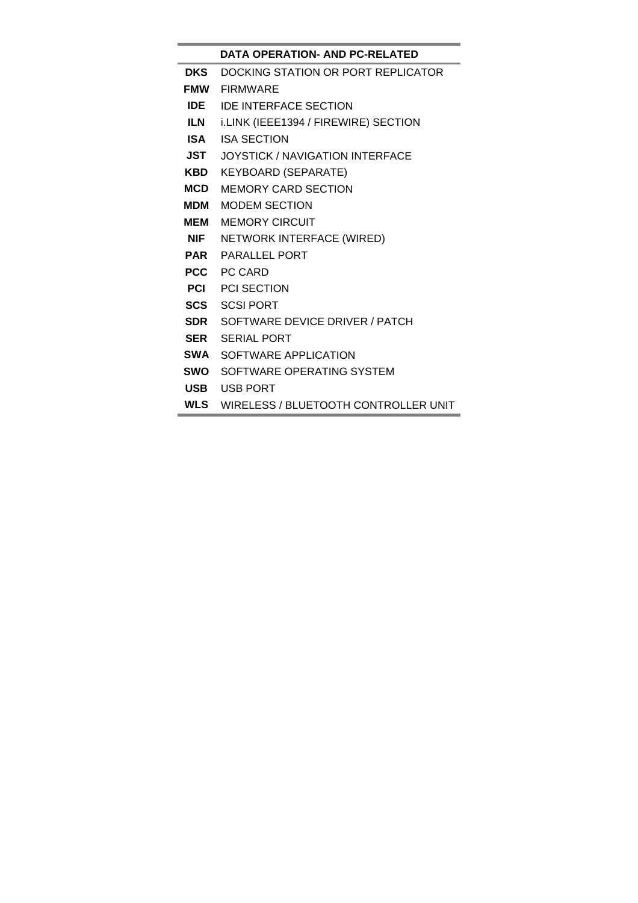| | DATA OPERATION- AND PC-RELATED |
|---|---|
| **DKS** | DOCKING STATION OR PORT REPLICATOR |
| **FMW** | FIRMWARE |
| **IDE** | IDE INTERFACE SECTION |
| **ILN** | i.LINK (IEEE1394 / FIREWIRE) SECTION |
| **ISA** | ISA SECTION |
| **JST** | JOYSTICK / NAVIGATION INTERFACE |
| **KBD** | KEYBOARD (SEPARATE) |
| **MCD** | MEMORY CARD SECTION |
| **MDM** | MODEM SECTION |
| **MEM** | MEMORY CIRCUIT |
| **NIF** | NETWORK INTERFACE (WIRED) |
| **PAR** | PARALLEL PORT |
| **PCC** | PC CARD |
| **PCI** | PCI SECTION |
| **SCS** | SCSI PORT |
| **SDR** | SOFTWARE DEVICE DRIVER / PATCH |
| **SER** | SERIAL PORT |
| **SWA** | SOFTWARE APPLICATION |
| **SWO** | SOFTWARE OPERATING SYSTEM |
| **USB** | USB PORT |
| **WLS** | WIRELESS / BLUETOOTH CONTROLLER UNIT |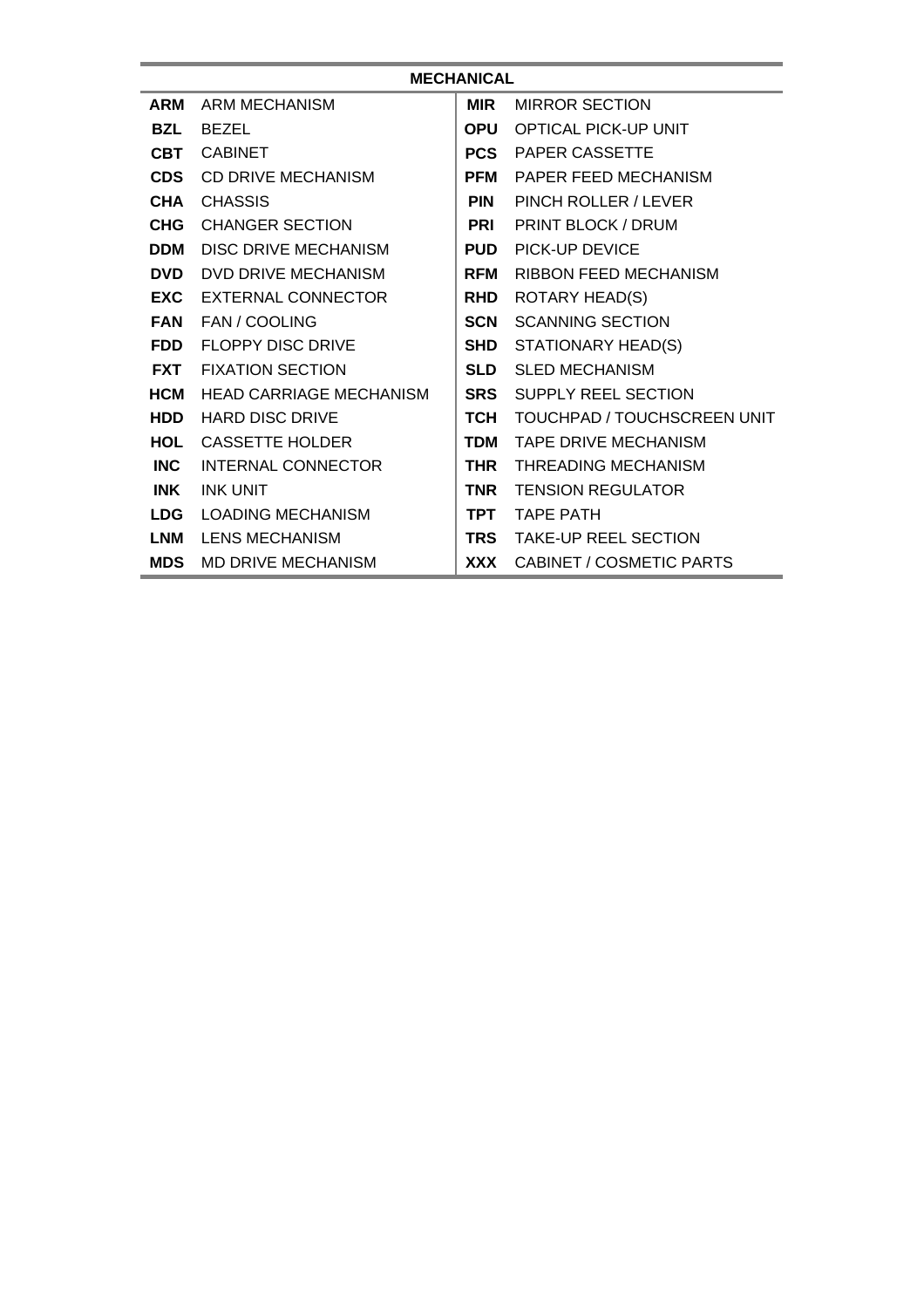| MECHANICAL | | | |
|---|---|---|---|
| **ARM** | ARM MECHANISM | **MIR** | MIRROR SECTION |
| **BZL** | BEZEL | **OPU** | OPTICAL PICK-UP UNIT |
| **CBT** | CABINET | **PCS** | PAPER CASSETTE |
| **CDS** | CD DRIVE MECHANISM | **PFM** | PAPER FEED MECHANISM |
| **CHA** | CHASSIS | **PIN** | PINCH ROLLER / LEVER |
| **CHG** | CHANGER SECTION | **PRI** | PRINT BLOCK / DRUM |
| **DDM** | DISC DRIVE MECHANISM | **PUD** | PICK-UP DEVICE |
| **DVD** | DVD DRIVE MECHANISM | **RFM** | RIBBON FEED MECHANISM |
| **EXC** | EXTERNAL CONNECTOR | **RHD** | ROTARY HEAD(S) |
| **FAN** | FAN / COOLING | **SCN** | SCANNING SECTION |
| **FDD** | FLOPPY DISC DRIVE | **SHD** | STATIONARY HEAD(S) |
| **FXT** | FIXATION SECTION | **SLD** | SLED MECHANISM |
| **HCM** | HEAD CARRIAGE MECHANISM | **SRS** | SUPPLY REEL SECTION |
| **HDD** | HARD DISC DRIVE | **TCH** | TOUCHPAD / TOUCHSCREEN UNIT |
| **HOL** | CASSETTE HOLDER | **TDM** | TAPE DRIVE MECHANISM |
| **INC** | INTERNAL CONNECTOR | **THR** | THREADING MECHANISM |
| **INK** | INK UNIT | **TNR** | TENSION REGULATOR |
| **LDG** | LOADING MECHANISM | **TPT** | TAPE PATH |
| **LNM** | LENS MECHANISM | **TRS** | TAKE-UP REEL SECTION |
| **MDS** | MD DRIVE MECHANISM | **XXX** | CABINET / COSMETIC PARTS |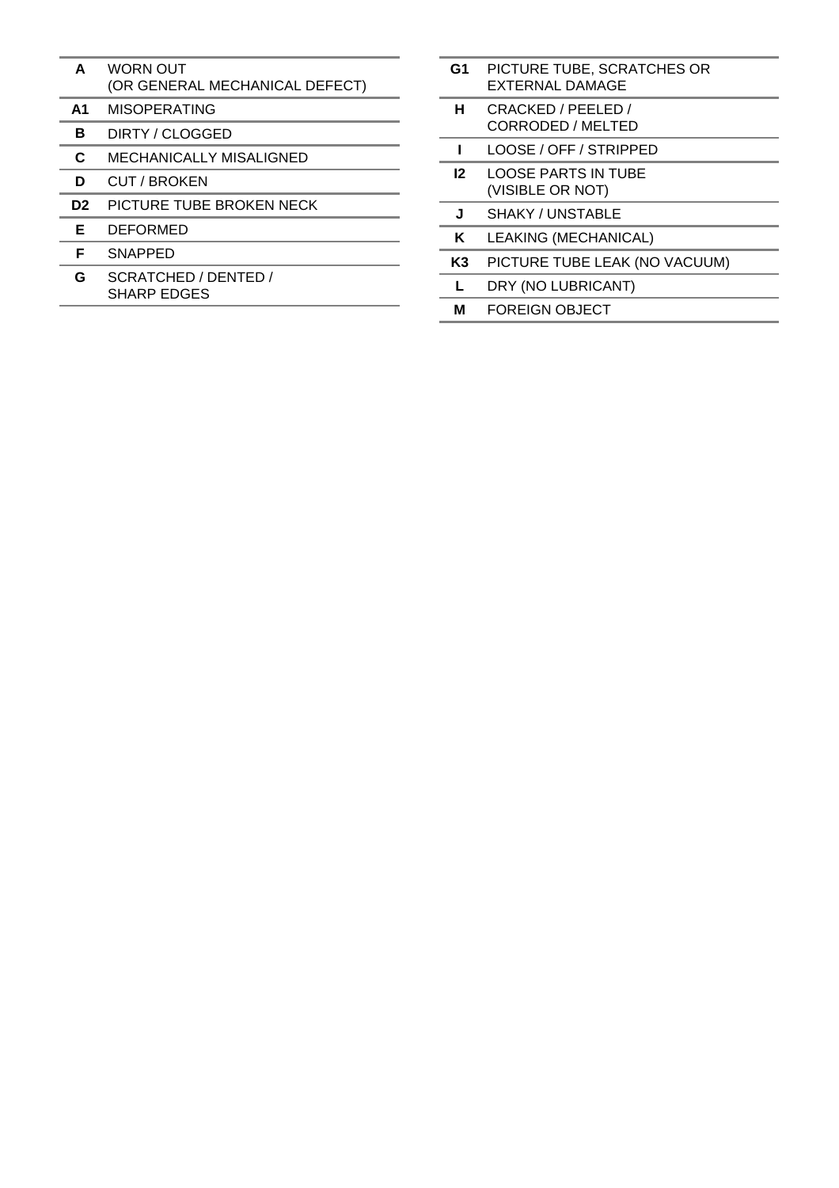| Code | Description |
|---|---|
| **A** | WORN OUT (OR GENERAL MECHANICAL DEFECT) |
| **A1** | MISOPERATING |
| **B** | DIRTY / CLOGGED |
| **C** | MECHANICALLY MISALIGNED |
| **D** | CUT / BROKEN |
| **D2** | PICTURE TUBE BROKEN NECK |
| **E** | DEFORMED |
| **F** | SNAPPED |
| **G** | SCRATCHED / DENTED / SHARP EDGES |
| **G1** | PICTURE TUBE, SCRATCHES OR EXTERNAL DAMAGE |
| **H** | CRACKED / PEELED / CORRODED / MELTED |
| **I** | LOOSE / OFF / STRIPPED |
| **I2** | LOOSE PARTS IN TUBE (VISIBLE OR NOT) |
| **J** | SHAKY / UNSTABLE |
| **K** | LEAKING (MECHANICAL) |
| **K3** | PICTURE TUBE LEAK (NO VACUUM) |
| **L** | DRY (NO LUBRICANT) |
| **M** | FOREIGN OBJECT |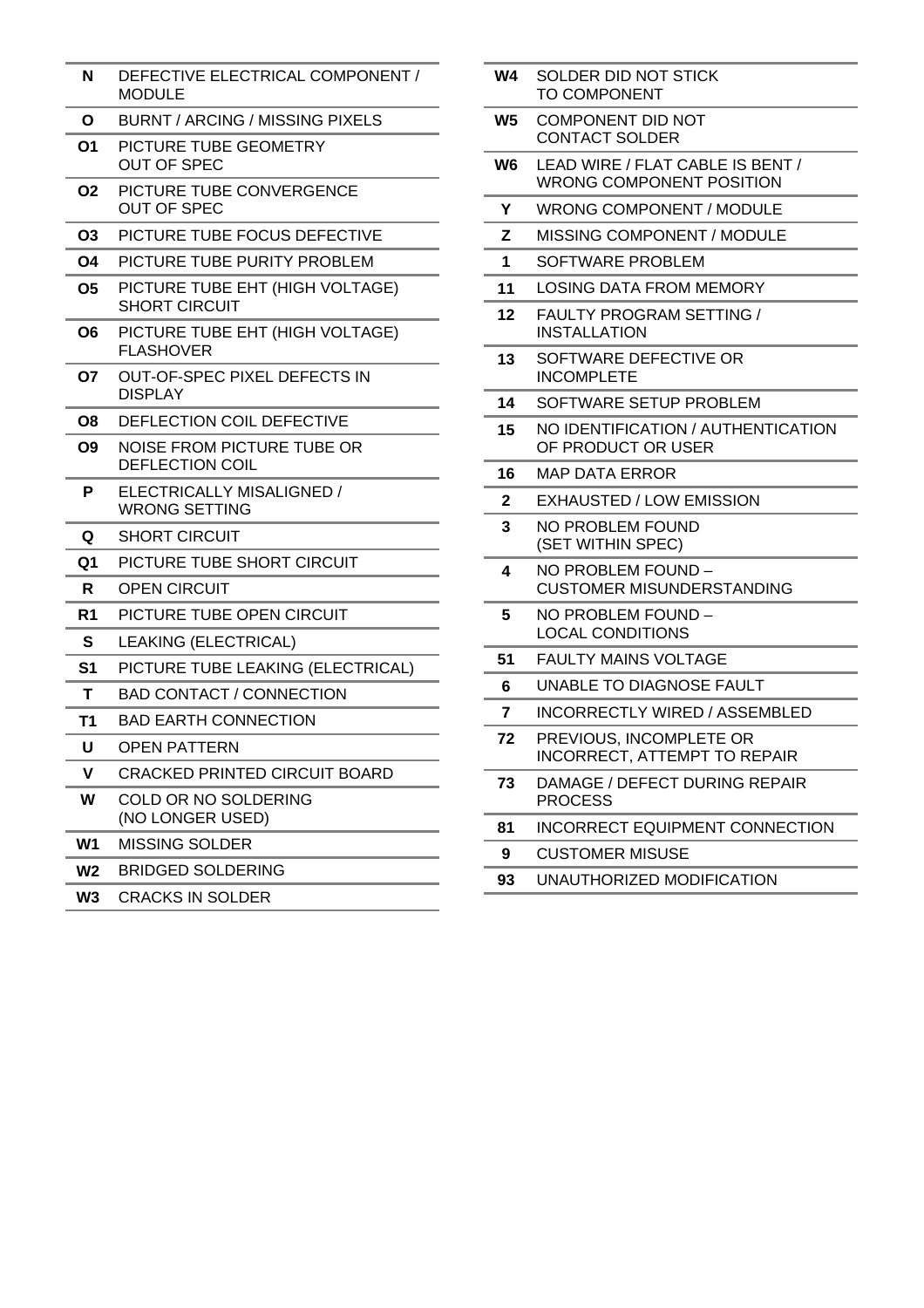| Code | Description |
|---|---|
| N | DEFECTIVE ELECTRICAL COMPONENT / MODULE |
| O | BURNT / ARCING / MISSING PIXELS |
| O1 | PICTURE TUBE GEOMETRY OUT OF SPEC |
| O2 | PICTURE TUBE CONVERGENCE OUT OF SPEC |
| O3 | PICTURE TUBE FOCUS DEFECTIVE |
| O4 | PICTURE TUBE PURITY PROBLEM |
| O5 | PICTURE TUBE EHT (HIGH VOLTAGE) SHORT CIRCUIT |
| O6 | PICTURE TUBE EHT (HIGH VOLTAGE) FLASHOVER |
| O7 | OUT-OF-SPEC PIXEL DEFECTS IN DISPLAY |
| O8 | DEFLECTION COIL DEFECTIVE |
| O9 | NOISE FROM PICTURE TUBE OR DEFLECTION COIL |
| P | ELECTRICALLY MISALIGNED / WRONG SETTING |
| Q | SHORT CIRCUIT |
| Q1 | PICTURE TUBE SHORT CIRCUIT |
| R | OPEN CIRCUIT |
| R1 | PICTURE TUBE OPEN CIRCUIT |
| S | LEAKING (ELECTRICAL) |
| S1 | PICTURE TUBE LEAKING (ELECTRICAL) |
| T | BAD CONTACT / CONNECTION |
| T1 | BAD EARTH CONNECTION |
| U | OPEN PATTERN |
| V | CRACKED PRINTED CIRCUIT BOARD |
| W | COLD OR NO SOLDERING (NO LONGER USED) |
| W1 | MISSING SOLDER |
| W2 | BRIDGED SOLDERING |
| W3 | CRACKS IN SOLDER |
| W4 | SOLDER DID NOT STICK TO COMPONENT |
| W5 | COMPONENT DID NOT CONTACT SOLDER |
| W6 | LEAD WIRE / FLAT CABLE IS BENT / WRONG COMPONENT POSITION |
| Y | WRONG COMPONENT / MODULE |
| Z | MISSING COMPONENT / MODULE |
| 1 | SOFTWARE PROBLEM |
| 11 | LOSING DATA FROM MEMORY |
| 12 | FAULTY PROGRAM SETTING / INSTALLATION |
| 13 | SOFTWARE DEFECTIVE OR INCOMPLETE |
| 14 | SOFTWARE SETUP PROBLEM |
| 15 | NO IDENTIFICATION / AUTHENTICATION OF PRODUCT OR USER |
| 16 | MAP DATA ERROR |
| 2 | EXHAUSTED / LOW EMISSION |
| 3 | NO PROBLEM FOUND (SET WITHIN SPEC) |
| 4 | NO PROBLEM FOUND – CUSTOMER MISUNDERSTANDING |
| 5 | NO PROBLEM FOUND – LOCAL CONDITIONS |
| 51 | FAULTY MAINS VOLTAGE |
| 6 | UNABLE TO DIAGNOSE FAULT |
| 7 | INCORRECTLY WIRED / ASSEMBLED |
| 72 | PREVIOUS, INCOMPLETE OR INCORRECT, ATTEMPT TO REPAIR |
| 73 | DAMAGE / DEFECT DURING REPAIR PROCESS |
| 81 | INCORRECT EQUIPMENT CONNECTION |
| 9 | CUSTOMER MISUSE |
| 93 | UNAUTHORIZED MODIFICATION |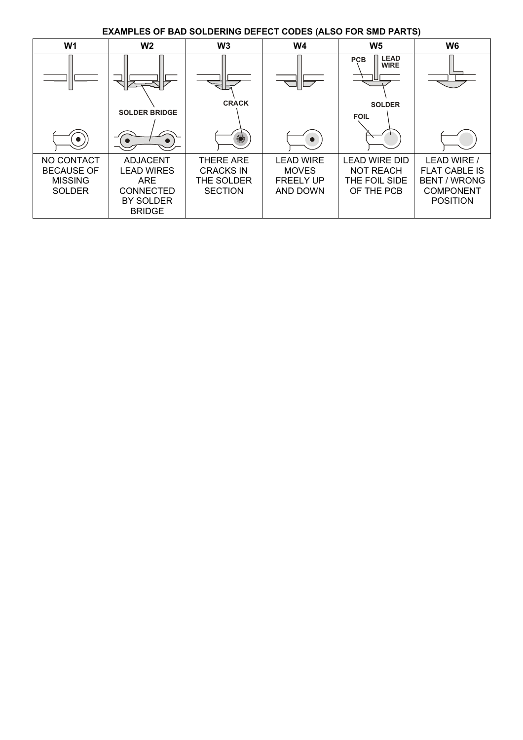**EXAMPLES OF BAD SOLDERING DEFECT CODES (ALSO FOR SMD PARTS)**

| W1 | W2 | W3 | W4 | W5 | W6 |
|---|---|---|---|---|---|
| | SOLDER BRIDGE | CRACK | | PCB, LEAD WIRE, SOLDER, FOIL | |
| NO CONTACT BECAUSE OF MISSING SOLDER | ADJACENT LEAD WIRES ARE CONNECTED BY SOLDER BRIDGE | THERE ARE CRACKS IN THE SOLDER SECTION | LEAD WIRE MOVES FREELY UP AND DOWN | LEAD WIRE DID NOT REACH THE FOIL SIDE OF THE PCB | LEAD WIRE / FLAT CABLE IS BENT / WRONG COMPONENT POSITION |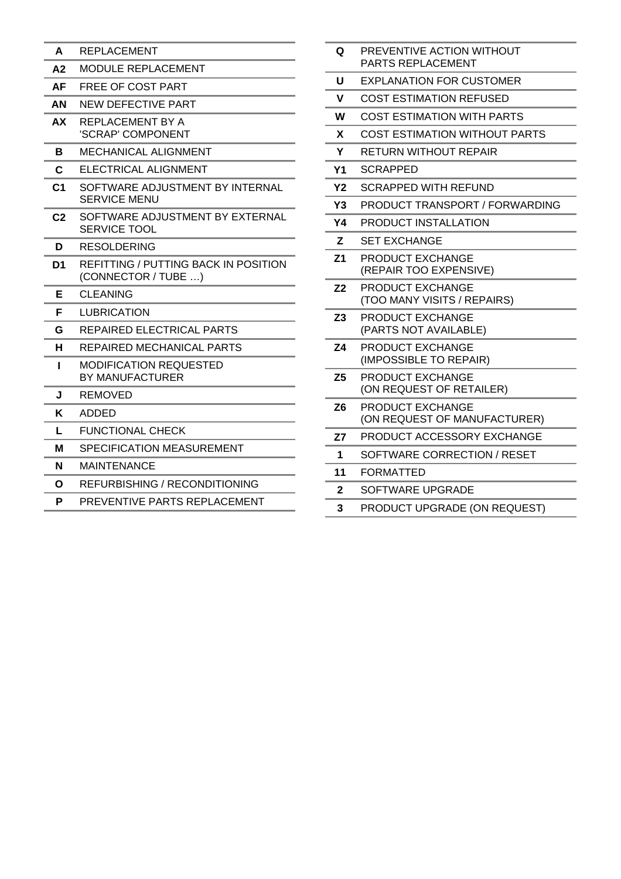| Code | Description |
|---|---|
| **A** | REPLACEMENT |
| **A2** | MODULE REPLACEMENT |
| **AF** | FREE OF COST PART |
| **AN** | NEW DEFECTIVE PART |
| **AX** | REPLACEMENT BY A 'SCRAP' COMPONENT |
| **B** | MECHANICAL ALIGNMENT |
| **C** | ELECTRICAL ALIGNMENT |
| **C1** | SOFTWARE ADJUSTMENT BY INTERNAL SERVICE MENU |
| **C2** | SOFTWARE ADJUSTMENT BY EXTERNAL SERVICE TOOL |
| **D** | RESOLDERING |
| **D1** | REFITTING / PUTTING BACK IN POSITION (CONNECTOR / TUBE …) |
| **E** | CLEANING |
| **F** | LUBRICATION |
| **G** | REPAIRED ELECTRICAL PARTS |
| **H** | REPAIRED MECHANICAL PARTS |
| **I** | MODIFICATION REQUESTED BY MANUFACTURER |
| **J** | REMOVED |
| **K** | ADDED |
| **L** | FUNCTIONAL CHECK |
| **M** | SPECIFICATION MEASUREMENT |
| **N** | MAINTENANCE |
| **O** | REFURBISHING / RECONDITIONING |
| **P** | PREVENTIVE PARTS REPLACEMENT |
| **Q** | PREVENTIVE ACTION WITHOUT PARTS REPLACEMENT |
| **U** | EXPLANATION FOR CUSTOMER |
| **V** | COST ESTIMATION REFUSED |
| **W** | COST ESTIMATION WITH PARTS |
| **X** | COST ESTIMATION WITHOUT PARTS |
| **Y** | RETURN WITHOUT REPAIR |
| **Y1** | SCRAPPED |
| **Y2** | SCRAPPED WITH REFUND |
| **Y3** | PRODUCT TRANSPORT / FORWARDING |
| **Y4** | PRODUCT INSTALLATION |
| **Z** | SET EXCHANGE |
| **Z1** | PRODUCT EXCHANGE (REPAIR TOO EXPENSIVE) |
| **Z2** | PRODUCT EXCHANGE (TOO MANY VISITS / REPAIRS) |
| **Z3** | PRODUCT EXCHANGE (PARTS NOT AVAILABLE) |
| **Z4** | PRODUCT EXCHANGE (IMPOSSIBLE TO REPAIR) |
| **Z5** | PRODUCT EXCHANGE (ON REQUEST OF RETAILER) |
| **Z6** | PRODUCT EXCHANGE (ON REQUEST OF MANUFACTURER) |
| **Z7** | PRODUCT ACCESSORY EXCHANGE |
| **1** | SOFTWARE CORRECTION / RESET |
| **11** | FORMATTED |
| **2** | SOFTWARE UPGRADE |
| **3** | PRODUCT UPGRADE (ON REQUEST) |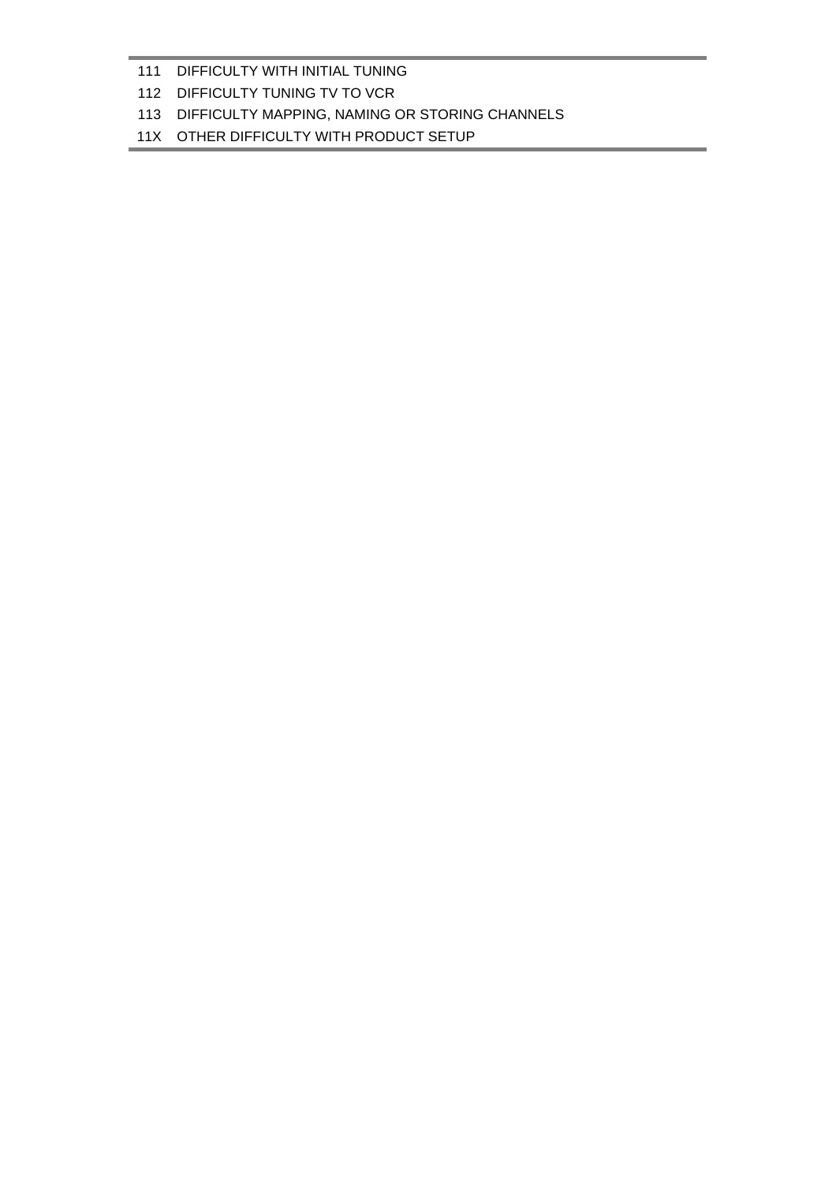| | |
|---|---|
| 111 | DIFFICULTY WITH INITIAL TUNING |
| 112 | DIFFICULTY TUNING TV TO VCR |
| 113 | DIFFICULTY MAPPING, NAMING OR STORING CHANNELS |
| 11X | OTHER DIFFICULTY WITH PRODUCT SETUP |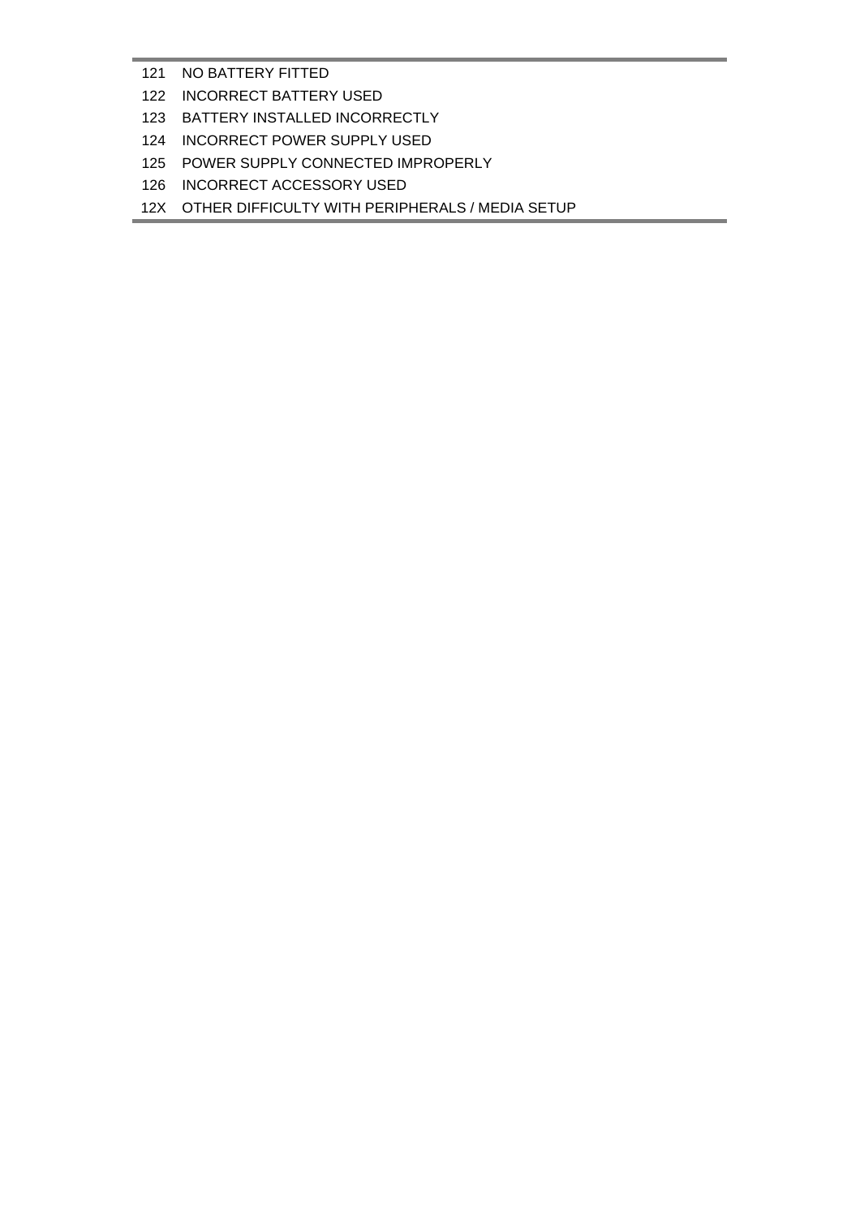| | |
|---|---|
| 121 | NO BATTERY FITTED |
| 122 | INCORRECT BATTERY USED |
| 123 | BATTERY INSTALLED INCORRECTLY |
| 124 | INCORRECT POWER SUPPLY USED |
| 125 | POWER SUPPLY CONNECTED IMPROPERLY |
| 126 | INCORRECT ACCESSORY USED |
| 12X | OTHER DIFFICULTY WITH PERIPHERALS / MEDIA SETUP |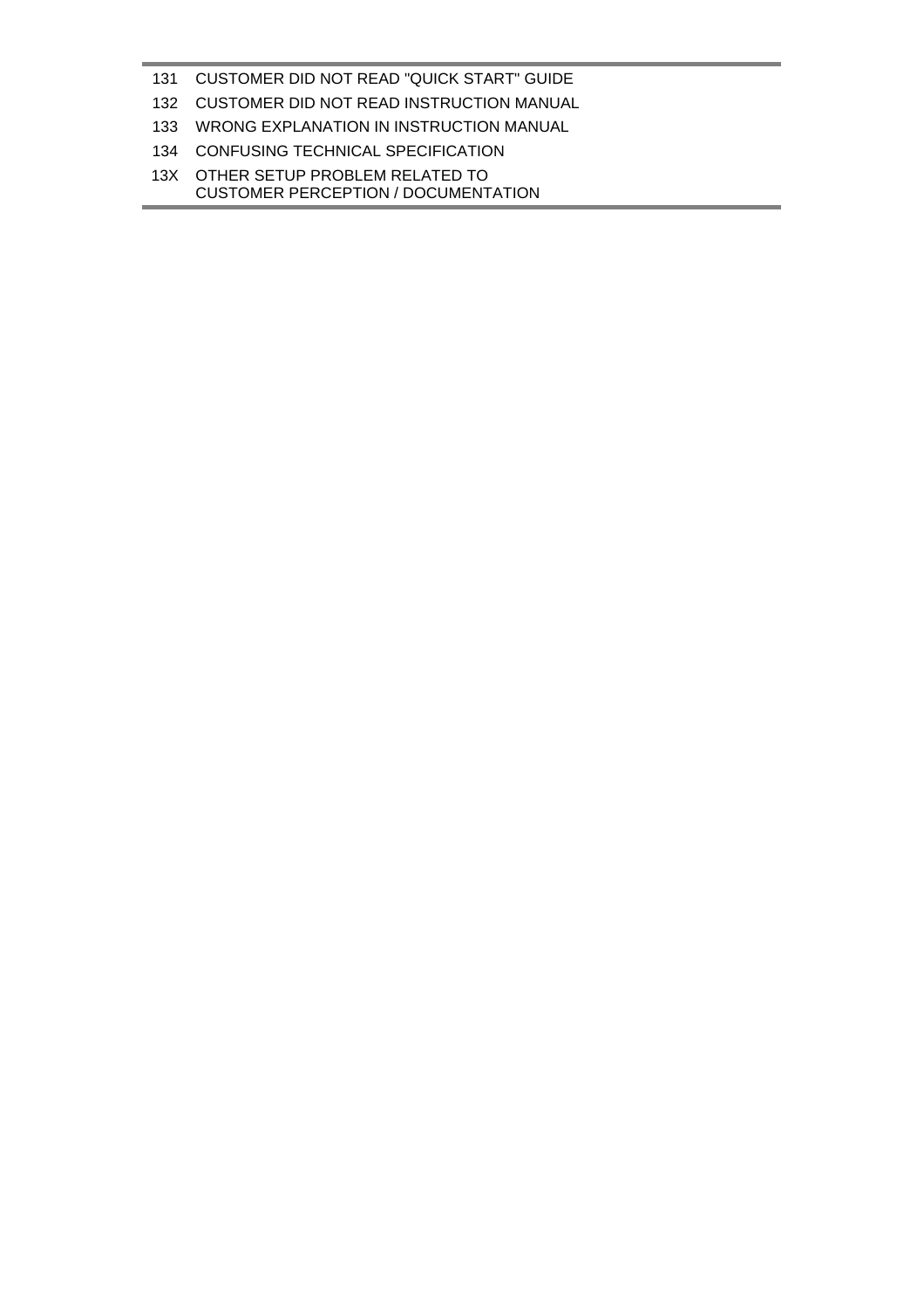| Code | Description |
|---|---|
| 131 | CUSTOMER DID NOT READ "QUICK START" GUIDE |
| 132 | CUSTOMER DID NOT READ INSTRUCTION MANUAL |
| 133 | WRONG EXPLANATION IN INSTRUCTION MANUAL |
| 134 | CONFUSING TECHNICAL SPECIFICATION |
| 13X | OTHER SETUP PROBLEM RELATED TO CUSTOMER PERCEPTION / DOCUMENTATION |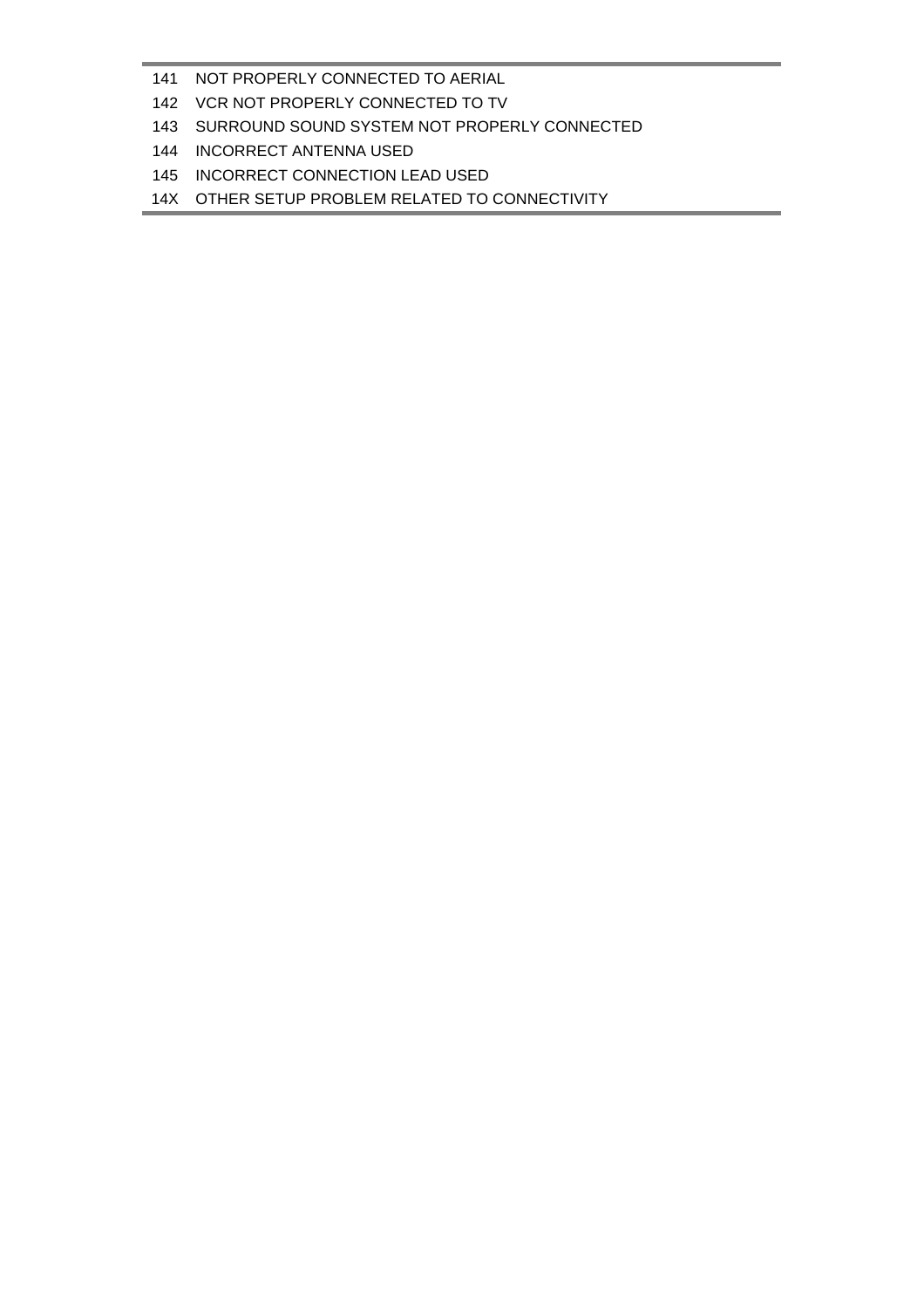| | |
|---|---|
| 141 | NOT PROPERLY CONNECTED TO AERIAL |
| 142 | VCR NOT PROPERLY CONNECTED TO TV |
| 143 | SURROUND SOUND SYSTEM NOT PROPERLY CONNECTED |
| 144 | INCORRECT ANTENNA USED |
| 145 | INCORRECT CONNECTION LEAD USED |
| 14X | OTHER SETUP PROBLEM RELATED TO CONNECTIVITY |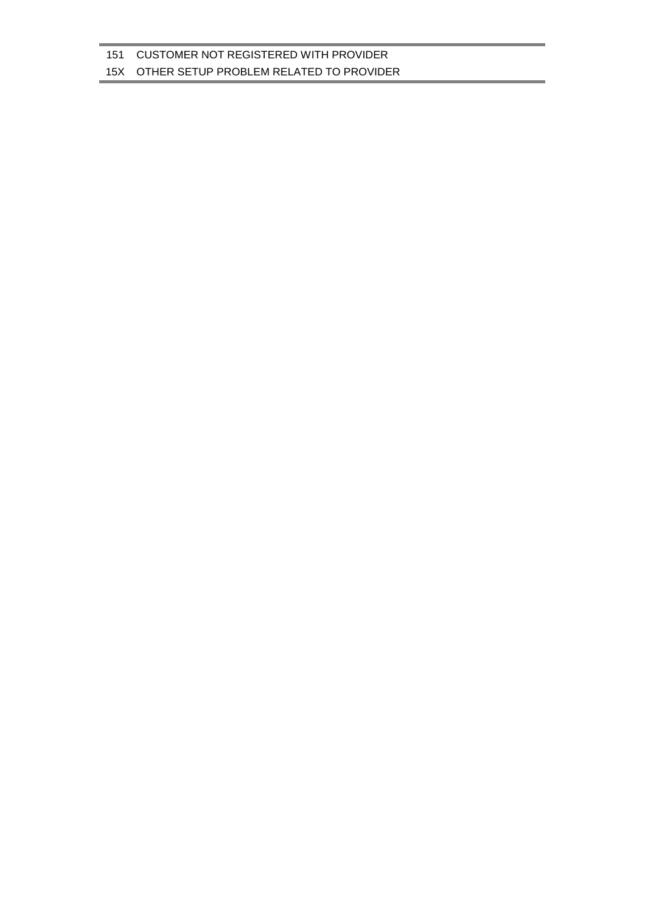| | |
|---|---|
| 151 | CUSTOMER NOT REGISTERED WITH PROVIDER |
| 15X | OTHER SETUP PROBLEM RELATED TO PROVIDER |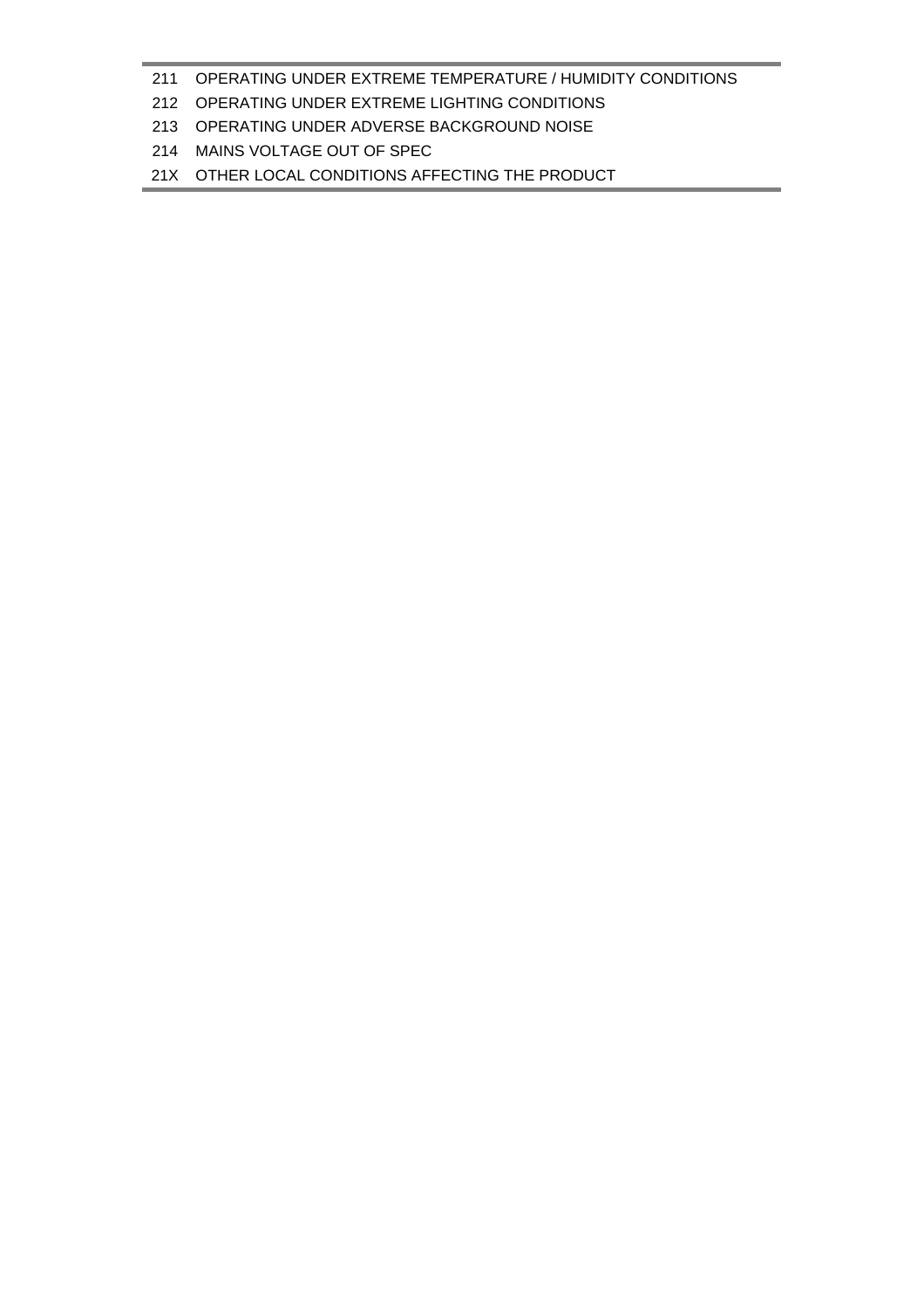| | |
|---|---|
| 211 | OPERATING UNDER EXTREME TEMPERATURE / HUMIDITY CONDITIONS |
| 212 | OPERATING UNDER EXTREME LIGHTING CONDITIONS |
| 213 | OPERATING UNDER ADVERSE BACKGROUND NOISE |
| 214 | MAINS VOLTAGE OUT OF SPEC |
| 21X | OTHER LOCAL CONDITIONS AFFECTING THE PRODUCT |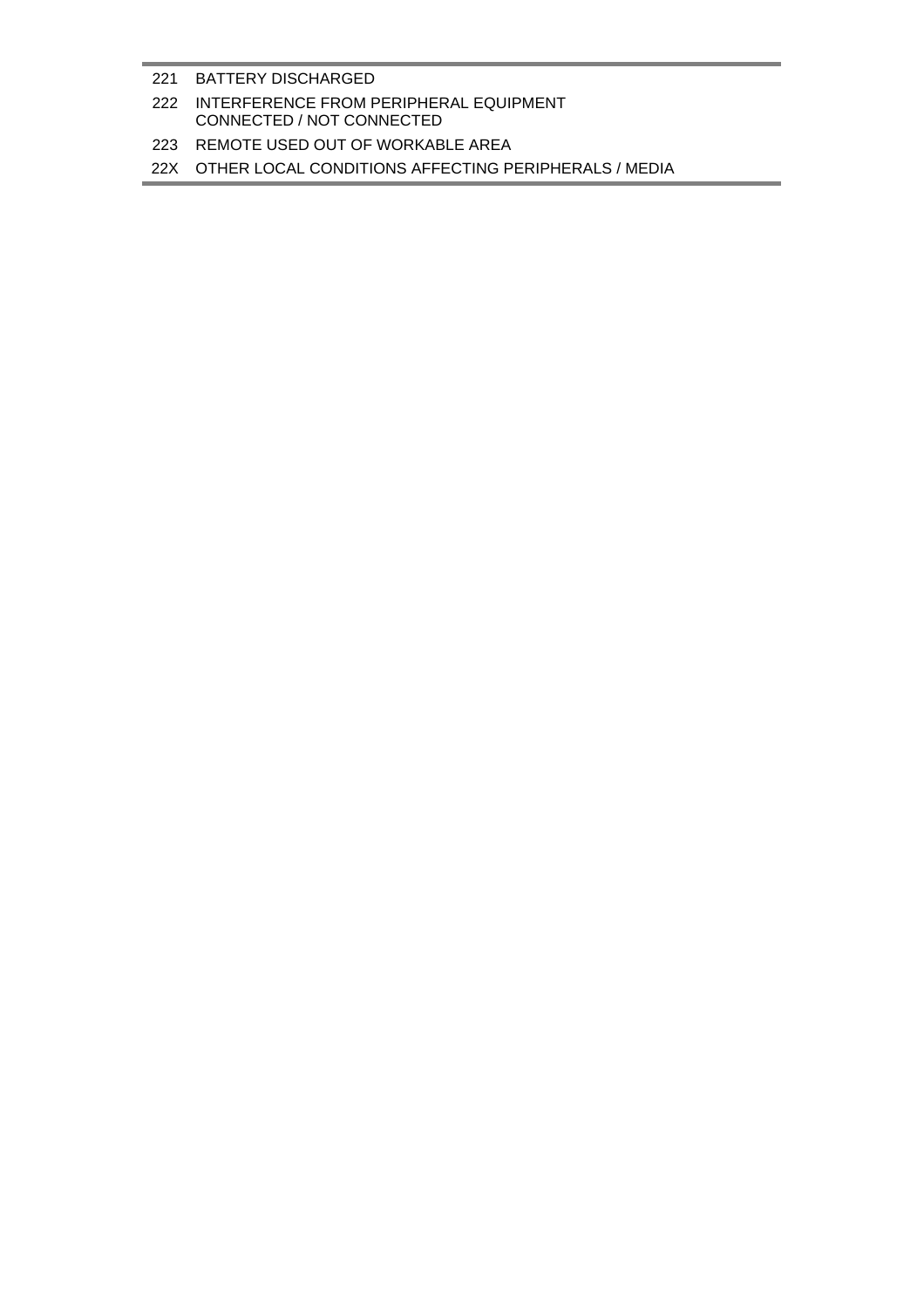| Code | Description |
|---|---|
| 221 | BATTERY DISCHARGED |
| 222 | INTERFERENCE FROM PERIPHERAL EQUIPMENT CONNECTED / NOT CONNECTED |
| 223 | REMOTE USED OUT OF WORKABLE AREA |
| 22X | OTHER LOCAL CONDITIONS AFFECTING PERIPHERALS / MEDIA |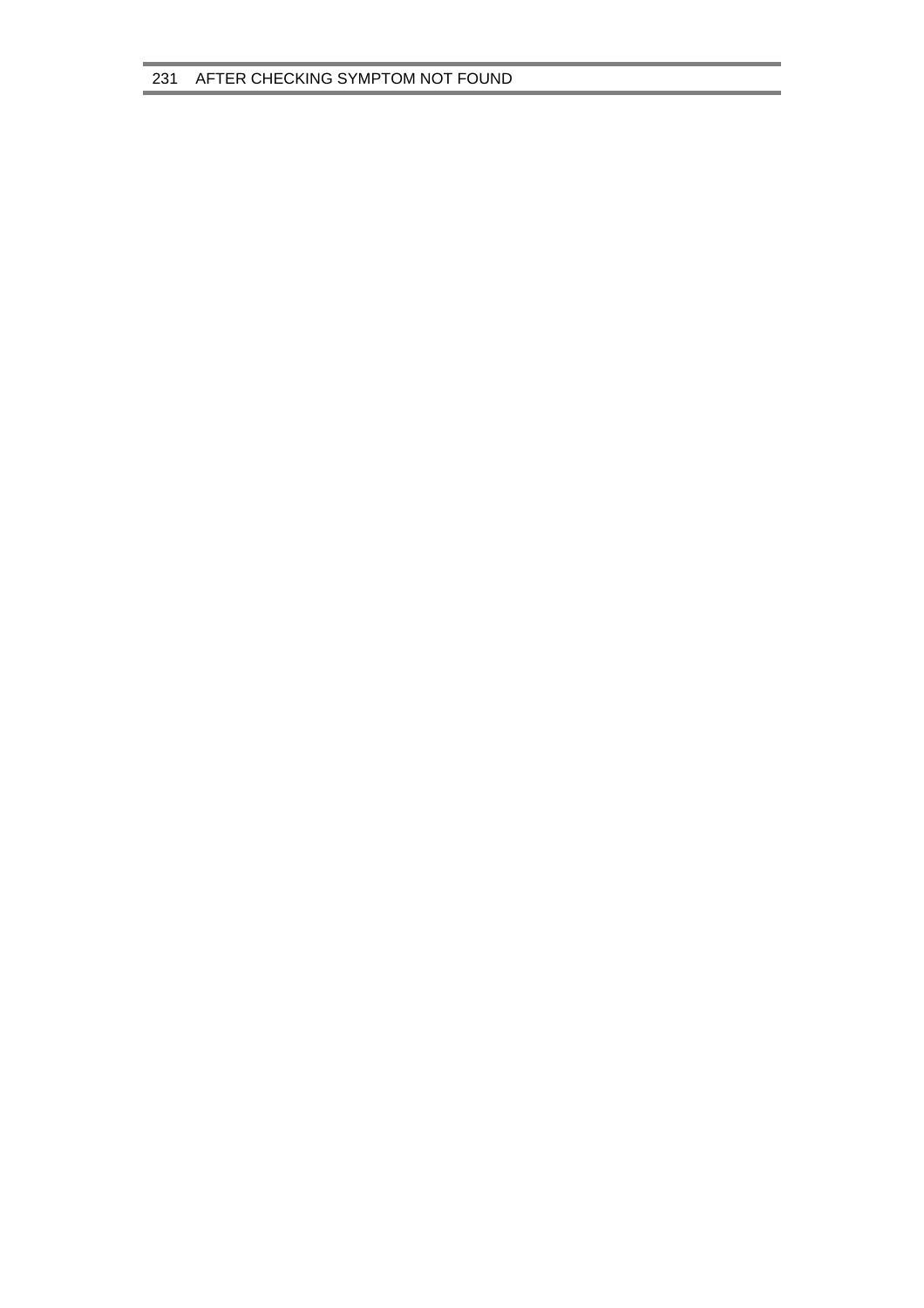## 231 AFTER CHECKING SYMPTOM NOT FOUND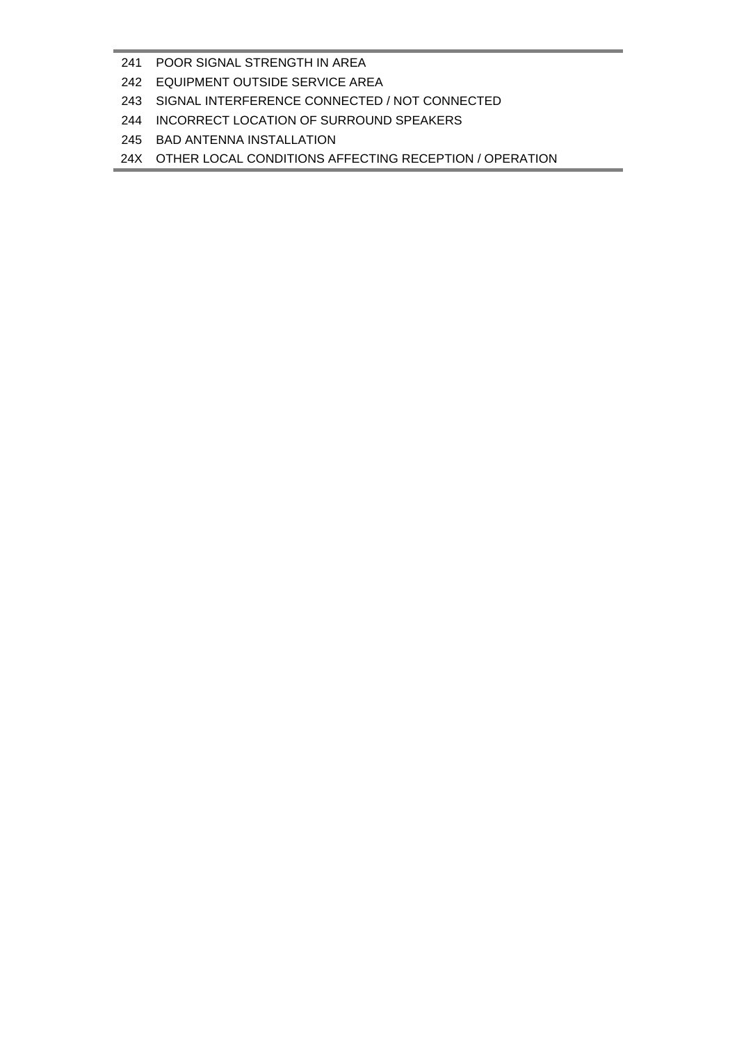| Code | Description |
|---|---|
| 241 | POOR SIGNAL STRENGTH IN AREA |
| 242 | EQUIPMENT OUTSIDE SERVICE AREA |
| 243 | SIGNAL INTERFERENCE CONNECTED / NOT CONNECTED |
| 244 | INCORRECT LOCATION OF SURROUND SPEAKERS |
| 245 | BAD ANTENNA INSTALLATION |
| 24X | OTHER LOCAL CONDITIONS AFFECTING RECEPTION / OPERATION |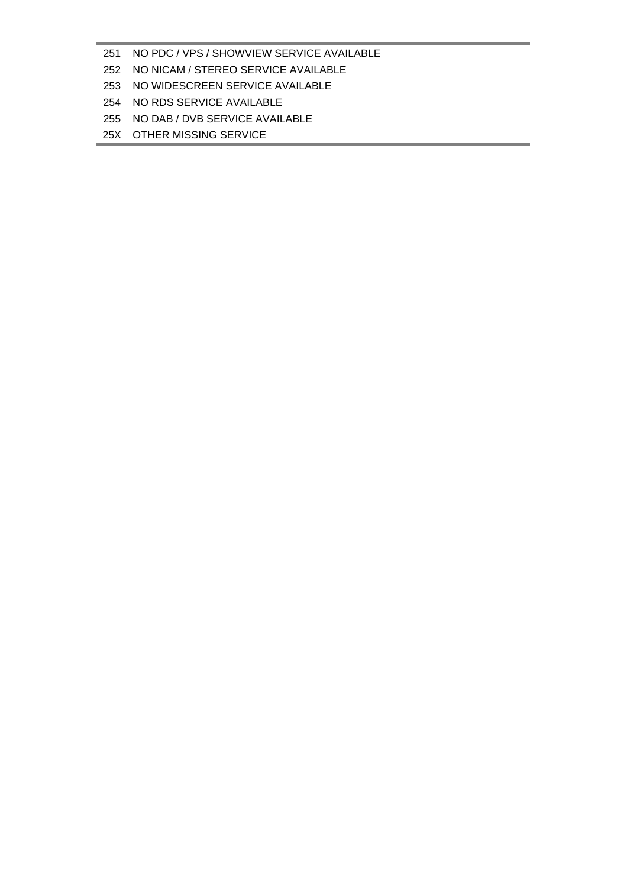| | |
|---|---|
| 251 | NO PDC / VPS / SHOWVIEW SERVICE AVAILABLE |
| 252 | NO NICAM / STEREO SERVICE AVAILABLE |
| 253 | NO WIDESCREEN SERVICE AVAILABLE |
| 254 | NO RDS SERVICE AVAILABLE |
| 255 | NO DAB / DVB SERVICE AVAILABLE |
| 25X | OTHER MISSING SERVICE |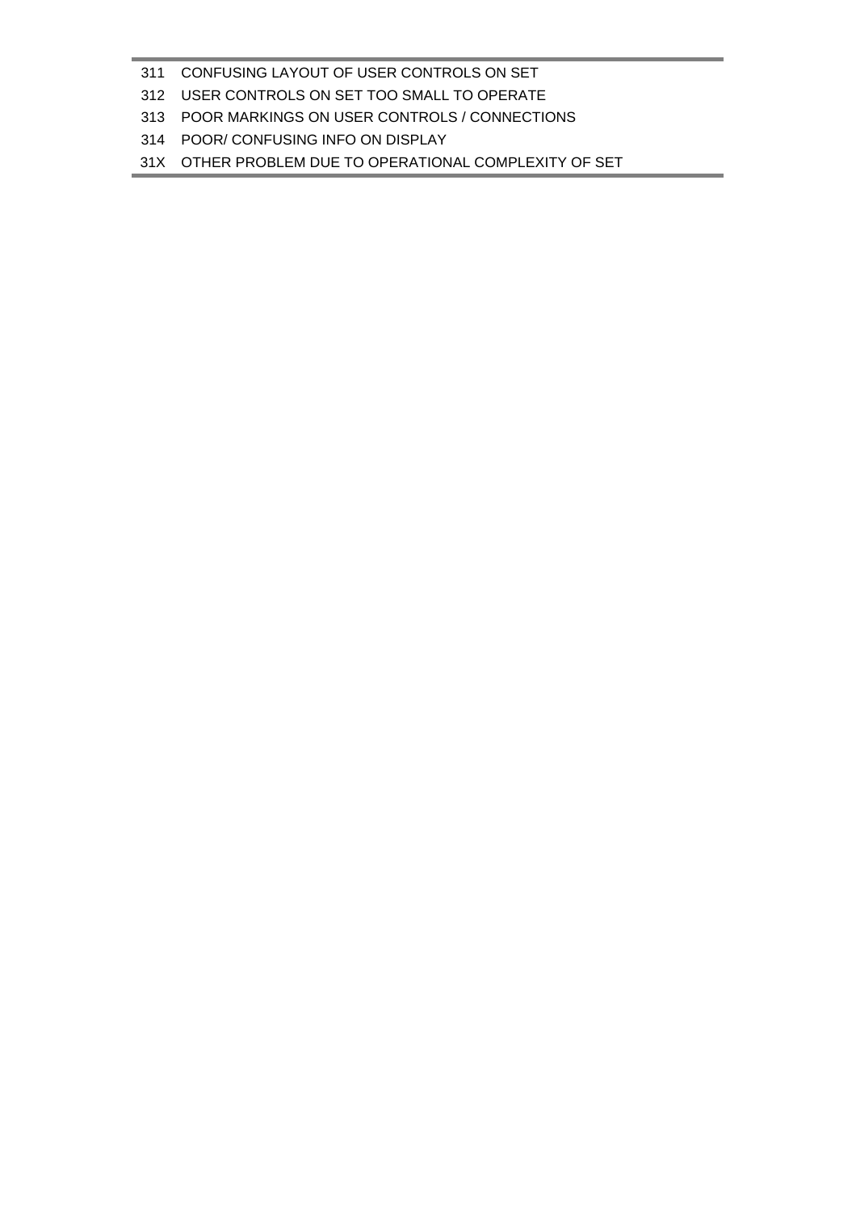| | |
|---|---|
| 311 | CONFUSING LAYOUT OF USER CONTROLS ON SET |
| 312 | USER CONTROLS ON SET TOO SMALL TO OPERATE |
| 313 | POOR MARKINGS ON USER CONTROLS / CONNECTIONS |
| 314 | POOR/ CONFUSING INFO ON DISPLAY |
| 31X | OTHER PROBLEM DUE TO OPERATIONAL COMPLEXITY OF SET |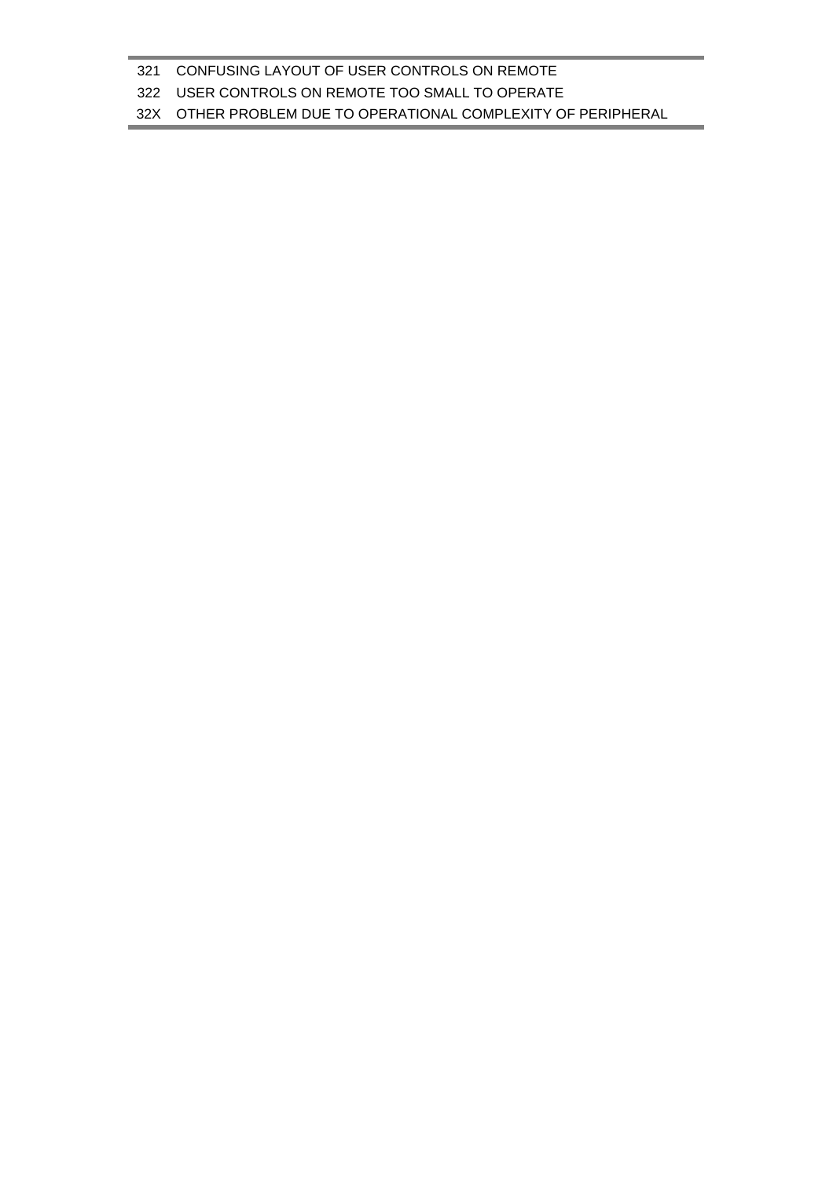| | |
|---|---|
| 321 | CONFUSING LAYOUT OF USER CONTROLS ON REMOTE |
| 322 | USER CONTROLS ON REMOTE TOO SMALL TO OPERATE |
| 32X | OTHER PROBLEM DUE TO OPERATIONAL COMPLEXITY OF PERIPHERAL |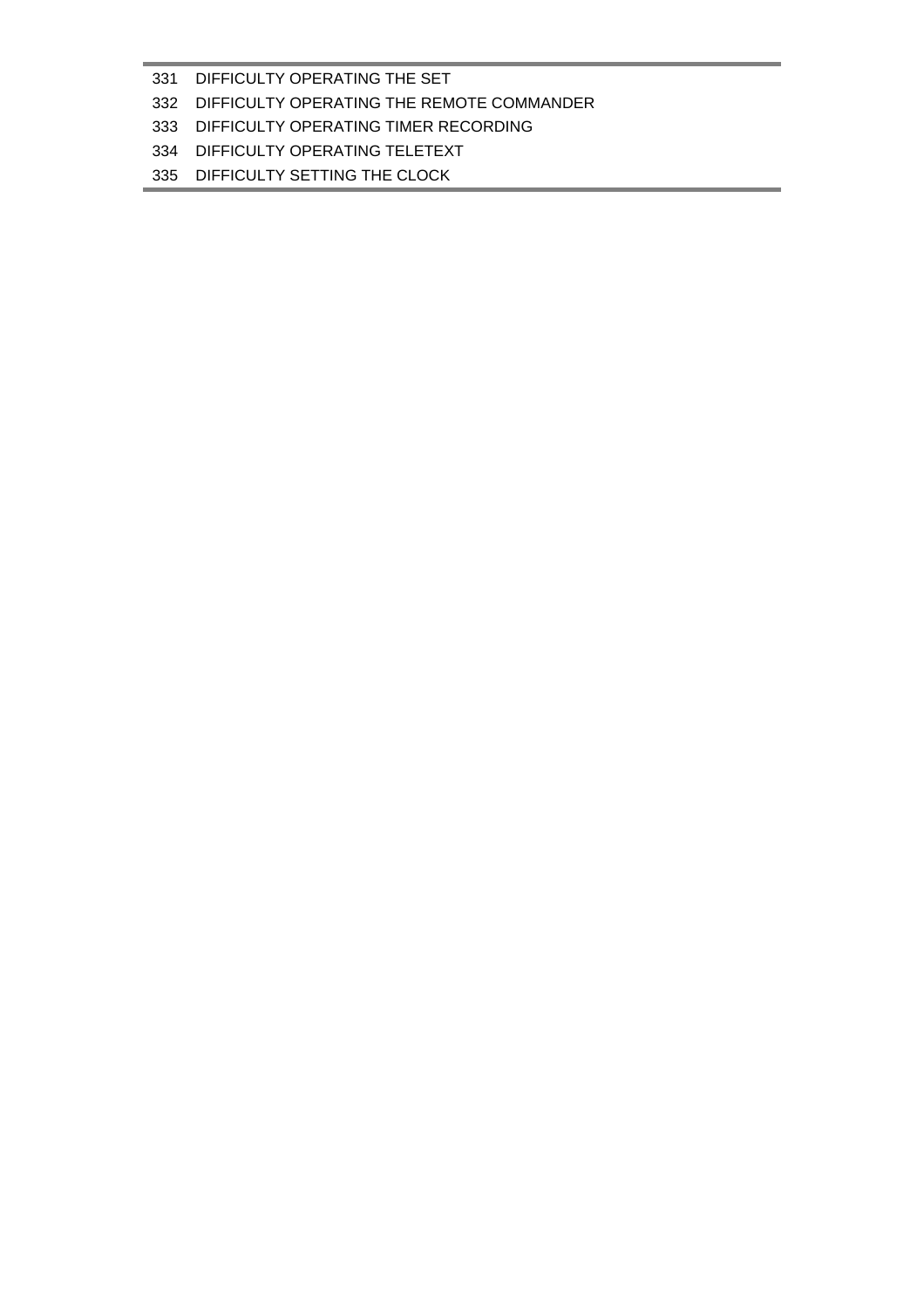| | |
|---|---|
| 331 | DIFFICULTY OPERATING THE SET |
| 332 | DIFFICULTY OPERATING THE REMOTE COMMANDER |
| 333 | DIFFICULTY OPERATING TIMER RECORDING |
| 334 | DIFFICULTY OPERATING TELETEXT |
| 335 | DIFFICULTY SETTING THE CLOCK |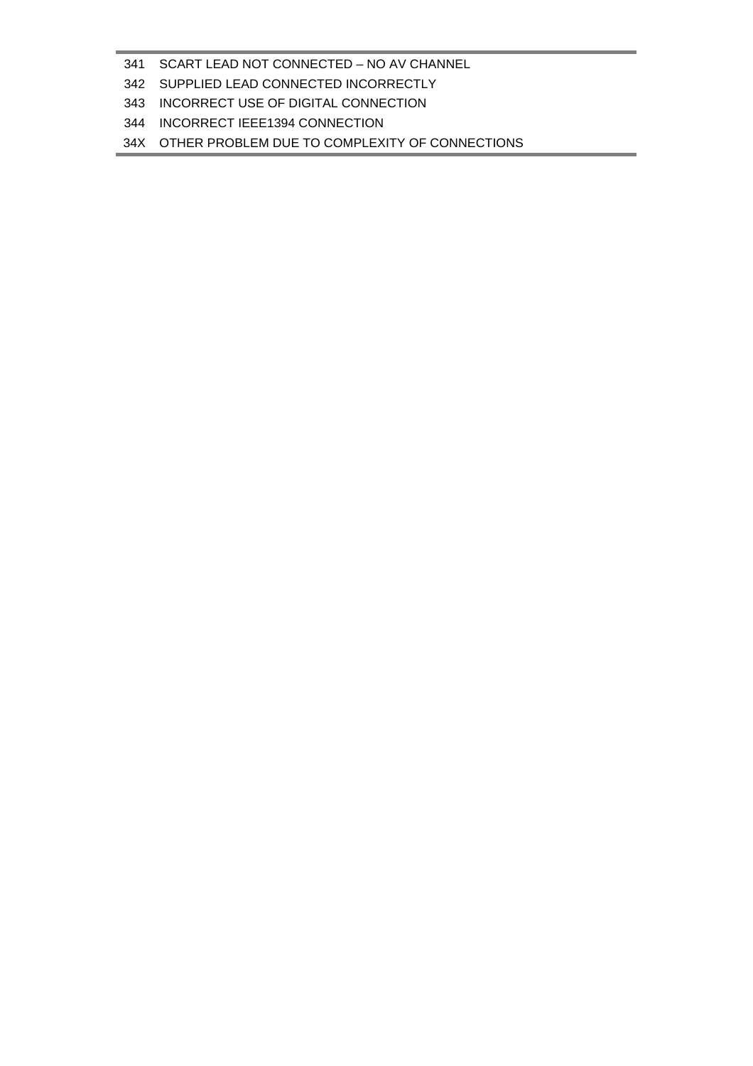| | |
|---|---|
| 341 | SCART LEAD NOT CONNECTED – NO AV CHANNEL |
| 342 | SUPPLIED LEAD CONNECTED INCORRECTLY |
| 343 | INCORRECT USE OF DIGITAL CONNECTION |
| 344 | INCORRECT IEEE1394 CONNECTION |
| 34X | OTHER PROBLEM DUE TO COMPLEXITY OF CONNECTIONS |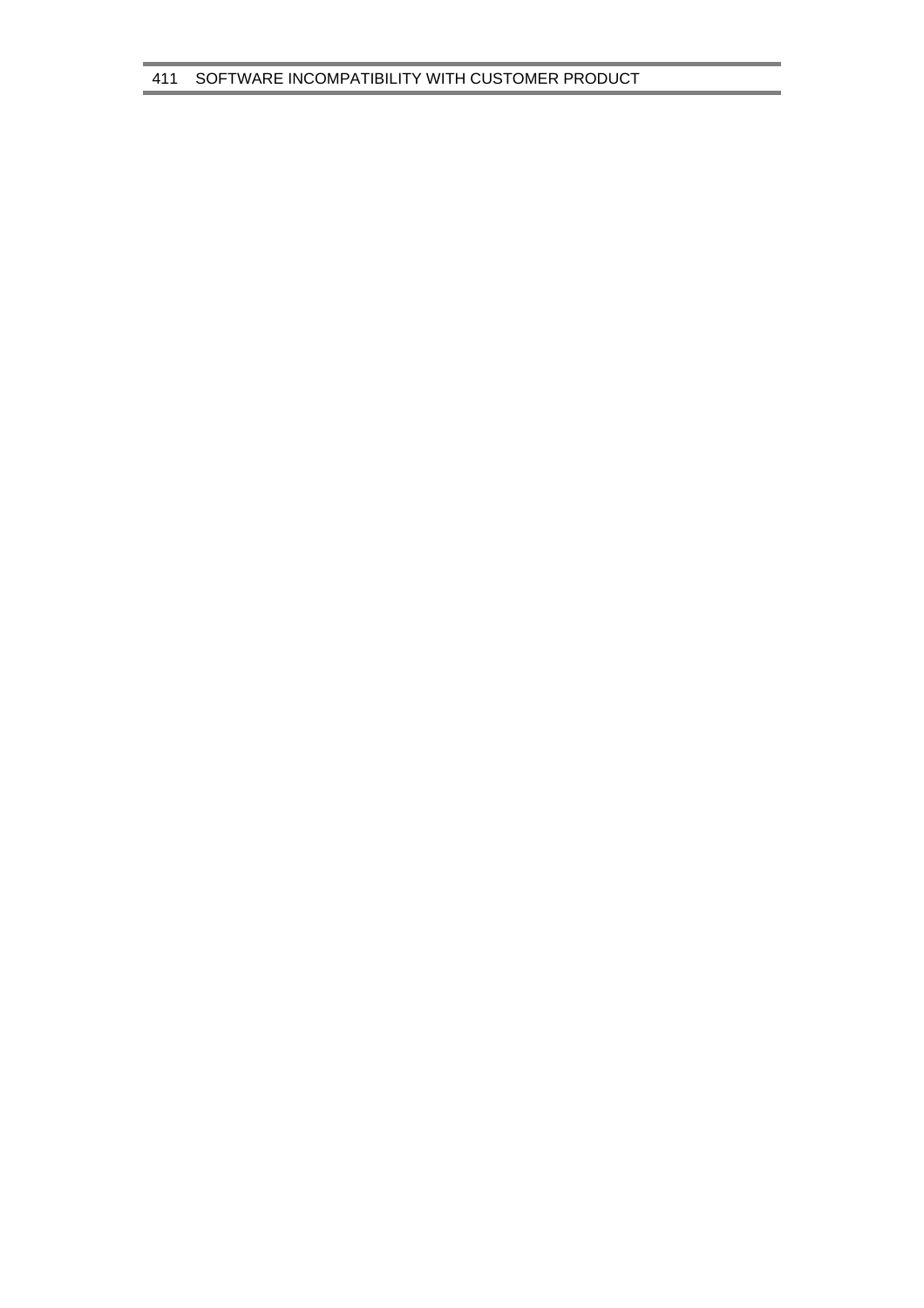## 411 SOFTWARE INCOMPATIBILITY WITH CUSTOMER PRODUCT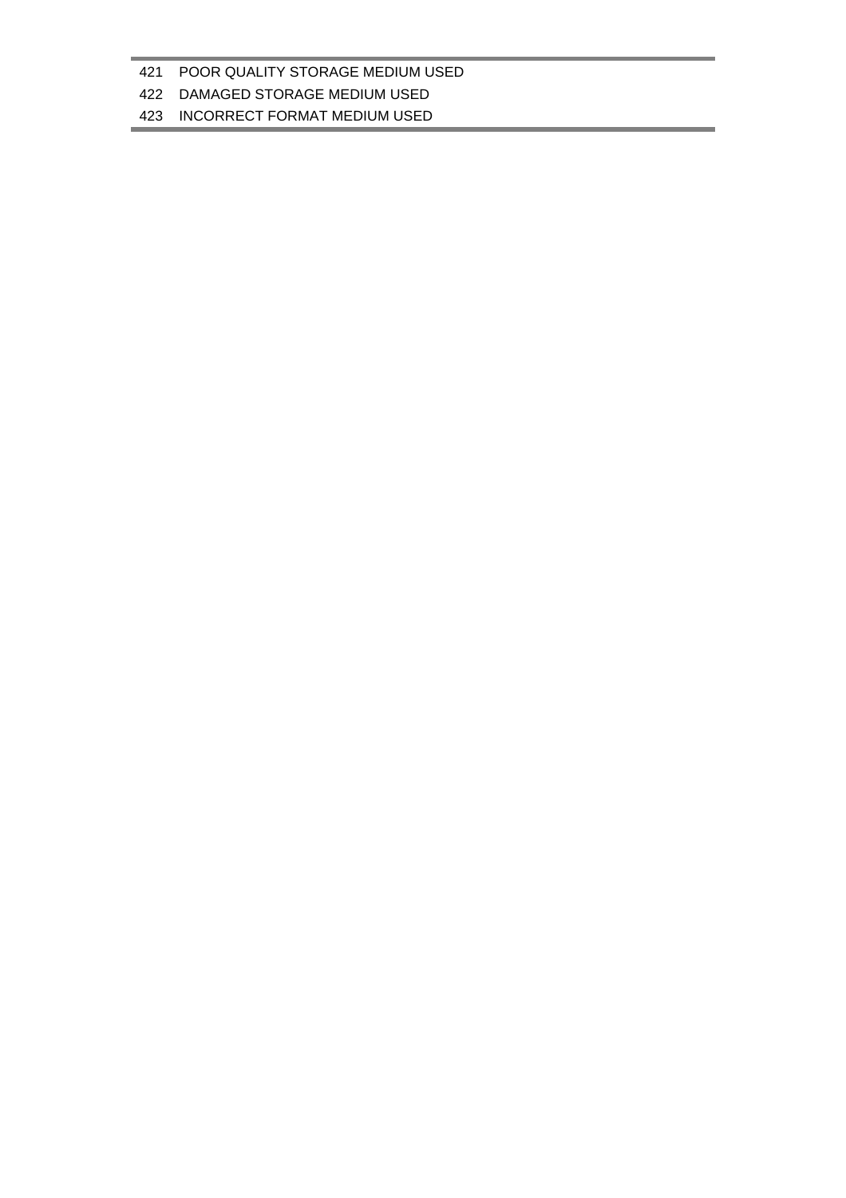| | |
|---|---|
| 421 | POOR QUALITY STORAGE MEDIUM USED |
| 422 | DAMAGED STORAGE MEDIUM USED |
| 423 | INCORRECT FORMAT MEDIUM USED |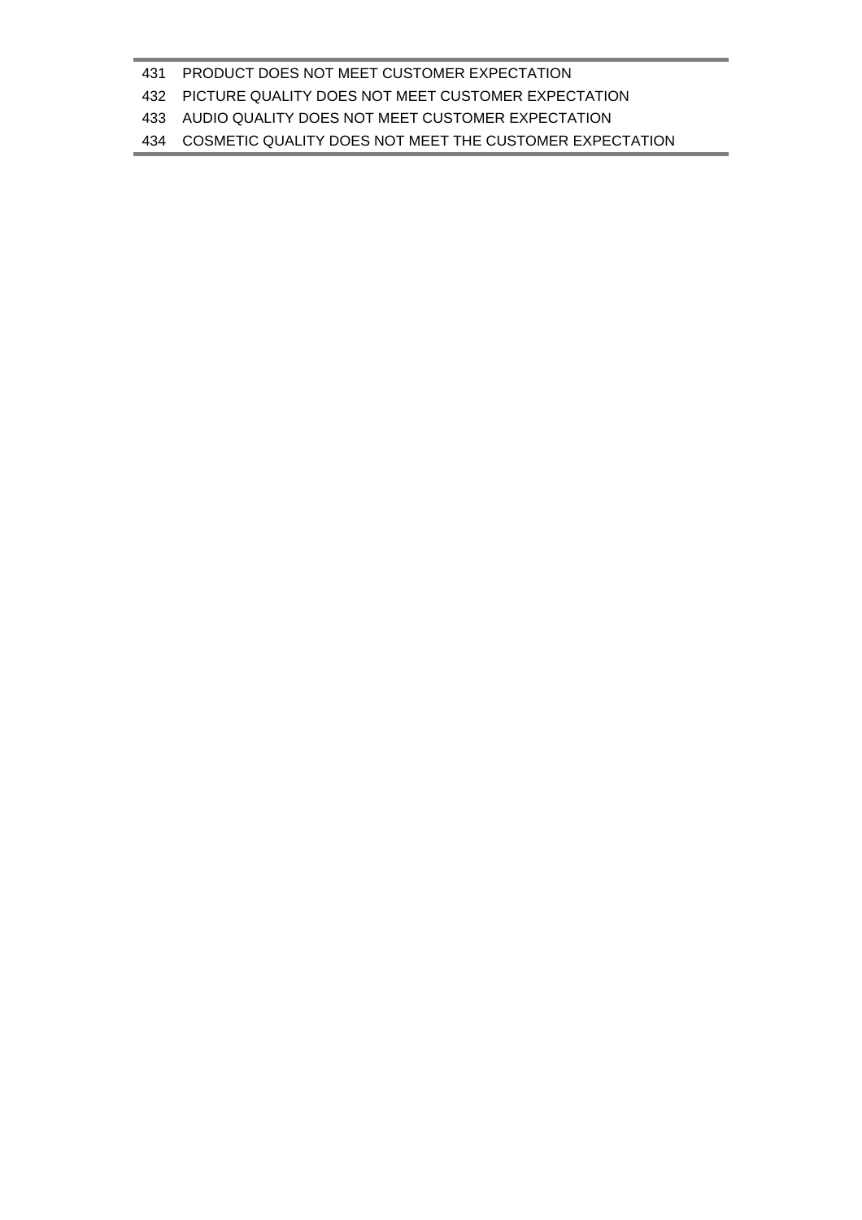| | |
|---|---|
| 431 | PRODUCT DOES NOT MEET CUSTOMER EXPECTATION |
| 432 | PICTURE QUALITY DOES NOT MEET CUSTOMER EXPECTATION |
| 433 | AUDIO QUALITY DOES NOT MEET CUSTOMER EXPECTATION |
| 434 | COSMETIC QUALITY DOES NOT MEET THE CUSTOMER EXPECTATION |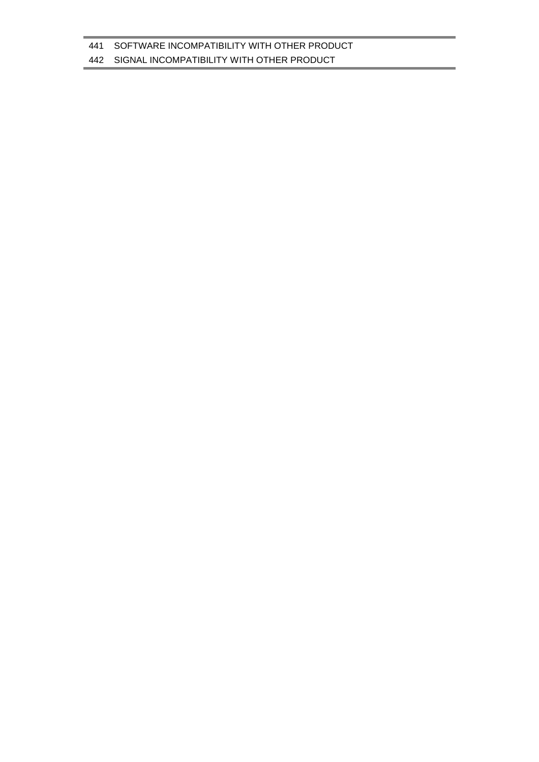| | |
|---|---|
| 441 | SOFTWARE INCOMPATIBILITY WITH OTHER PRODUCT |
| 442 | SIGNAL INCOMPATIBILITY WITH OTHER PRODUCT |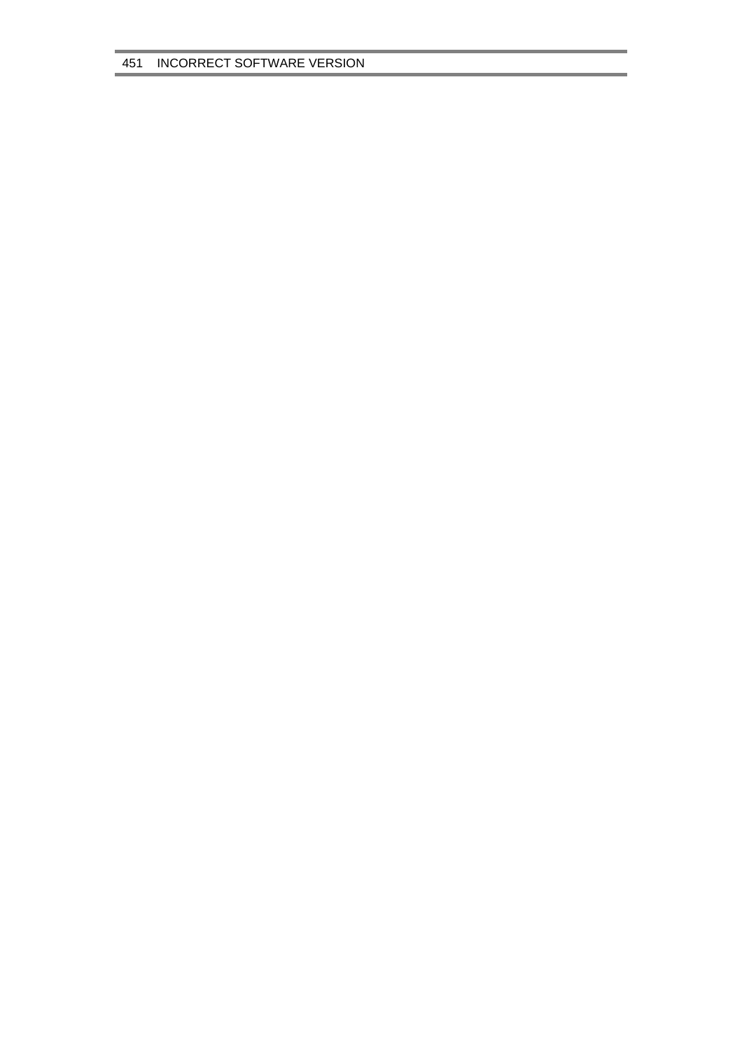# 451 INCORRECT SOFTWARE VERSION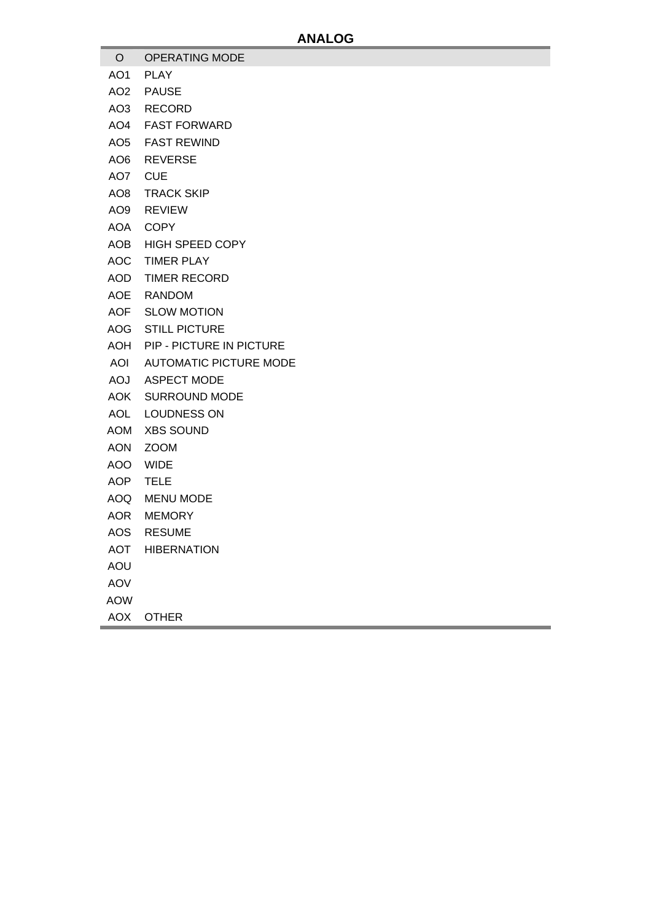## ANALOG

| O | OPERATING MODE |
|---|---|
| AO1 | PLAY |
| AO2 | PAUSE |
| AO3 | RECORD |
| AO4 | FAST FORWARD |
| AO5 | FAST REWIND |
| AO6 | REVERSE |
| AO7 | CUE |
| AO8 | TRACK SKIP |
| AO9 | REVIEW |
| AOA | COPY |
| AOB | HIGH SPEED COPY |
| AOC | TIMER PLAY |
| AOD | TIMER RECORD |
| AOE | RANDOM |
| AOF | SLOW MOTION |
| AOG | STILL PICTURE |
| AOH | PIP - PICTURE IN PICTURE |
| AOI | AUTOMATIC PICTURE MODE |
| AOJ | ASPECT MODE |
| AOK | SURROUND MODE |
| AOL | LOUDNESS ON |
| AOM | XBS SOUND |
| AON | ZOOM |
| AOO | WIDE |
| AOP | TELE |
| AOQ | MENU MODE |
| AOR | MEMORY |
| AOS | RESUME |
| AOT | HIBERNATION |
| AOU | |
| AOV | |
| AOW | |
| AOX | OTHER |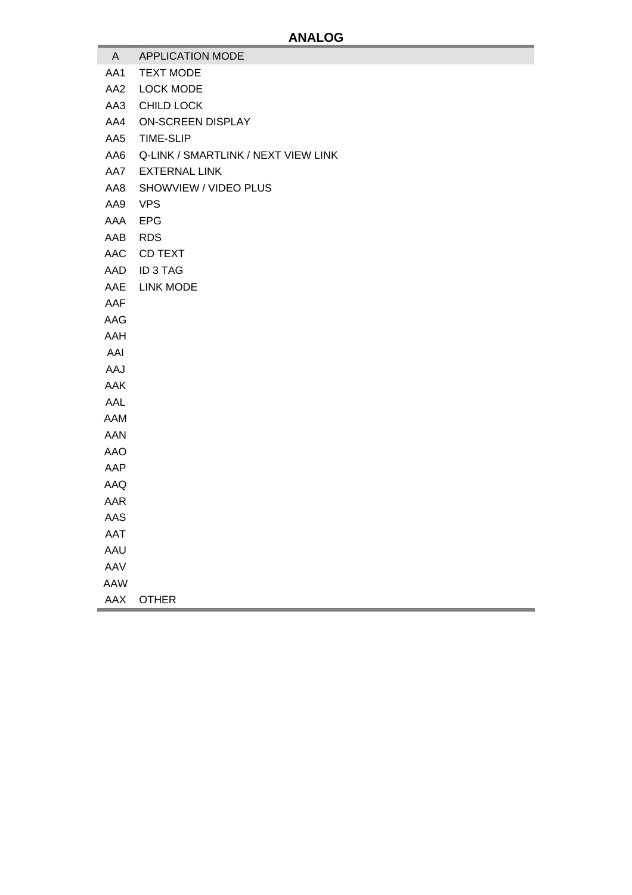## ANALOG

| A | APPLICATION MODE |
|---|---|
| AA1 | TEXT MODE |
| AA2 | LOCK MODE |
| AA3 | CHILD LOCK |
| AA4 | ON-SCREEN DISPLAY |
| AA5 | TIME-SLIP |
| AA6 | Q-LINK / SMARTLINK / NEXT VIEW LINK |
| AA7 | EXTERNAL LINK |
| AA8 | SHOWVIEW / VIDEO PLUS |
| AA9 | VPS |
| AAA | EPG |
| AAB | RDS |
| AAC | CD TEXT |
| AAD | ID 3 TAG |
| AAE | LINK MODE |
| AAF | |
| AAG | |
| AAH | |
| AAI | |
| AAJ | |
| AAK | |
| AAL | |
| AAM | |
| AAN | |
| AAO | |
| AAP | |
| AAQ | |
| AAR | |
| AAS | |
| AAT | |
| AAU | |
| AAV | |
| AAW | |
| AAX | OTHER |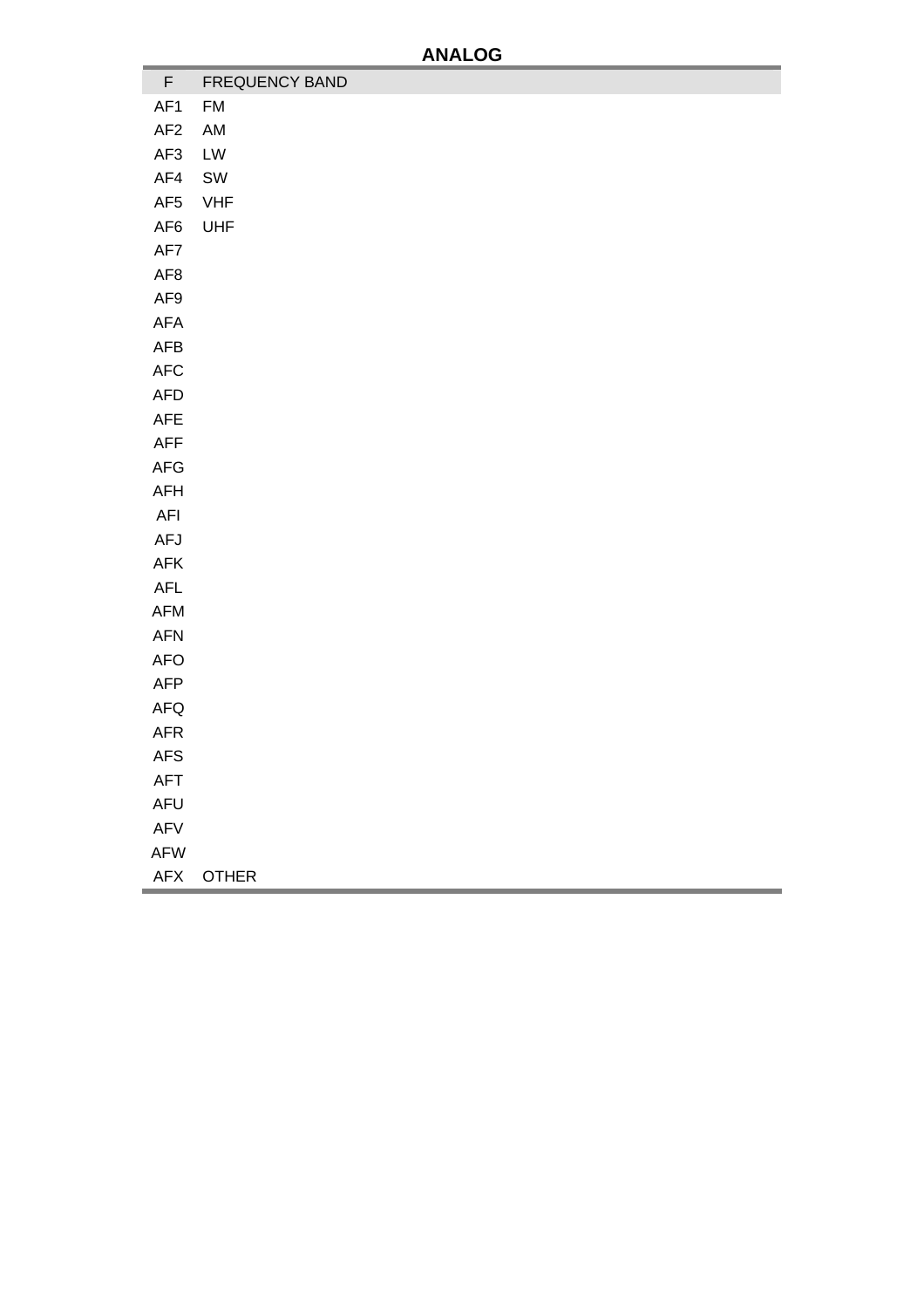**ANALOG**

| F | FREQUENCY BAND |
|---|---|
| AF1 | FM |
| AF2 | AM |
| AF3 | LW |
| AF4 | SW |
| AF5 | VHF |
| AF6 | UHF |
| AF7 | |
| AF8 | |
| AF9 | |
| AFA | |
| AFB | |
| AFC | |
| AFD | |
| AFE | |
| AFF | |
| AFG | |
| AFH | |
| AFI | |
| AFJ | |
| AFK | |
| AFL | |
| AFM | |
| AFN | |
| AFO | |
| AFP | |
| AFQ | |
| AFR | |
| AFS | |
| AFT | |
| AFU | |
| AFV | |
| AFW | |
| AFX | OTHER |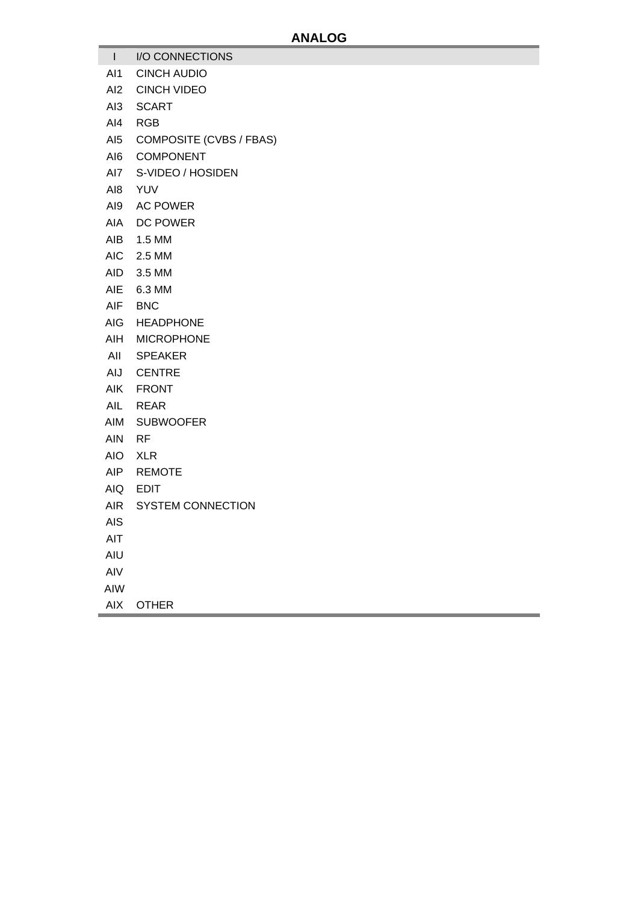## ANALOG

| I | I/O CONNECTIONS |
|---|---|
| AI1 | CINCH AUDIO |
| AI2 | CINCH VIDEO |
| AI3 | SCART |
| AI4 | RGB |
| AI5 | COMPOSITE (CVBS / FBAS) |
| AI6 | COMPONENT |
| AI7 | S-VIDEO / HOSIDEN |
| AI8 | YUV |
| AI9 | AC POWER |
| AIA | DC POWER |
| AIB | 1.5 MM |
| AIC | 2.5 MM |
| AID | 3.5 MM |
| AIE | 6.3 MM |
| AIF | BNC |
| AIG | HEADPHONE |
| AIH | MICROPHONE |
| AII | SPEAKER |
| AIJ | CENTRE |
| AIK | FRONT |
| AIL | REAR |
| AIM | SUBWOOFER |
| AIN | RF |
| AIO | XLR |
| AIP | REMOTE |
| AIQ | EDIT |
| AIR | SYSTEM CONNECTION |
| AIS | |
| AIT | |
| AIU | |
| AIV | |
| AIW | |
| AIX | OTHER |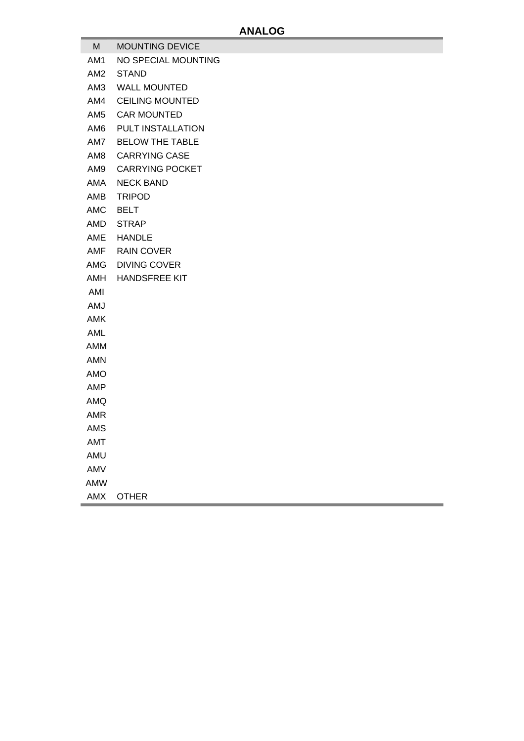**ANALOG**

| M | MOUNTING DEVICE |
|---|---|
| AM1 | NO SPECIAL MOUNTING |
| AM2 | STAND |
| AM3 | WALL MOUNTED |
| AM4 | CEILING MOUNTED |
| AM5 | CAR MOUNTED |
| AM6 | PULT INSTALLATION |
| AM7 | BELOW THE TABLE |
| AM8 | CARRYING CASE |
| AM9 | CARRYING POCKET |
| AMA | NECK BAND |
| AMB | TRIPOD |
| AMC | BELT |
| AMD | STRAP |
| AME | HANDLE |
| AMF | RAIN COVER |
| AMG | DIVING COVER |
| AMH | HANDSFREE KIT |
| AMI | |
| AMJ | |
| AMK | |
| AML | |
| AMM | |
| AMN | |
| AMO | |
| AMP | |
| AMQ | |
| AMR | |
| AMS | |
| AMT | |
| AMU | |
| AMV | |
| AMW | |
| AMX | OTHER |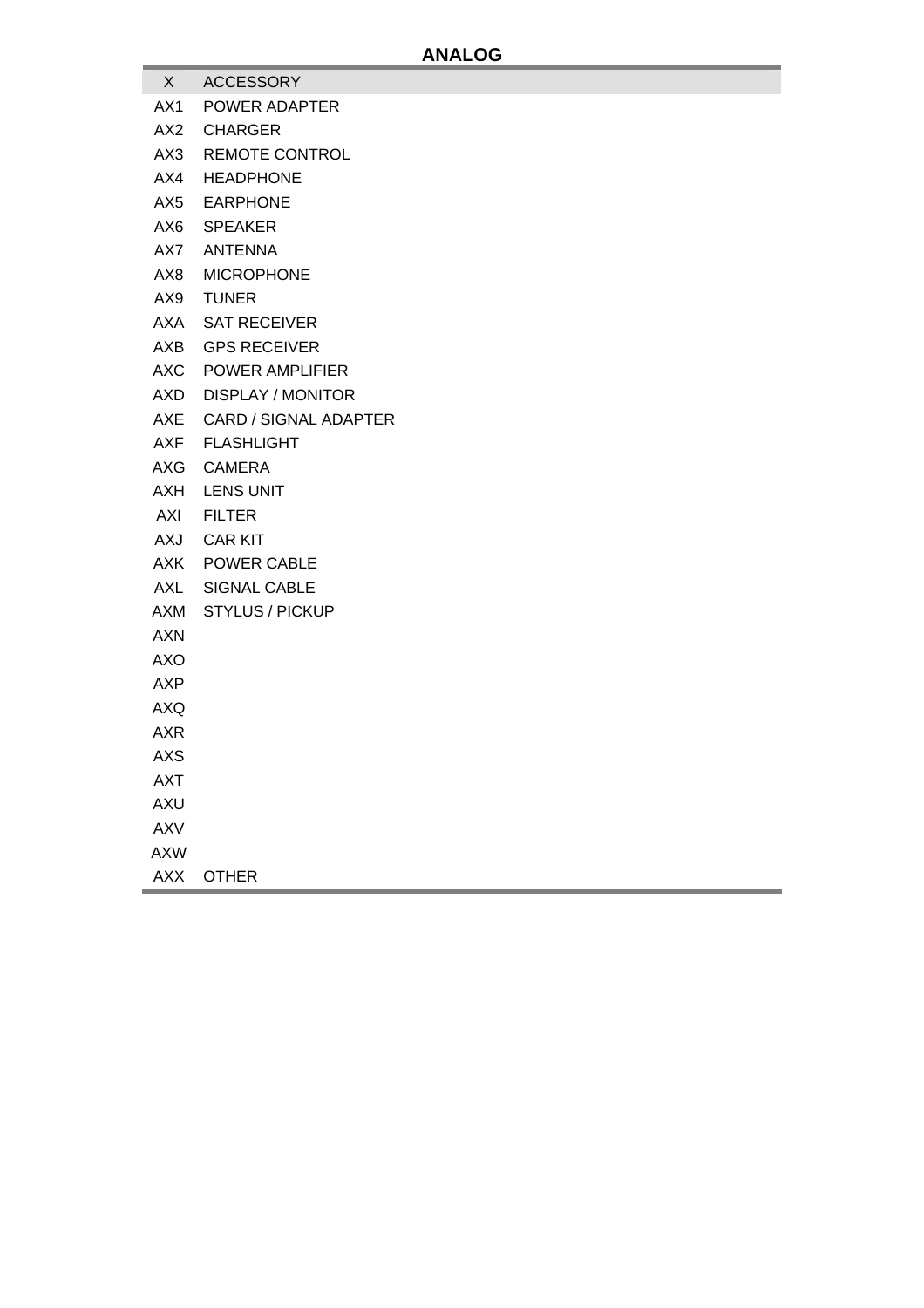## ANALOG

| X | ACCESSORY |
|---|---|
| AX1 | POWER ADAPTER |
| AX2 | CHARGER |
| AX3 | REMOTE CONTROL |
| AX4 | HEADPHONE |
| AX5 | EARPHONE |
| AX6 | SPEAKER |
| AX7 | ANTENNA |
| AX8 | MICROPHONE |
| AX9 | TUNER |
| AXA | SAT RECEIVER |
| AXB | GPS RECEIVER |
| AXC | POWER AMPLIFIER |
| AXD | DISPLAY / MONITOR |
| AXE | CARD / SIGNAL ADAPTER |
| AXF | FLASHLIGHT |
| AXG | CAMERA |
| AXH | LENS UNIT |
| AXI | FILTER |
| AXJ | CAR KIT |
| AXK | POWER CABLE |
| AXL | SIGNAL CABLE |
| AXM | STYLUS / PICKUP |
| AXN | |
| AXO | |
| AXP | |
| AXQ | |
| AXR | |
| AXS | |
| AXT | |
| AXU | |
| AXV | |
| AXW | |
| AXX | OTHER |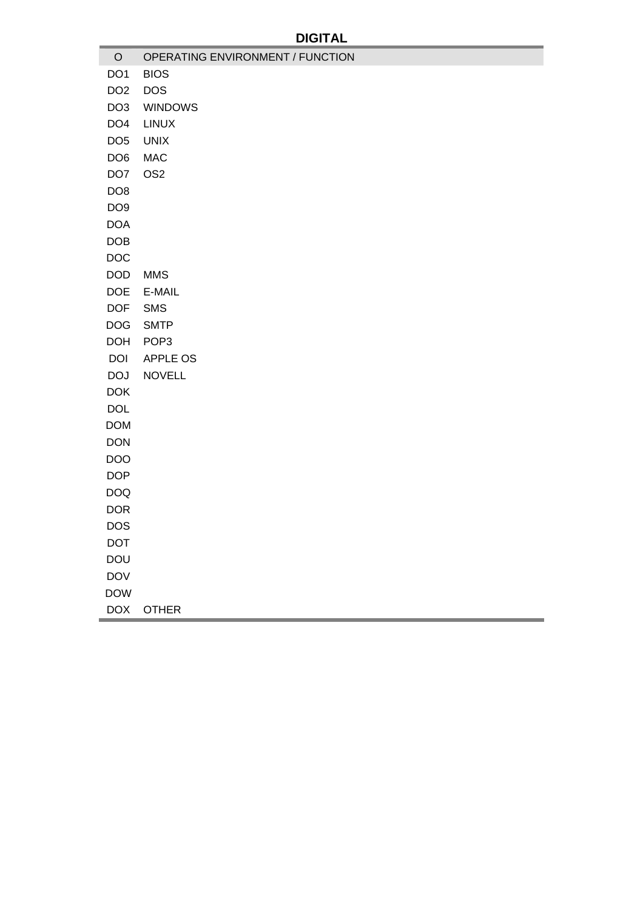## DIGITAL

| O | OPERATING ENVIRONMENT / FUNCTION |
|---|---|
| DO1 | BIOS |
| DO2 | DOS |
| DO3 | WINDOWS |
| DO4 | LINUX |
| DO5 | UNIX |
| DO6 | MAC |
| DO7 | OS2 |
| DO8 | |
| DO9 | |
| DOA | |
| DOB | |
| DOC | |
| DOD | MMS |
| DOE | E-MAIL |
| DOF | SMS |
| DOG | SMTP |
| DOH | POP3 |
| DOI | APPLE OS |
| DOJ | NOVELL |
| DOK | |
| DOL | |
| DOM | |
| DON | |
| DOO | |
| DOP | |
| DOQ | |
| DOR | |
| DOS | |
| DOT | |
| DOU | |
| DOV | |
| DOW | |
| DOX | OTHER |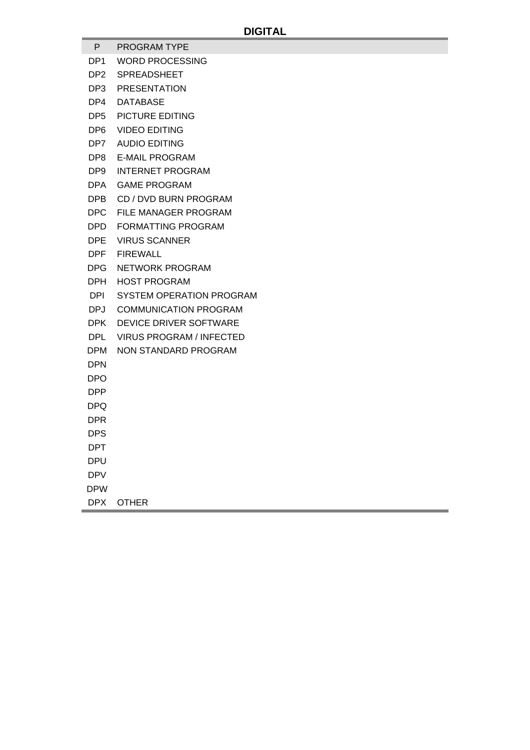## DIGITAL

| P | PROGRAM TYPE |
|---|---|
| DP1 | WORD PROCESSING |
| DP2 | SPREADSHEET |
| DP3 | PRESENTATION |
| DP4 | DATABASE |
| DP5 | PICTURE EDITING |
| DP6 | VIDEO EDITING |
| DP7 | AUDIO EDITING |
| DP8 | E-MAIL PROGRAM |
| DP9 | INTERNET PROGRAM |
| DPA | GAME PROGRAM |
| DPB | CD / DVD BURN PROGRAM |
| DPC | FILE MANAGER PROGRAM |
| DPD | FORMATTING PROGRAM |
| DPE | VIRUS SCANNER |
| DPF | FIREWALL |
| DPG | NETWORK PROGRAM |
| DPH | HOST PROGRAM |
| DPI | SYSTEM OPERATION PROGRAM |
| DPJ | COMMUNICATION PROGRAM |
| DPK | DEVICE DRIVER SOFTWARE |
| DPL | VIRUS PROGRAM / INFECTED |
| DPM | NON STANDARD PROGRAM |
| DPN | |
| DPO | |
| DPP | |
| DPQ | |
| DPR | |
| DPS | |
| DPT | |
| DPU | |
| DPV | |
| DPW | |
| DPX | OTHER |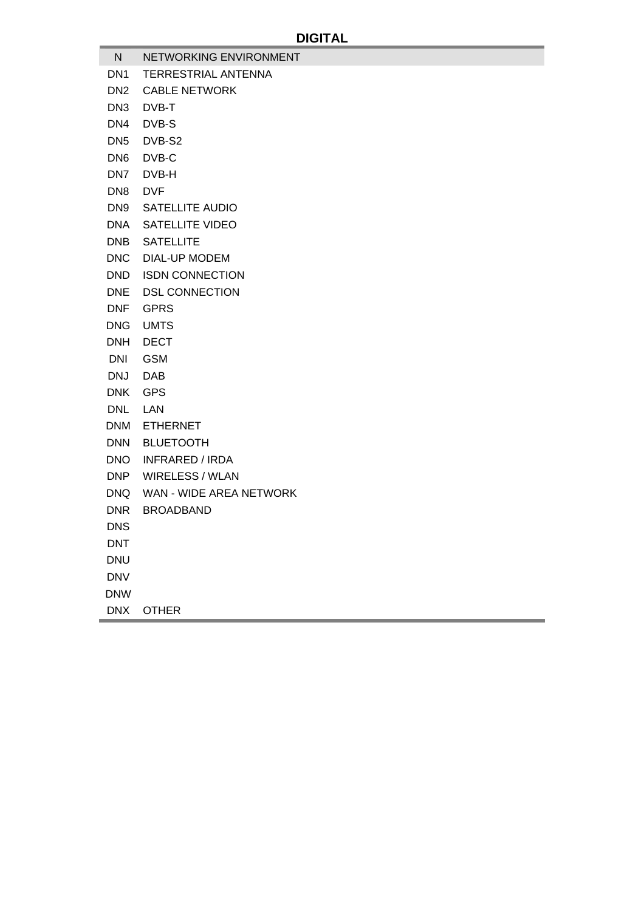## DIGITAL

| N | NETWORKING ENVIRONMENT |
| --- | --- |
| DN1 | TERRESTRIAL ANTENNA |
| DN2 | CABLE NETWORK |
| DN3 | DVB-T |
| DN4 | DVB-S |
| DN5 | DVB-S2 |
| DN6 | DVB-C |
| DN7 | DVB-H |
| DN8 | DVF |
| DN9 | SATELLITE AUDIO |
| DNA | SATELLITE VIDEO |
| DNB | SATELLITE |
| DNC | DIAL-UP MODEM |
| DND | ISDN CONNECTION |
| DNE | DSL CONNECTION |
| DNF | GPRS |
| DNG | UMTS |
| DNH | DECT |
| DNI | GSM |
| DNJ | DAB |
| DNK | GPS |
| DNL | LAN |
| DNM | ETHERNET |
| DNN | BLUETOOTH |
| DNO | INFRARED / IRDA |
| DNP | WIRELESS / WLAN |
| DNQ | WAN - WIDE AREA NETWORK |
| DNR | BROADBAND |
| DNS | |
| DNT | |
| DNU | |
| DNV | |
| DNW | |
| DNX | OTHER |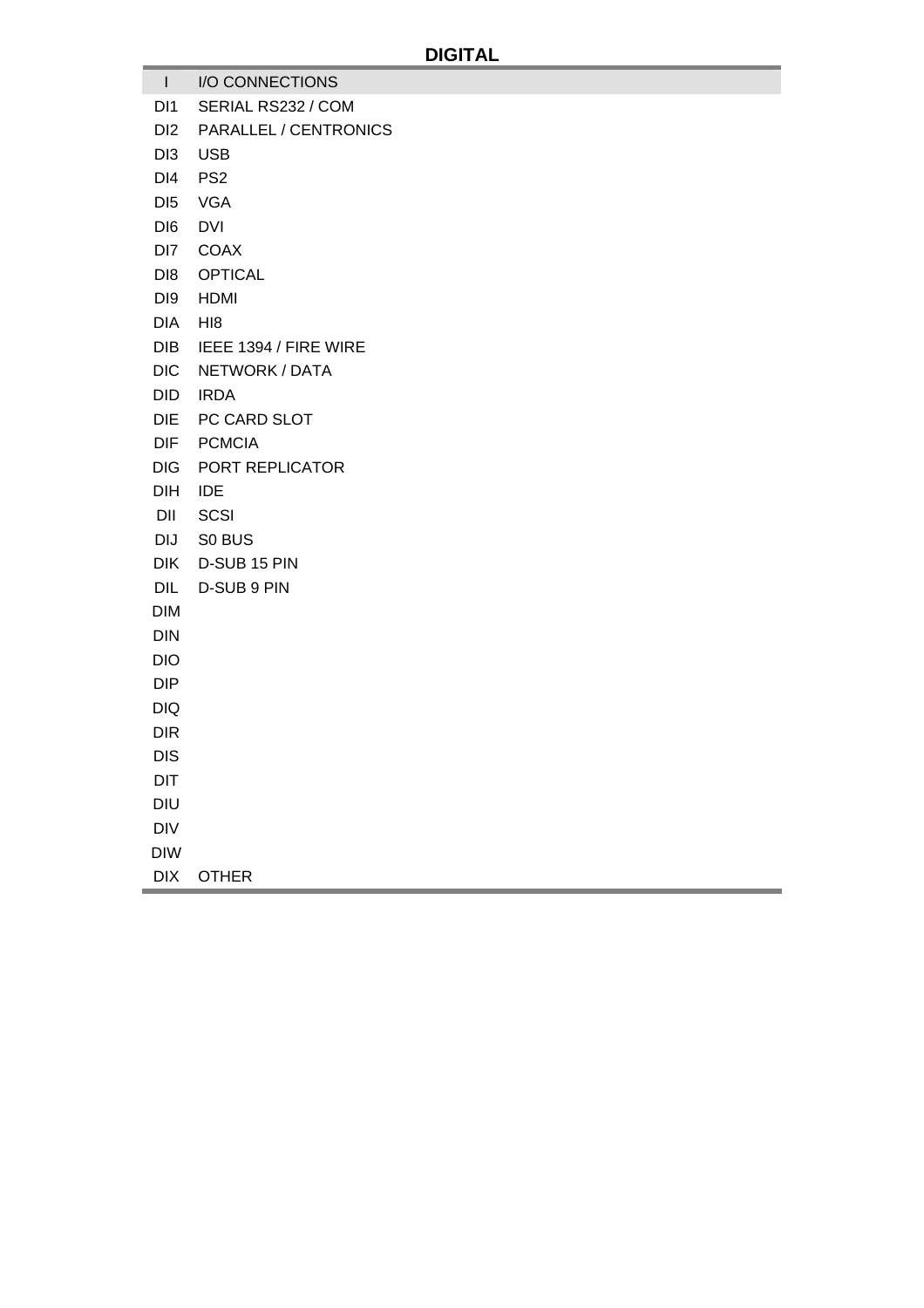## DIGITAL

| I | I/O CONNECTIONS |
|---|---|
| DI1 | SERIAL RS232 / COM |
| DI2 | PARALLEL / CENTRONICS |
| DI3 | USB |
| DI4 | PS2 |
| DI5 | VGA |
| DI6 | DVI |
| DI7 | COAX |
| DI8 | OPTICAL |
| DI9 | HDMI |
| DIA | HI8 |
| DIB | IEEE 1394 / FIRE WIRE |
| DIC | NETWORK / DATA |
| DID | IRDA |
| DIE | PC CARD SLOT |
| DIF | PCMCIA |
| DIG | PORT REPLICATOR |
| DIH | IDE |
| DII | SCSI |
| DIJ | S0 BUS |
| DIK | D-SUB 15 PIN |
| DIL | D-SUB 9 PIN |
| DIM | |
| DIN | |
| DIO | |
| DIP | |
| DIQ | |
| DIR | |
| DIS | |
| DIT | |
| DIU | |
| DIV | |
| DIW | |
| DIX | OTHER |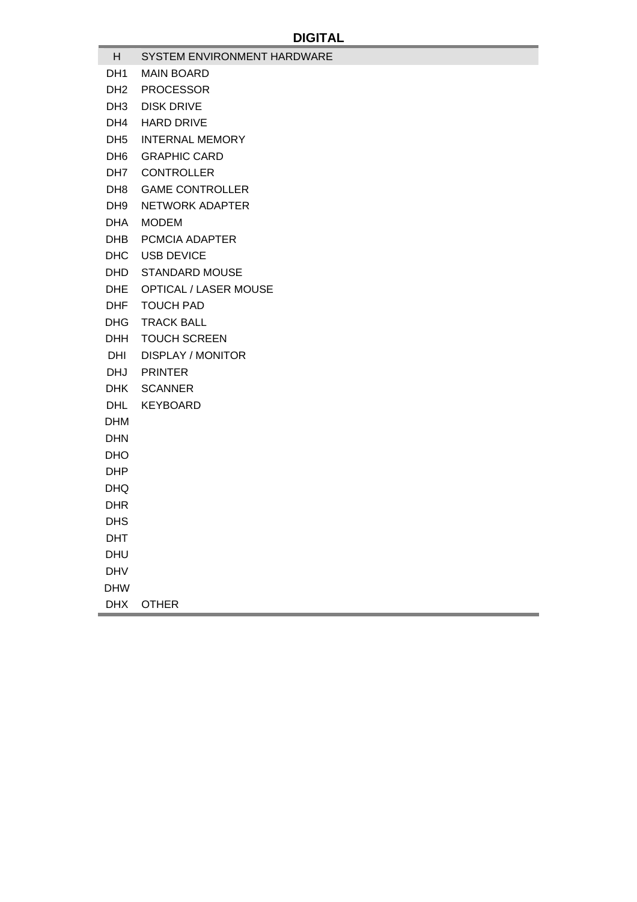## DIGITAL

| H | SYSTEM ENVIRONMENT HARDWARE |
|---|---|
| DH1 | MAIN BOARD |
| DH2 | PROCESSOR |
| DH3 | DISK DRIVE |
| DH4 | HARD DRIVE |
| DH5 | INTERNAL MEMORY |
| DH6 | GRAPHIC CARD |
| DH7 | CONTROLLER |
| DH8 | GAME CONTROLLER |
| DH9 | NETWORK ADAPTER |
| DHA | MODEM |
| DHB | PCMCIA ADAPTER |
| DHC | USB DEVICE |
| DHD | STANDARD MOUSE |
| DHE | OPTICAL / LASER MOUSE |
| DHF | TOUCH PAD |
| DHG | TRACK BALL |
| DHH | TOUCH SCREEN |
| DHI | DISPLAY / MONITOR |
| DHJ | PRINTER |
| DHK | SCANNER |
| DHL | KEYBOARD |
| DHM | |
| DHN | |
| DHO | |
| DHP | |
| DHQ | |
| DHR | |
| DHS | |
| DHT | |
| DHU | |
| DHV | |
| DHW | |
| DHX | OTHER |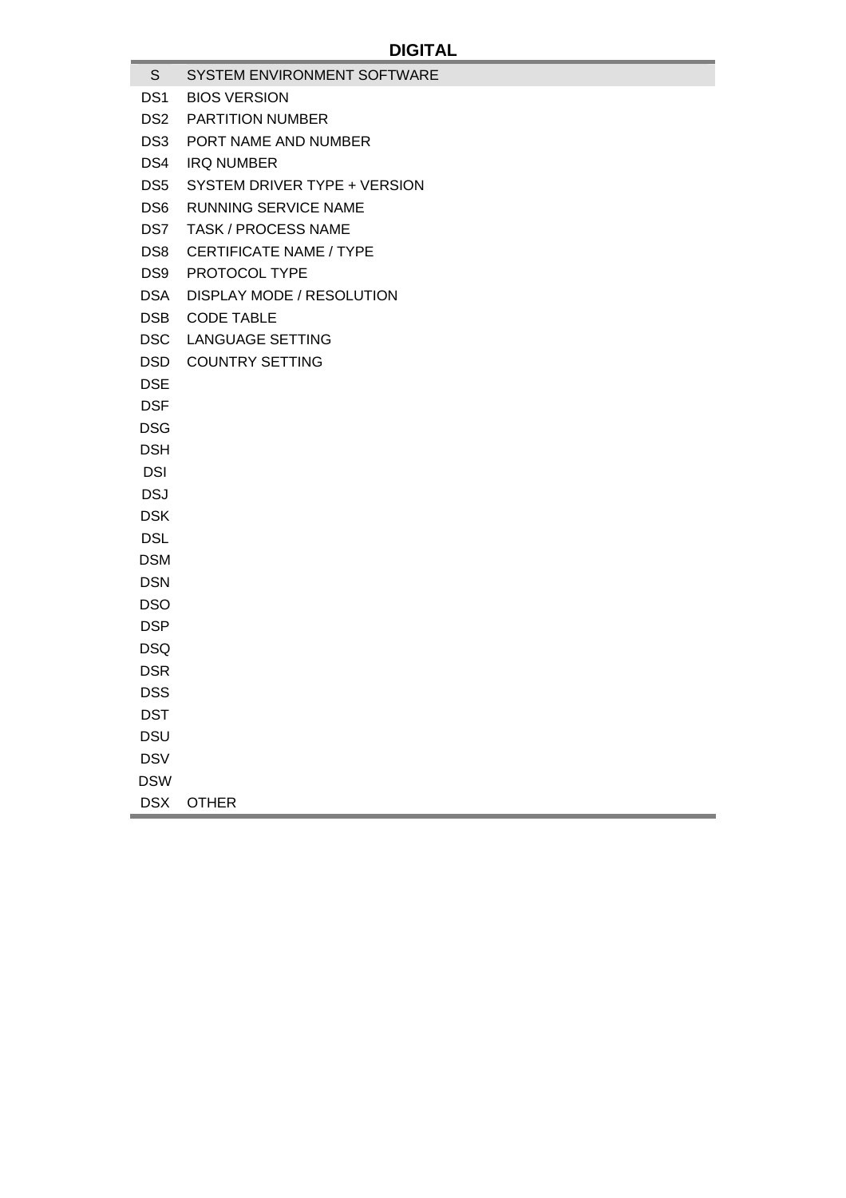## DIGITAL

| S | SYSTEM ENVIRONMENT SOFTWARE |
|---|---|
| DS1 | BIOS VERSION |
| DS2 | PARTITION NUMBER |
| DS3 | PORT NAME AND NUMBER |
| DS4 | IRQ NUMBER |
| DS5 | SYSTEM DRIVER TYPE + VERSION |
| DS6 | RUNNING SERVICE NAME |
| DS7 | TASK / PROCESS NAME |
| DS8 | CERTIFICATE NAME / TYPE |
| DS9 | PROTOCOL TYPE |
| DSA | DISPLAY MODE / RESOLUTION |
| DSB | CODE TABLE |
| DSC | LANGUAGE SETTING |
| DSD | COUNTRY SETTING |
| DSE | |
| DSF | |
| DSG | |
| DSH | |
| DSI | |
| DSJ | |
| DSK | |
| DSL | |
| DSM | |
| DSN | |
| DSO | |
| DSP | |
| DSQ | |
| DSR | |
| DSS | |
| DST | |
| DSU | |
| DSV | |
| DSW | |
| DSX | OTHER |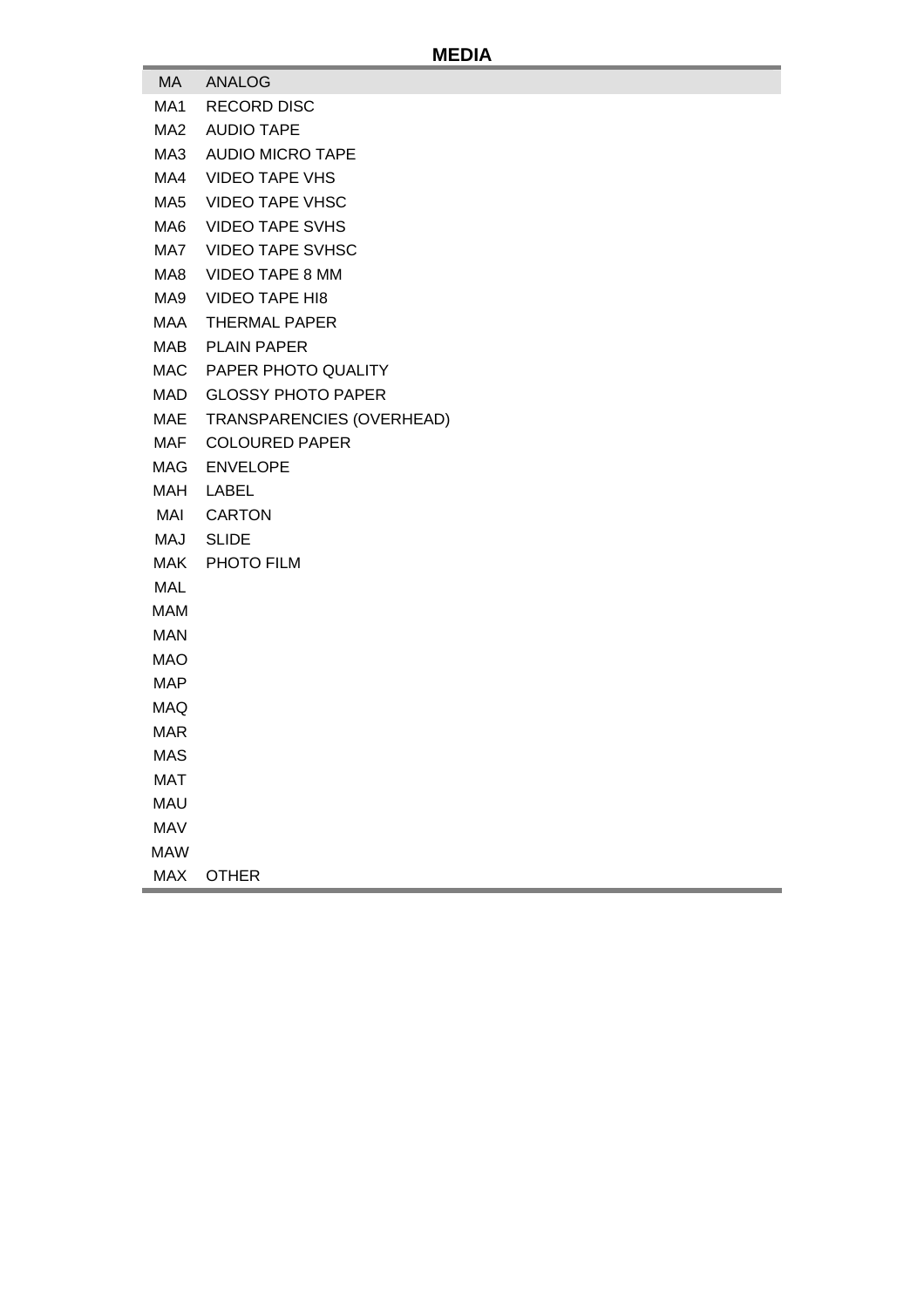## MEDIA

| | |
|---|---|
| MA | ANALOG |
| MA1 | RECORD DISC |
| MA2 | AUDIO TAPE |
| MA3 | AUDIO MICRO TAPE |
| MA4 | VIDEO TAPE VHS |
| MA5 | VIDEO TAPE VHSC |
| MA6 | VIDEO TAPE SVHS |
| MA7 | VIDEO TAPE SVHSC |
| MA8 | VIDEO TAPE 8 MM |
| MA9 | VIDEO TAPE HI8 |
| MAA | THERMAL PAPER |
| MAB | PLAIN PAPER |
| MAC | PAPER PHOTO QUALITY |
| MAD | GLOSSY PHOTO PAPER |
| MAE | TRANSPARENCIES (OVERHEAD) |
| MAF | COLOURED PAPER |
| MAG | ENVELOPE |
| MAH | LABEL |
| MAI | CARTON |
| MAJ | SLIDE |
| MAK | PHOTO FILM |
| MAL | |
| MAM | |
| MAN | |
| MAO | |
| MAP | |
| MAQ | |
| MAR | |
| MAS | |
| MAT | |
| MAU | |
| MAV | |
| MAW | |
| MAX | OTHER |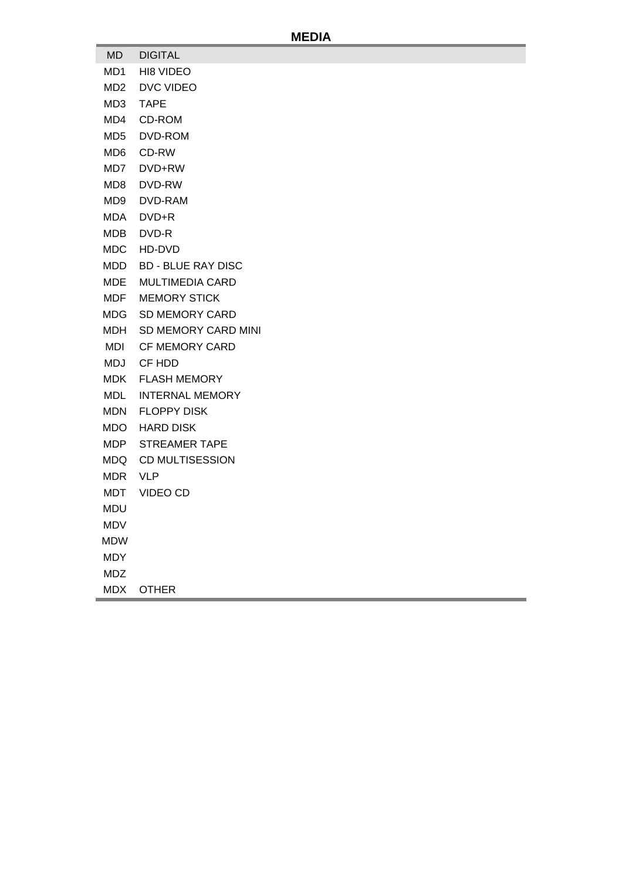## MEDIA

| MD | DIGITAL |
|---|---|
| MD1 | HI8 VIDEO |
| MD2 | DVC VIDEO |
| MD3 | TAPE |
| MD4 | CD-ROM |
| MD5 | DVD-ROM |
| MD6 | CD-RW |
| MD7 | DVD+RW |
| MD8 | DVD-RW |
| MD9 | DVD-RAM |
| MDA | DVD+R |
| MDB | DVD-R |
| MDC | HD-DVD |
| MDD | BD - BLUE RAY DISC |
| MDE | MULTIMEDIA CARD |
| MDF | MEMORY STICK |
| MDG | SD MEMORY CARD |
| MDH | SD MEMORY CARD MINI |
| MDI | CF MEMORY CARD |
| MDJ | CF HDD |
| MDK | FLASH MEMORY |
| MDL | INTERNAL MEMORY |
| MDN | FLOPPY DISK |
| MDO | HARD DISK |
| MDP | STREAMER TAPE |
| MDQ | CD MULTISESSION |
| MDR | VLP |
| MDT | VIDEO CD |
| MDU | |
| MDV | |
| MDW | |
| MDY | |
| MDZ | |
| MDX | OTHER |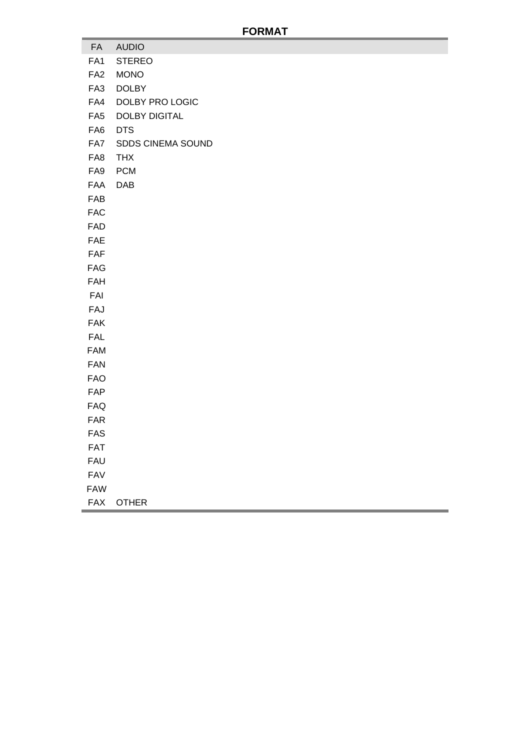## FORMAT

| FA | AUDIO |
|---|---|
| FA1 | STEREO |
| FA2 | MONO |
| FA3 | DOLBY |
| FA4 | DOLBY PRO LOGIC |
| FA5 | DOLBY DIGITAL |
| FA6 | DTS |
| FA7 | SDDS CINEMA SOUND |
| FA8 | THX |
| FA9 | PCM |
| FAA | DAB |
| FAB | |
| FAC | |
| FAD | |
| FAE | |
| FAF | |
| FAG | |
| FAH | |
| FAI | |
| FAJ | |
| FAK | |
| FAL | |
| FAM | |
| FAN | |
| FAO | |
| FAP | |
| FAQ | |
| FAR | |
| FAS | |
| FAT | |
| FAU | |
| FAV | |
| FAW | |
| FAX | OTHER |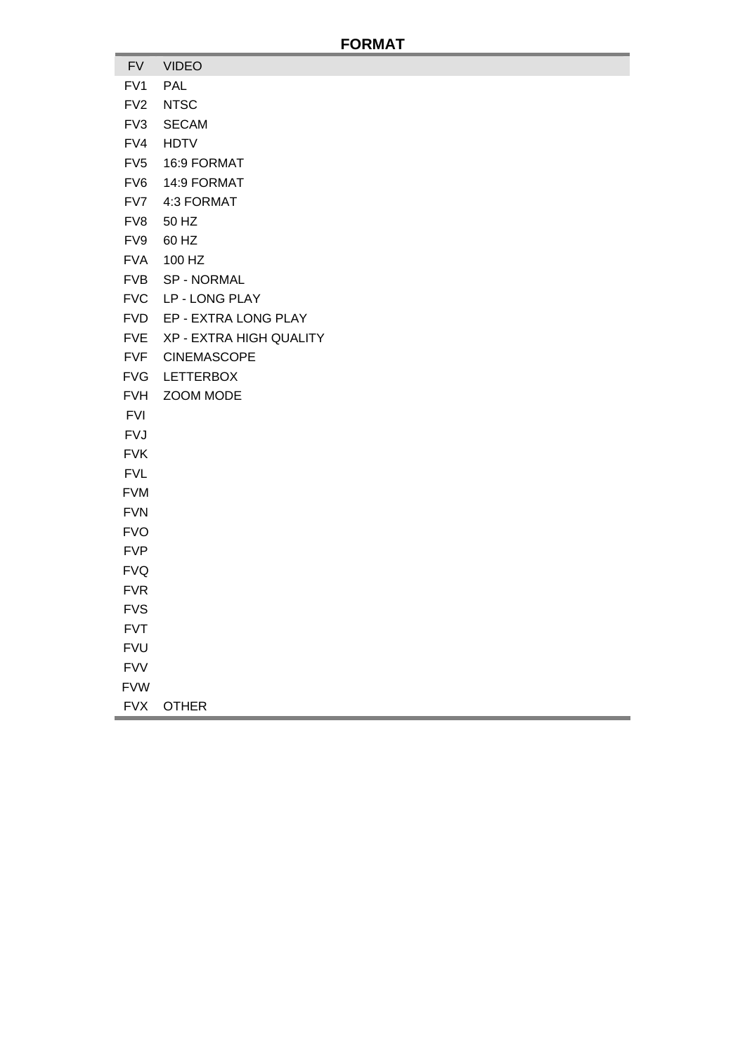## FORMAT

| FV | VIDEO |
|---|---|
| FV1 | PAL |
| FV2 | NTSC |
| FV3 | SECAM |
| FV4 | HDTV |
| FV5 | 16:9 FORMAT |
| FV6 | 14:9 FORMAT |
| FV7 | 4:3 FORMAT |
| FV8 | 50 HZ |
| FV9 | 60 HZ |
| FVA | 100 HZ |
| FVB | SP - NORMAL |
| FVC | LP - LONG PLAY |
| FVD | EP - EXTRA LONG PLAY |
| FVE | XP - EXTRA HIGH QUALITY |
| FVF | CINEMASCOPE |
| FVG | LETTERBOX |
| FVH | ZOOM MODE |
| FVI | |
| FVJ | |
| FVK | |
| FVL | |
| FVM | |
| FVN | |
| FVO | |
| FVP | |
| FVQ | |
| FVR | |
| FVS | |
| FVT | |
| FVU | |
| FVV | |
| FVW | |
| FVX | OTHER |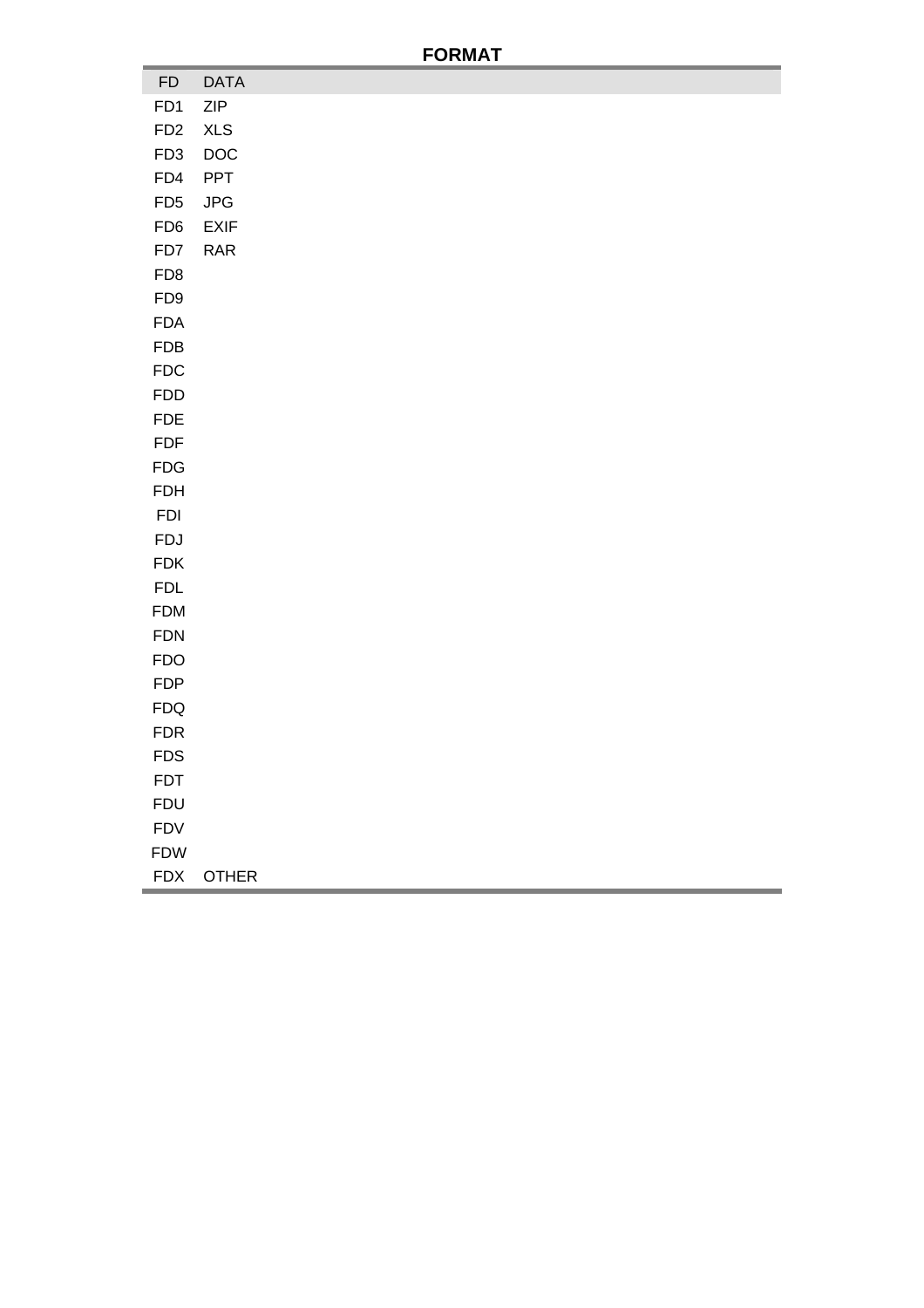## FORMAT

| FD | DATA |
|---|---|
| FD1 | ZIP |
| FD2 | XLS |
| FD3 | DOC |
| FD4 | PPT |
| FD5 | JPG |
| FD6 | EXIF |
| FD7 | RAR |
| FD8 | |
| FD9 | |
| FDA | |
| FDB | |
| FDC | |
| FDD | |
| FDE | |
| FDF | |
| FDG | |
| FDH | |
| FDI | |
| FDJ | |
| FDK | |
| FDL | |
| FDM | |
| FDN | |
| FDO | |
| FDP | |
| FDQ | |
| FDR | |
| FDS | |
| FDT | |
| FDU | |
| FDV | |
| FDW | |
| FDX | OTHER |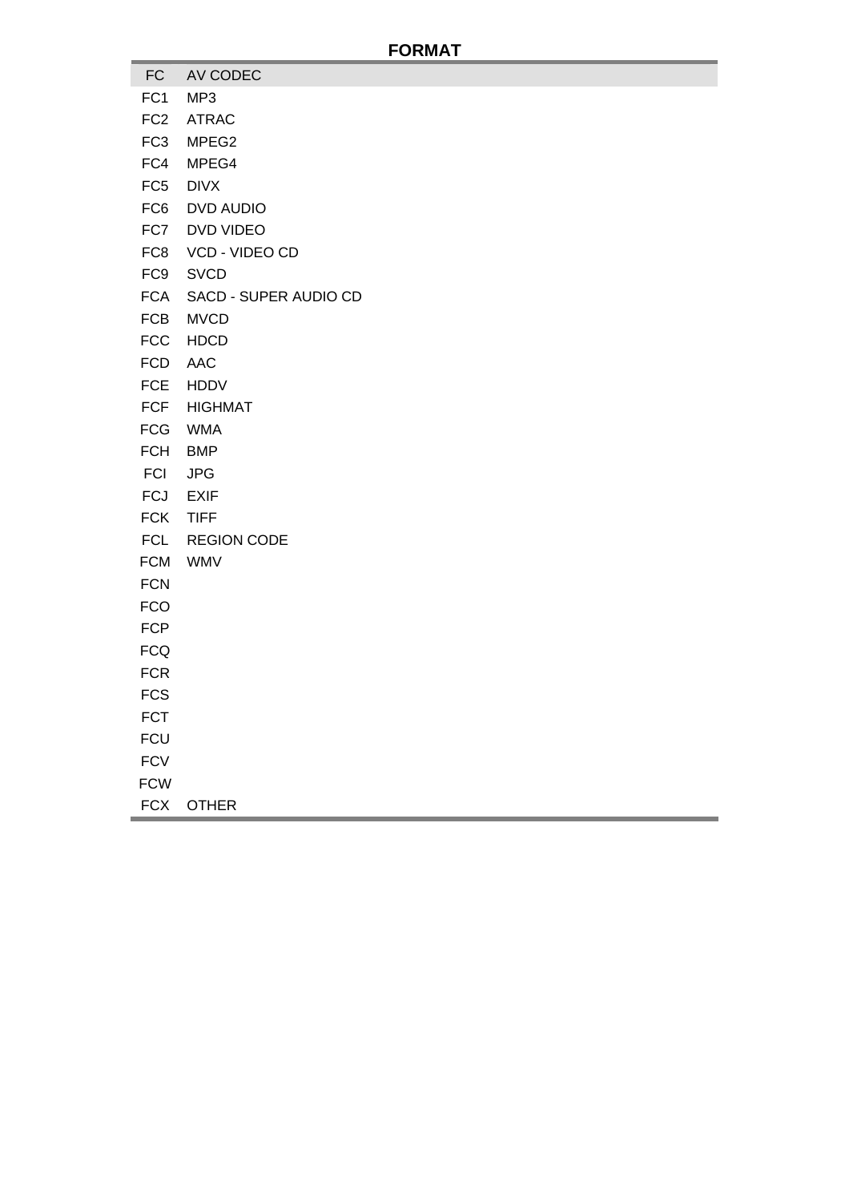## FORMAT

| FC | AV CODEC |
|---|---|
| FC1 | MP3 |
| FC2 | ATRAC |
| FC3 | MPEG2 |
| FC4 | MPEG4 |
| FC5 | DIVX |
| FC6 | DVD AUDIO |
| FC7 | DVD VIDEO |
| FC8 | VCD - VIDEO CD |
| FC9 | SVCD |
| FCA | SACD - SUPER AUDIO CD |
| FCB | MVCD |
| FCC | HDCD |
| FCD | AAC |
| FCE | HDDV |
| FCF | HIGHMAT |
| FCG | WMA |
| FCH | BMP |
| FCI | JPG |
| FCJ | EXIF |
| FCK | TIFF |
| FCL | REGION CODE |
| FCM | WMV |
| FCN | |
| FCO | |
| FCP | |
| FCQ | |
| FCR | |
| FCS | |
| FCT | |
| FCU | |
| FCV | |
| FCW | |
| FCX | OTHER |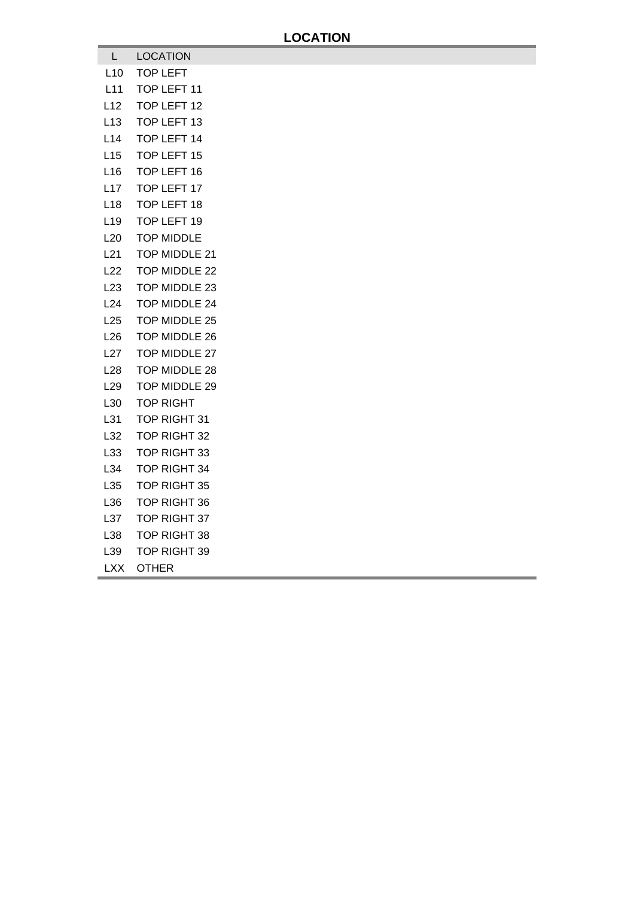## LOCATION

| L | LOCATION |
|---|---|
| L10 | TOP LEFT |
| L11 | TOP LEFT 11 |
| L12 | TOP LEFT 12 |
| L13 | TOP LEFT 13 |
| L14 | TOP LEFT 14 |
| L15 | TOP LEFT 15 |
| L16 | TOP LEFT 16 |
| L17 | TOP LEFT 17 |
| L18 | TOP LEFT 18 |
| L19 | TOP LEFT 19 |
| L20 | TOP MIDDLE |
| L21 | TOP MIDDLE 21 |
| L22 | TOP MIDDLE 22 |
| L23 | TOP MIDDLE 23 |
| L24 | TOP MIDDLE 24 |
| L25 | TOP MIDDLE 25 |
| L26 | TOP MIDDLE 26 |
| L27 | TOP MIDDLE 27 |
| L28 | TOP MIDDLE 28 |
| L29 | TOP MIDDLE 29 |
| L30 | TOP RIGHT |
| L31 | TOP RIGHT 31 |
| L32 | TOP RIGHT 32 |
| L33 | TOP RIGHT 33 |
| L34 | TOP RIGHT 34 |
| L35 | TOP RIGHT 35 |
| L36 | TOP RIGHT 36 |
| L37 | TOP RIGHT 37 |
| L38 | TOP RIGHT 38 |
| L39 | TOP RIGHT 39 |
| LXX | OTHER |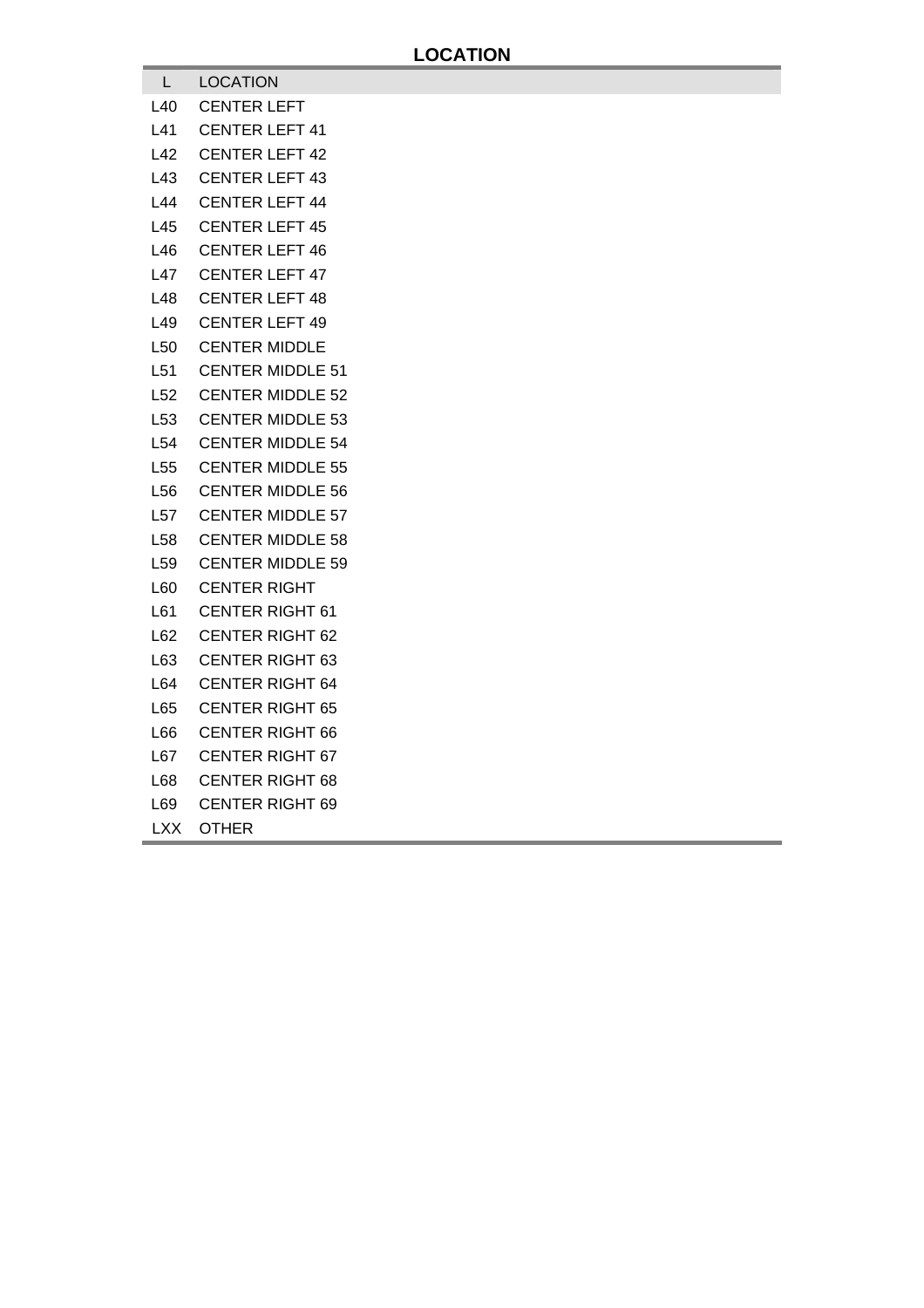## LOCATION

| L | LOCATION |
|---|---|
| L40 | CENTER LEFT |
| L41 | CENTER LEFT 41 |
| L42 | CENTER LEFT 42 |
| L43 | CENTER LEFT 43 |
| L44 | CENTER LEFT 44 |
| L45 | CENTER LEFT 45 |
| L46 | CENTER LEFT 46 |
| L47 | CENTER LEFT 47 |
| L48 | CENTER LEFT 48 |
| L49 | CENTER LEFT 49 |
| L50 | CENTER MIDDLE |
| L51 | CENTER MIDDLE 51 |
| L52 | CENTER MIDDLE 52 |
| L53 | CENTER MIDDLE 53 |
| L54 | CENTER MIDDLE 54 |
| L55 | CENTER MIDDLE 55 |
| L56 | CENTER MIDDLE 56 |
| L57 | CENTER MIDDLE 57 |
| L58 | CENTER MIDDLE 58 |
| L59 | CENTER MIDDLE 59 |
| L60 | CENTER RIGHT |
| L61 | CENTER RIGHT 61 |
| L62 | CENTER RIGHT 62 |
| L63 | CENTER RIGHT 63 |
| L64 | CENTER RIGHT 64 |
| L65 | CENTER RIGHT 65 |
| L66 | CENTER RIGHT 66 |
| L67 | CENTER RIGHT 67 |
| L68 | CENTER RIGHT 68 |
| L69 | CENTER RIGHT 69 |
| LXX | OTHER |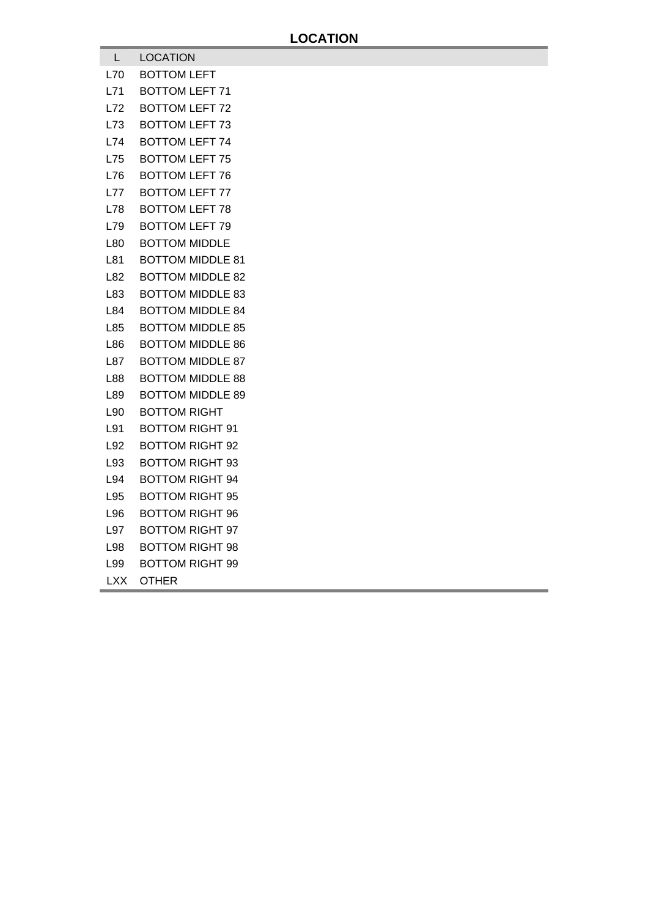## LOCATION

| L | LOCATION |
|---|---|
| L70 | BOTTOM LEFT |
| L71 | BOTTOM LEFT 71 |
| L72 | BOTTOM LEFT 72 |
| L73 | BOTTOM LEFT 73 |
| L74 | BOTTOM LEFT 74 |
| L75 | BOTTOM LEFT 75 |
| L76 | BOTTOM LEFT 76 |
| L77 | BOTTOM LEFT 77 |
| L78 | BOTTOM LEFT 78 |
| L79 | BOTTOM LEFT 79 |
| L80 | BOTTOM MIDDLE |
| L81 | BOTTOM MIDDLE 81 |
| L82 | BOTTOM MIDDLE 82 |
| L83 | BOTTOM MIDDLE 83 |
| L84 | BOTTOM MIDDLE 84 |
| L85 | BOTTOM MIDDLE 85 |
| L86 | BOTTOM MIDDLE 86 |
| L87 | BOTTOM MIDDLE 87 |
| L88 | BOTTOM MIDDLE 88 |
| L89 | BOTTOM MIDDLE 89 |
| L90 | BOTTOM RIGHT |
| L91 | BOTTOM RIGHT 91 |
| L92 | BOTTOM RIGHT 92 |
| L93 | BOTTOM RIGHT 93 |
| L94 | BOTTOM RIGHT 94 |
| L95 | BOTTOM RIGHT 95 |
| L96 | BOTTOM RIGHT 96 |
| L97 | BOTTOM RIGHT 97 |
| L98 | BOTTOM RIGHT 98 |
| L99 | BOTTOM RIGHT 99 |
| LXX | OTHER |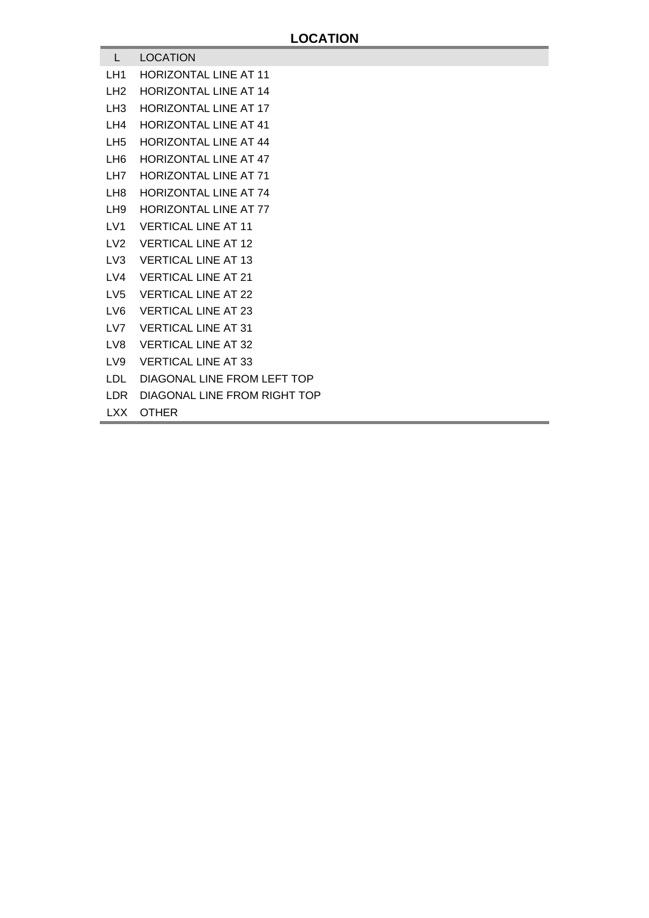## LOCATION

| L | LOCATION |
|---|---|
| LH1 | HORIZONTAL LINE AT 11 |
| LH2 | HORIZONTAL LINE AT 14 |
| LH3 | HORIZONTAL LINE AT 17 |
| LH4 | HORIZONTAL LINE AT 41 |
| LH5 | HORIZONTAL LINE AT 44 |
| LH6 | HORIZONTAL LINE AT 47 |
| LH7 | HORIZONTAL LINE AT 71 |
| LH8 | HORIZONTAL LINE AT 74 |
| LH9 | HORIZONTAL LINE AT 77 |
| LV1 | VERTICAL LINE AT 11 |
| LV2 | VERTICAL LINE AT 12 |
| LV3 | VERTICAL LINE AT 13 |
| LV4 | VERTICAL LINE AT 21 |
| LV5 | VERTICAL LINE AT 22 |
| LV6 | VERTICAL LINE AT 23 |
| LV7 | VERTICAL LINE AT 31 |
| LV8 | VERTICAL LINE AT 32 |
| LV9 | VERTICAL LINE AT 33 |
| LDL | DIAGONAL LINE FROM LEFT TOP |
| LDR | DIAGONAL LINE FROM RIGHT TOP |
| LXX | OTHER |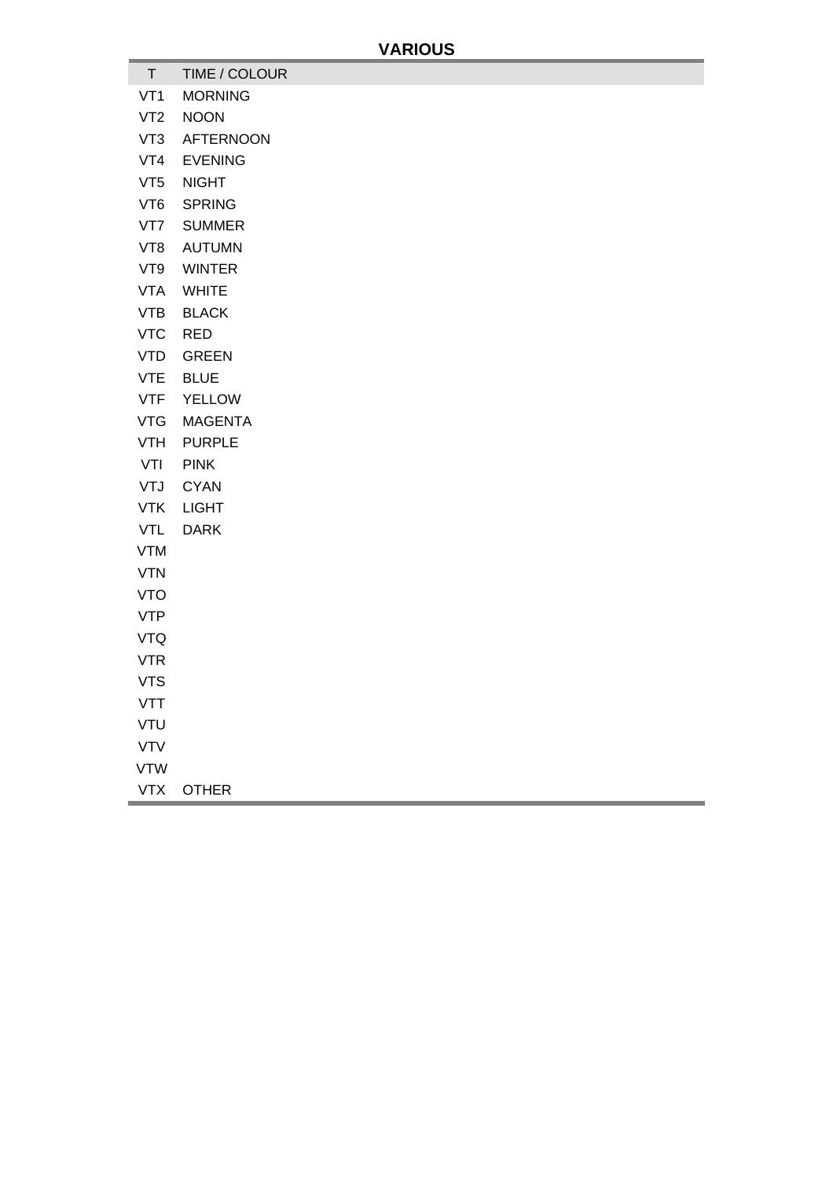## VARIOUS

| T | TIME / COLOUR |
|---|---|
| VT1 | MORNING |
| VT2 | NOON |
| VT3 | AFTERNOON |
| VT4 | EVENING |
| VT5 | NIGHT |
| VT6 | SPRING |
| VT7 | SUMMER |
| VT8 | AUTUMN |
| VT9 | WINTER |
| VTA | WHITE |
| VTB | BLACK |
| VTC | RED |
| VTD | GREEN |
| VTE | BLUE |
| VTF | YELLOW |
| VTG | MAGENTA |
| VTH | PURPLE |
| VTI | PINK |
| VTJ | CYAN |
| VTK | LIGHT |
| VTL | DARK |
| VTM | |
| VTN | |
| VTO | |
| VTP | |
| VTQ | |
| VTR | |
| VTS | |
| VTT | |
| VTU | |
| VTV | |
| VTW | |
| VTX | OTHER |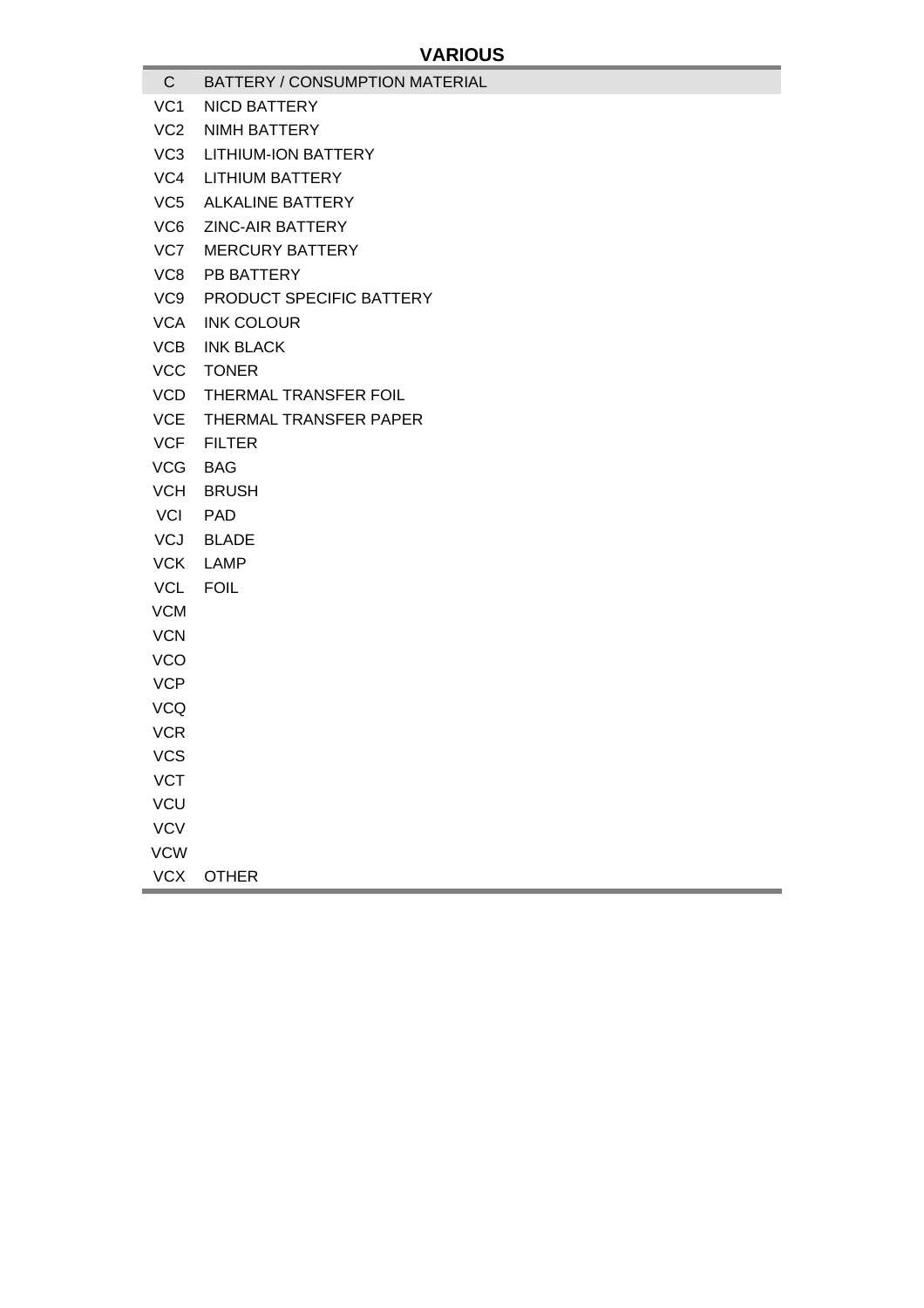## VARIOUS

| C | BATTERY / CONSUMPTION MATERIAL |
|---|---|
| VC1 | NICD BATTERY |
| VC2 | NIMH BATTERY |
| VC3 | LITHIUM-ION BATTERY |
| VC4 | LITHIUM BATTERY |
| VC5 | ALKALINE BATTERY |
| VC6 | ZINC-AIR BATTERY |
| VC7 | MERCURY BATTERY |
| VC8 | PB BATTERY |
| VC9 | PRODUCT SPECIFIC BATTERY |
| VCA | INK COLOUR |
| VCB | INK BLACK |
| VCC | TONER |
| VCD | THERMAL TRANSFER FOIL |
| VCE | THERMAL TRANSFER PAPER |
| VCF | FILTER |
| VCG | BAG |
| VCH | BRUSH |
| VCI | PAD |
| VCJ | BLADE |
| VCK | LAMP |
| VCL | FOIL |
| VCM | |
| VCN | |
| VCO | |
| VCP | |
| VCQ | |
| VCR | |
| VCS | |
| VCT | |
| VCU | |
| VCV | |
| VCW | |
| VCX | OTHER |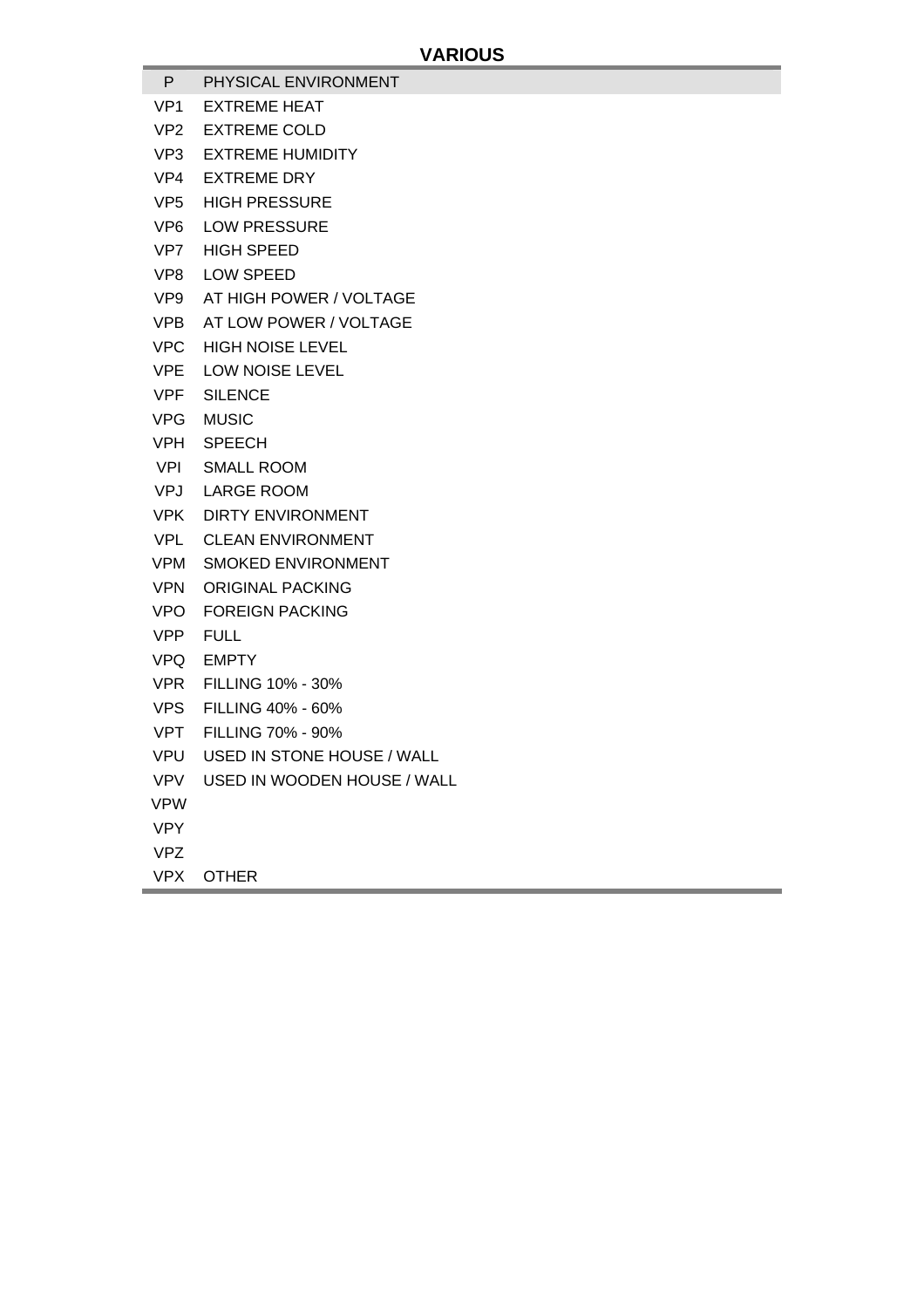## VARIOUS

| P | PHYSICAL ENVIRONMENT |
|---|---|
| VP1 | EXTREME HEAT |
| VP2 | EXTREME COLD |
| VP3 | EXTREME HUMIDITY |
| VP4 | EXTREME DRY |
| VP5 | HIGH PRESSURE |
| VP6 | LOW PRESSURE |
| VP7 | HIGH SPEED |
| VP8 | LOW SPEED |
| VP9 | AT HIGH POWER / VOLTAGE |
| VPB | AT LOW POWER / VOLTAGE |
| VPC | HIGH NOISE LEVEL |
| VPE | LOW NOISE LEVEL |
| VPF | SILENCE |
| VPG | MUSIC |
| VPH | SPEECH |
| VPI | SMALL ROOM |
| VPJ | LARGE ROOM |
| VPK | DIRTY ENVIRONMENT |
| VPL | CLEAN ENVIRONMENT |
| VPM | SMOKED ENVIRONMENT |
| VPN | ORIGINAL PACKING |
| VPO | FOREIGN PACKING |
| VPP | FULL |
| VPQ | EMPTY |
| VPR | FILLING 10% - 30% |
| VPS | FILLING 40% - 60% |
| VPT | FILLING 70% - 90% |
| VPU | USED IN STONE HOUSE / WALL |
| VPV | USED IN WOODEN HOUSE / WALL |
| VPW | |
| VPY | |
| VPZ | |
| VPX | OTHER |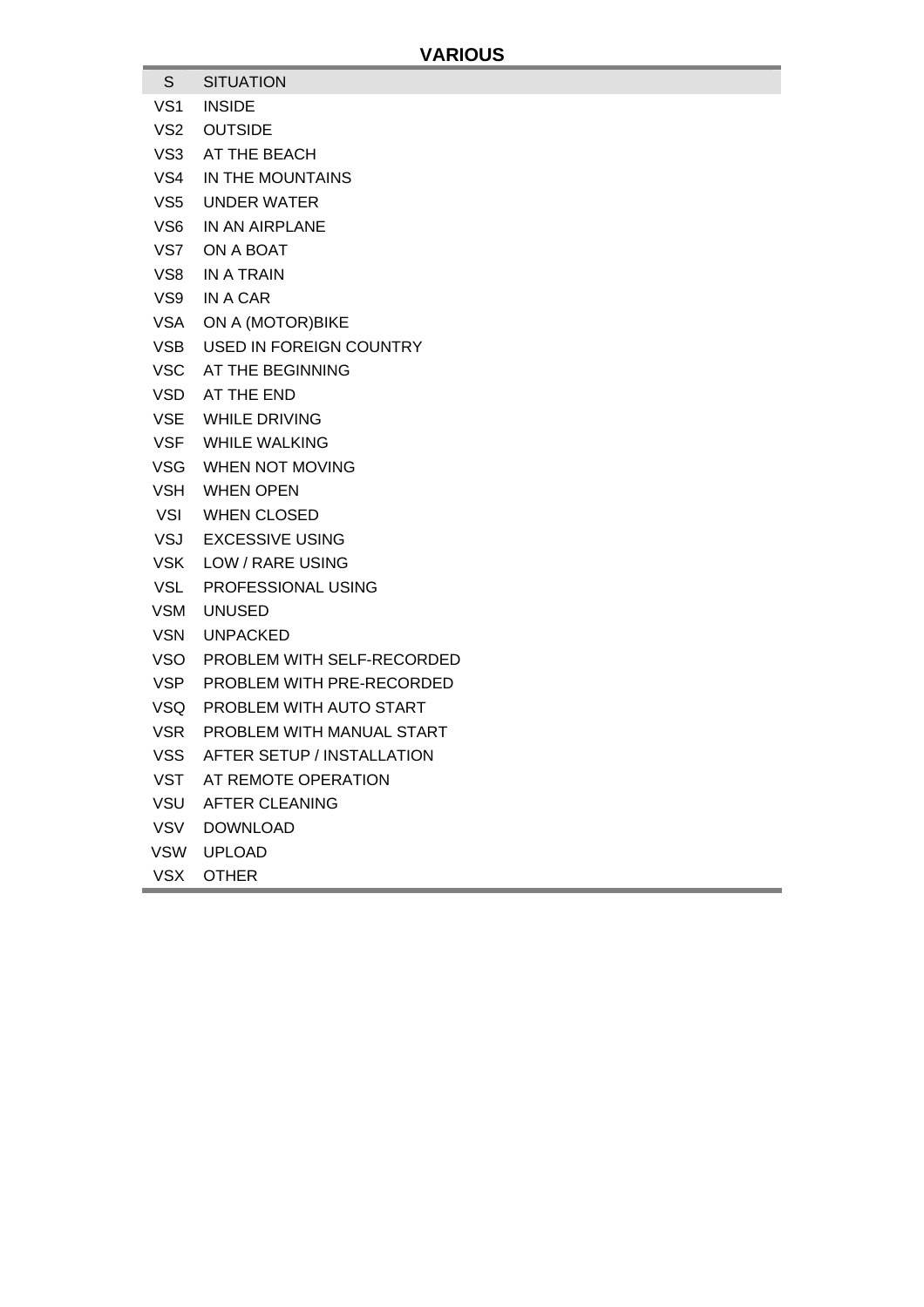## VARIOUS

| S | SITUATION |
|---|---|
| VS1 | INSIDE |
| VS2 | OUTSIDE |
| VS3 | AT THE BEACH |
| VS4 | IN THE MOUNTAINS |
| VS5 | UNDER WATER |
| VS6 | IN AN AIRPLANE |
| VS7 | ON A BOAT |
| VS8 | IN A TRAIN |
| VS9 | IN A CAR |
| VSA | ON A (MOTOR)BIKE |
| VSB | USED IN FOREIGN COUNTRY |
| VSC | AT THE BEGINNING |
| VSD | AT THE END |
| VSE | WHILE DRIVING |
| VSF | WHILE WALKING |
| VSG | WHEN NOT MOVING |
| VSH | WHEN OPEN |
| VSI | WHEN CLOSED |
| VSJ | EXCESSIVE USING |
| VSK | LOW / RARE USING |
| VSL | PROFESSIONAL USING |
| VSM | UNUSED |
| VSN | UNPACKED |
| VSO | PROBLEM WITH SELF-RECORDED |
| VSP | PROBLEM WITH PRE-RECORDED |
| VSQ | PROBLEM WITH AUTO START |
| VSR | PROBLEM WITH MANUAL START |
| VSS | AFTER SETUP / INSTALLATION |
| VST | AT REMOTE OPERATION |
| VSU | AFTER CLEANING |
| VSV | DOWNLOAD |
| VSW | UPLOAD |
| VSX | OTHER |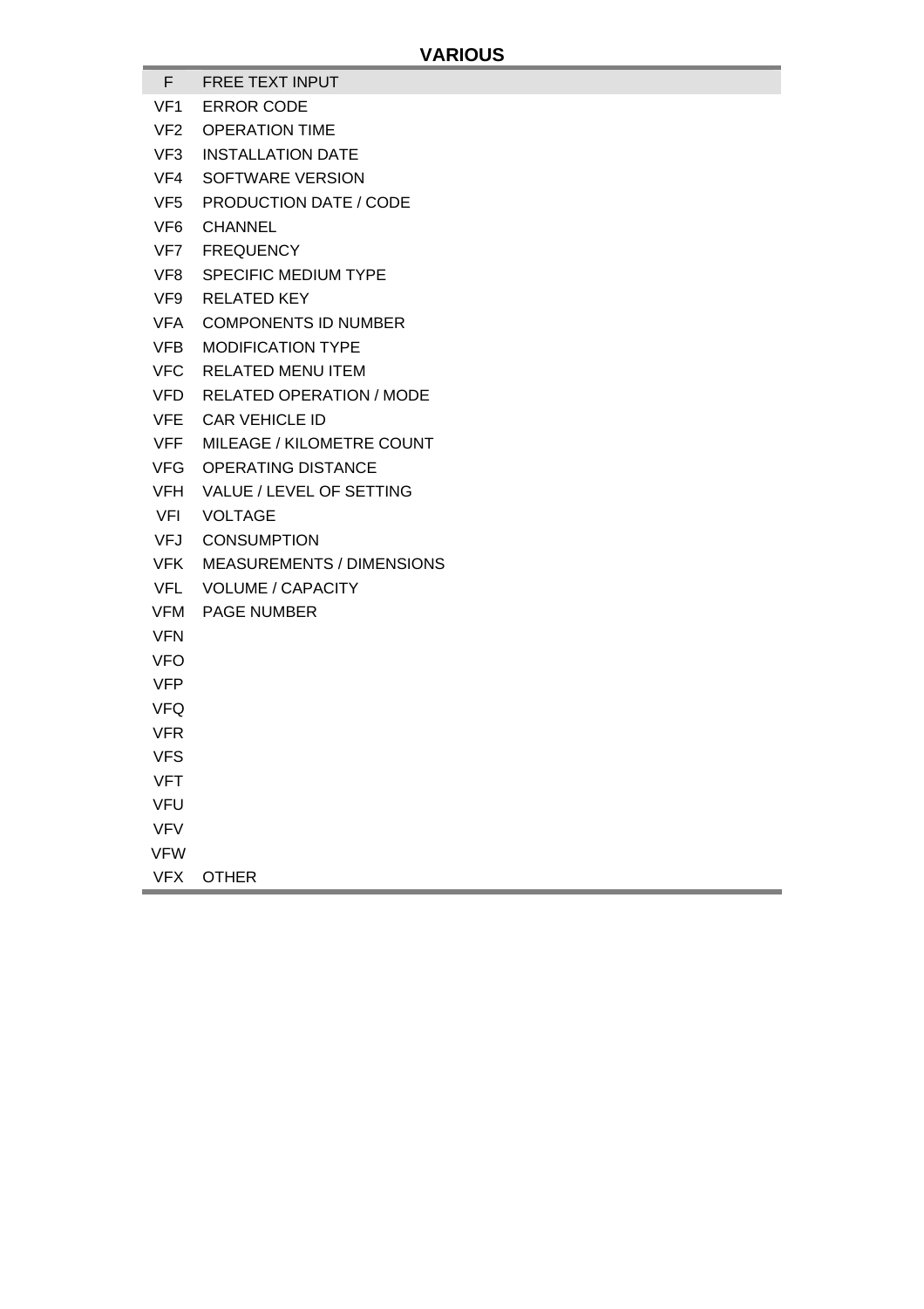## VARIOUS

| F | FREE TEXT INPUT |
|---|---|
| VF1 | ERROR CODE |
| VF2 | OPERATION TIME |
| VF3 | INSTALLATION DATE |
| VF4 | SOFTWARE VERSION |
| VF5 | PRODUCTION DATE / CODE |
| VF6 | CHANNEL |
| VF7 | FREQUENCY |
| VF8 | SPECIFIC MEDIUM TYPE |
| VF9 | RELATED KEY |
| VFA | COMPONENTS ID NUMBER |
| VFB | MODIFICATION TYPE |
| VFC | RELATED MENU ITEM |
| VFD | RELATED OPERATION / MODE |
| VFE | CAR VEHICLE ID |
| VFF | MILEAGE / KILOMETRE COUNT |
| VFG | OPERATING DISTANCE |
| VFH | VALUE / LEVEL OF SETTING |
| VFI | VOLTAGE |
| VFJ | CONSUMPTION |
| VFK | MEASUREMENTS / DIMENSIONS |
| VFL | VOLUME / CAPACITY |
| VFM | PAGE NUMBER |
| VFN | |
| VFO | |
| VFP | |
| VFQ | |
| VFR | |
| VFS | |
| VFT | |
| VFU | |
| VFV | |
| VFW | |
| VFX | OTHER |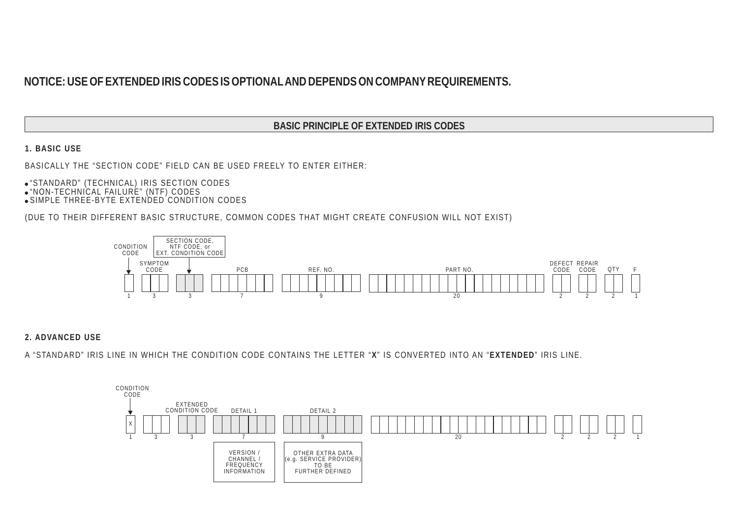**NOTICE: USE OF EXTENDED IRIS CODES IS OPTIONAL AND DEPENDS ON COMPANY REQUIREMENTS.**

## BASIC PRINCIPLE OF EXTENDED IRIS CODES

### 1. BASIC USE

BASICALLY THE "SECTION CODE" FIELD CAN BE USED FREELY TO ENTER EITHER:

- "STANDARD" (TECHNICAL) IRIS SECTION CODES
- "NON-TECHNICAL FAILURE" (NTF) CODES
- SIMPLE THREE-BYTE EXTENDED CONDITION CODES

(DUE TO THEIR DIFFERENT BASIC STRUCTURE, COMMON CODES THAT MIGHT CREATE CONFUSION WILL NOT EXIST)

| CONDITION CODE | SYMPTOM CODE | SECTION CODE, NTF CODE, or EXT. CONDITION CODE | PCB | REF. NO. | PART NO. | DEFECT CODE | REPAIR CODE | QTY | F |
|---|---|---|---|---|---|---|---|---|---|
| 1 | 3 | 3 | 7 | 9 | 20 | 2 | 2 | 2 | 1 |

### 2. ADVANCED USE

A "STANDARD" IRIS LINE IN WHICH THE CONDITION CODE CONTAINS THE LETTER "**X**" IS CONVERTED INTO AN "**EXTENDED**" IRIS LINE.

| CONDITION CODE | | EXTENDED CONDITION CODE | DETAIL 1 | DETAIL 2 | | | | | |
|---|---|---|---|---|---|---|---|---|---|
| X | | | | | | | | | |
| 1 | 3 | 3 | 7 | 9 | 20 | 2 | 2 | 2 | 1 |
| | | | VERSION / CHANNEL / FREQUENCY INFORMATION | OTHER EXTRA DATA (e.g. SERVICE PROVIDER) TO BE FURTHER DEFINED | | | | | |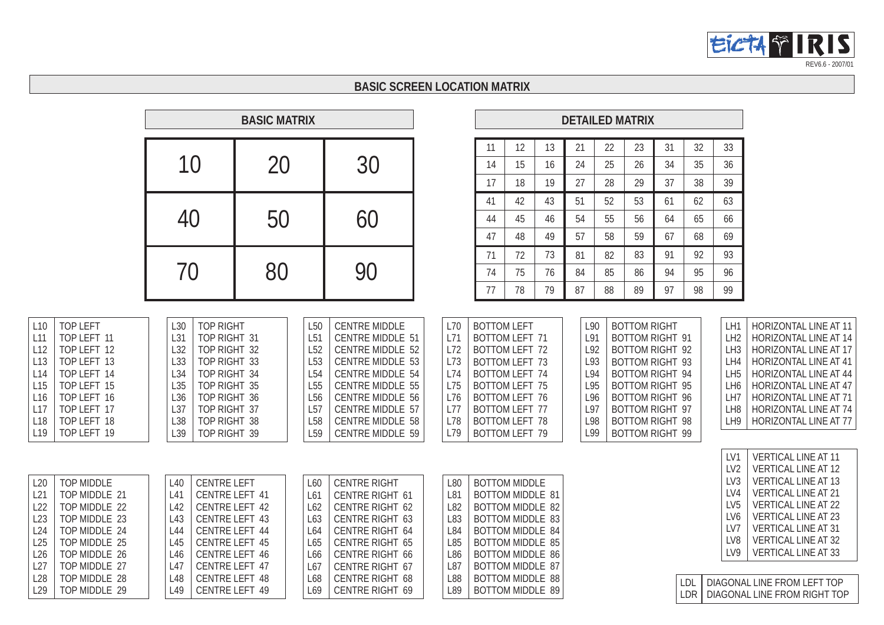## BASIC SCREEN LOCATION MATRIX

### BASIC MATRIX

| | | |
|---|---|---|
| 10 | 20 | 30 |
| 40 | 50 | 60 |
| 70 | 80 | 90 |

### DETAILED MATRIX

| | | | | | | | | |
|---|---|---|---|---|---|---|---|---|
| 11 | 12 | 13 | 21 | 22 | 23 | 31 | 32 | 33 |
| 14 | 15 | 16 | 24 | 25 | 26 | 34 | 35 | 36 |
| 17 | 18 | 19 | 27 | 28 | 29 | 37 | 38 | 39 |
| 41 | 42 | 43 | 51 | 52 | 53 | 61 | 62 | 63 |
| 44 | 45 | 46 | 54 | 55 | 56 | 64 | 65 | 66 |
| 47 | 48 | 49 | 57 | 58 | 59 | 67 | 68 | 69 |
| 71 | 72 | 73 | 81 | 82 | 83 | 91 | 92 | 93 |
| 74 | 75 | 76 | 84 | 85 | 86 | 94 | 95 | 96 |
| 77 | 78 | 79 | 87 | 88 | 89 | 97 | 98 | 99 |

| | |
|---|---|
| L10 | TOP LEFT |
| L11 | TOP LEFT 11 |
| L12 | TOP LEFT 12 |
| L13 | TOP LEFT 13 |
| L14 | TOP LEFT 14 |
| L15 | TOP LEFT 15 |
| L16 | TOP LEFT 16 |
| L17 | TOP LEFT 17 |
| L18 | TOP LEFT 18 |
| L19 | TOP LEFT 19 |

| | |
|---|---|
| L30 | TOP RIGHT |
| L31 | TOP RIGHT 31 |
| L32 | TOP RIGHT 32 |
| L33 | TOP RIGHT 33 |
| L34 | TOP RIGHT 34 |
| L35 | TOP RIGHT 35 |
| L36 | TOP RIGHT 36 |
| L37 | TOP RIGHT 37 |
| L38 | TOP RIGHT 38 |
| L39 | TOP RIGHT 39 |

| | |
|---|---|
| L50 | CENTRE MIDDLE |
| L51 | CENTRE MIDDLE 51 |
| L52 | CENTRE MIDDLE 52 |
| L53 | CENTRE MIDDLE 53 |
| L54 | CENTRE MIDDLE 54 |
| L55 | CENTRE MIDDLE 55 |
| L56 | CENTRE MIDDLE 56 |
| L57 | CENTRE MIDDLE 57 |
| L58 | CENTRE MIDDLE 58 |
| L59 | CENTRE MIDDLE 59 |

| | |
|---|---|
| L70 | BOTTOM LEFT |
| L71 | BOTTOM LEFT 71 |
| L72 | BOTTOM LEFT 72 |
| L73 | BOTTOM LEFT 73 |
| L74 | BOTTOM LEFT 74 |
| L75 | BOTTOM LEFT 75 |
| L76 | BOTTOM LEFT 76 |
| L77 | BOTTOM LEFT 77 |
| L78 | BOTTOM LEFT 78 |
| L79 | BOTTOM LEFT 79 |

| | |
|---|---|
| L90 | BOTTOM RIGHT |
| L91 | BOTTOM RIGHT 91 |
| L92 | BOTTOM RIGHT 92 |
| L93 | BOTTOM RIGHT 93 |
| L94 | BOTTOM RIGHT 94 |
| L95 | BOTTOM RIGHT 95 |
| L96 | BOTTOM RIGHT 96 |
| L97 | BOTTOM RIGHT 97 |
| L98 | BOTTOM RIGHT 98 |
| L99 | BOTTOM RIGHT 99 |

| | |
|---|---|
| LH1 | HORIZONTAL LINE AT 11 |
| LH2 | HORIZONTAL LINE AT 14 |
| LH3 | HORIZONTAL LINE AT 17 |
| LH4 | HORIZONTAL LINE AT 41 |
| LH5 | HORIZONTAL LINE AT 44 |
| LH6 | HORIZONTAL LINE AT 47 |
| LH7 | HORIZONTAL LINE AT 71 |
| LH8 | HORIZONTAL LINE AT 74 |
| LH9 | HORIZONTAL LINE AT 77 |

| | |
|---|---|
| LV1 | VERTICAL LINE AT 11 |
| LV2 | VERTICAL LINE AT 12 |
| LV3 | VERTICAL LINE AT 13 |
| LV4 | VERTICAL LINE AT 21 |
| LV5 | VERTICAL LINE AT 22 |
| LV6 | VERTICAL LINE AT 23 |
| LV7 | VERTICAL LINE AT 31 |
| LV8 | VERTICAL LINE AT 32 |
| LV9 | VERTICAL LINE AT 33 |

| | |
|---|---|
| L20 | TOP MIDDLE |
| L21 | TOP MIDDLE 21 |
| L22 | TOP MIDDLE 22 |
| L23 | TOP MIDDLE 23 |
| L24 | TOP MIDDLE 24 |
| L25 | TOP MIDDLE 25 |
| L26 | TOP MIDDLE 26 |
| L27 | TOP MIDDLE 27 |
| L28 | TOP MIDDLE 28 |
| L29 | TOP MIDDLE 29 |

| | |
|---|---|
| L40 | CENTRE LEFT |
| L41 | CENTRE LEFT 41 |
| L42 | CENTRE LEFT 42 |
| L43 | CENTRE LEFT 43 |
| L44 | CENTRE LEFT 44 |
| L45 | CENTRE LEFT 45 |
| L46 | CENTRE LEFT 46 |
| L47 | CENTRE LEFT 47 |
| L48 | CENTRE LEFT 48 |
| L49 | CENTRE LEFT 49 |

| | |
|---|---|
| L60 | CENTRE RIGHT |
| L61 | CENTRE RIGHT 61 |
| L62 | CENTRE RIGHT 62 |
| L63 | CENTRE RIGHT 63 |
| L64 | CENTRE RIGHT 64 |
| L65 | CENTRE RIGHT 65 |
| L66 | CENTRE RIGHT 66 |
| L67 | CENTRE RIGHT 67 |
| L68 | CENTRE RIGHT 68 |
| L69 | CENTRE RIGHT 69 |

| | |
|---|---|
| L80 | BOTTOM MIDDLE |
| L81 | BOTTOM MIDDLE 81 |
| L82 | BOTTOM MIDDLE 82 |
| L83 | BOTTOM MIDDLE 83 |
| L84 | BOTTOM MIDDLE 84 |
| L85 | BOTTOM MIDDLE 85 |
| L86 | BOTTOM MIDDLE 86 |
| L87 | BOTTOM MIDDLE 87 |
| L88 | BOTTOM MIDDLE 88 |
| L89 | BOTTOM MIDDLE 89 |

| | |
|---|---|
| LDL | DIAGONAL LINE FROM LEFT TOP |
| LDR | DIAGONAL LINE FROM RIGHT TOP |